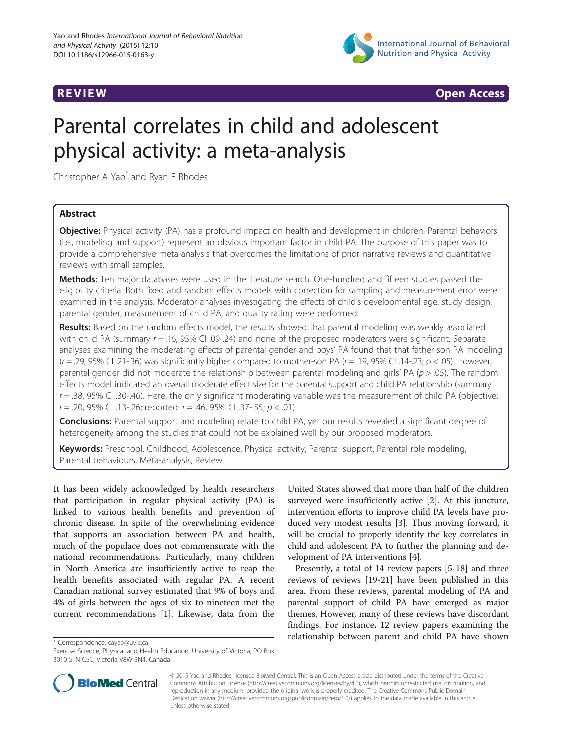REVIEW Open Access

# Parental correlates in child and adolescent physical activity: a meta-analysis

Christopher A Yao* and Ryan E Rhodes

## Abstract

**Objective:** Physical activity (PA) has a profound impact on health and development in children. Parental behaviors (i.e., modeling and support) represent an obvious important factor in child PA. The purpose of this paper was to provide a comprehensive meta-analysis that overcomes the limitations of prior narrative reviews and quantitative reviews with small samples.

**Methods:** Ten major databases were used in the literature search. One-hundred and fifteen studies passed the eligibility criteria. Both fixed and random effects models with correction for sampling and measurement error were examined in the analysis. Moderator analyses investigating the effects of child's developmental age, study design, parental gender, measurement of child PA, and quality rating were performed.

**Results:** Based on the random effects model, the results showed that parental modeling was weakly associated with child PA (summary $r = .16$, 95% CI .09-.24) and none of the proposed moderators were significant. Separate analyses examining the moderating effects of parental gender and boys' PA found that that father-son PA modeling ($r = .29$, 95% CI .21-.36) was significantly higher compared to mother-son PA ($r = .19$, 95% CI .14-.23; $p < .05$). However, parental gender did not moderate the relationship between parental modeling and girls' PA ($p > .05$). The random effects model indicated an overall moderate effect size for the parental support and child PA relationship (summary $r = .38$, 95% CI .30-.46). Here, the only significant moderating variable was the measurement of child PA (objective: $r = .20$, 95% CI .13-.26; reported: $r = .46$, 95% CI .37-.55; $p < .01$).

**Conclusions:** Parental support and modeling relate to child PA, yet our results revealed a significant degree of heterogeneity among the studies that could not be explained well by our proposed moderators.

**Keywords:** Preschool, Childhood, Adolescence, Physical activity, Parental support, Parental role modeling, Parental behaviours, Meta-analysis, Review

It has been widely acknowledged by health researchers that participation in regular physical activity (PA) is linked to various health benefits and prevention of chronic disease. In spite of the overwhelming evidence that supports an association between PA and health, much of the populace does not commensurate with the national recommendations. Particularly, many children in North America are insufficiently active to reap the health benefits associated with regular PA. A recent Canadian national survey estimated that 9% of boys and 4% of girls between the ages of six to nineteen met the current recommendations [1]. Likewise, data from the United States showed that more than half of the children surveyed were insufficiently active [2]. At this juncture, intervention efforts to improve child PA levels have produced very modest results [3]. Thus moving forward, it will be crucial to properly identify the key correlates in child and adolescent PA to further the planning and development of PA interventions [4].

Presently, a total of 14 review papers [5-18] and three reviews of reviews [19-21] have been published in this area. From these reviews, parental modeling of PA and parental support of child PA have emerged as major themes. However, many of these reviews have discordant findings. For instance, 12 review papers examining the relationship between parent and child PA have shown

* Correspondence: cayao@uvic.ca
Exercise Science, Physical and Health Education, University of Victoria, PO Box 3010 STN CSC, Victoria V8W 3N4, Canada

© 2015 Yao and Rhodes; licensee BioMed Central. This is an Open Access article distributed under the terms of the Creative Commons Attribution License (http://creativecommons.org/licenses/by/4.0), which permits unrestricted use, distribution, and reproduction in any medium, provided the original work is properly credited. The Creative Commons Public Domain Dedication waiver (http://creativecommons.org/publicdomain/zero/1.0/) applies to the data made available in this article, unless otherwise stated.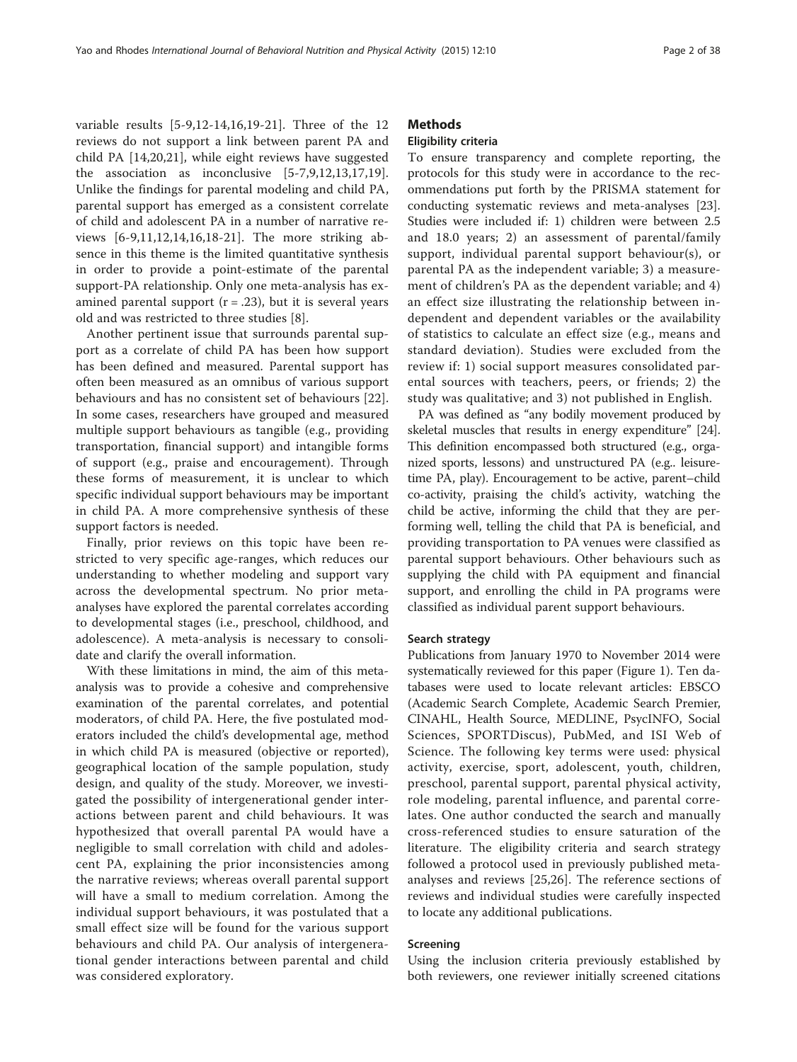variable results [5-9,12-14,16,19-21]. Three of the 12 reviews do not support a link between parent PA and child PA [14,20,21], while eight reviews have suggested the association as inconclusive [5-7,9,12,13,17,19]. Unlike the findings for parental modeling and child PA, parental support has emerged as a consistent correlate of child and adolescent PA in a number of narrative reviews [6-9,11,12,14,16,18-21]. The more striking absence in this theme is the limited quantitative synthesis in order to provide a point-estimate of the parental support-PA relationship. Only one meta-analysis has examined parental support ($r = .23$), but it is several years old and was restricted to three studies [8].

Another pertinent issue that surrounds parental support as a correlate of child PA has been how support has been defined and measured. Parental support has often been measured as an omnibus of various support behaviours and has no consistent set of behaviours [22]. In some cases, researchers have grouped and measured multiple support behaviours as tangible (e.g., providing transportation, financial support) and intangible forms of support (e.g., praise and encouragement). Through these forms of measurement, it is unclear to which specific individual support behaviours may be important in child PA. A more comprehensive synthesis of these support factors is needed.

Finally, prior reviews on this topic have been restricted to very specific age-ranges, which reduces our understanding to whether modeling and support vary across the developmental spectrum. No prior meta-analyses have explored the parental correlates according to developmental stages (i.e., preschool, childhood, and adolescence). A meta-analysis is necessary to consolidate and clarify the overall information.

With these limitations in mind, the aim of this meta-analysis was to provide a cohesive and comprehensive examination of the parental correlates, and potential moderators, of child PA. Here, the five postulated moderators included the child's developmental age, method in which child PA is measured (objective or reported), geographical location of the sample population, study design, and quality of the study. Moreover, we investigated the possibility of intergenerational gender interactions between parent and child behaviours. It was hypothesized that overall parental PA would have a negligible to small correlation with child and adolescent PA, explaining the prior inconsistencies among the narrative reviews; whereas overall parental support will have a small to medium correlation. Among the individual support behaviours, it was postulated that a small effect size will be found for the various support behaviours and child PA. Our analysis of intergenerational gender interactions between parental and child was considered exploratory.

## Methods

### Eligibility criteria

To ensure transparency and complete reporting, the protocols for this study were in accordance to the recommendations put forth by the PRISMA statement for conducting systematic reviews and meta-analyses [23]. Studies were included if: 1) children were between 2.5 and 18.0 years; 2) an assessment of parental/family support, individual parental support behaviour(s), or parental PA as the independent variable; 3) a measurement of children's PA as the dependent variable; and 4) an effect size illustrating the relationship between independent and dependent variables or the availability of statistics to calculate an effect size (e.g., means and standard deviation). Studies were excluded from the review if: 1) social support measures consolidated parental sources with teachers, peers, or friends; 2) the study was qualitative; and 3) not published in English.

PA was defined as "any bodily movement produced by skeletal muscles that results in energy expenditure" [24]. This definition encompassed both structured (e.g., organized sports, lessons) and unstructured PA (e.g.. leisure-time PA, play). Encouragement to be active, parent–child co-activity, praising the child's activity, watching the child be active, informing the child that they are performing well, telling the child that PA is beneficial, and providing transportation to PA venues were classified as parental support behaviours. Other behaviours such as supplying the child with PA equipment and financial support, and enrolling the child in PA programs were classified as individual parent support behaviours.

### Search strategy

Publications from January 1970 to November 2014 were systematically reviewed for this paper (Figure 1). Ten databases were used to locate relevant articles: EBSCO (Academic Search Complete, Academic Search Premier, CINAHL, Health Source, MEDLINE, PsycINFO, Social Sciences, SPORTDiscus), PubMed, and ISI Web of Science. The following key terms were used: physical activity, exercise, sport, adolescent, youth, children, preschool, parental support, parental physical activity, role modeling, parental influence, and parental correlates. One author conducted the search and manually cross-referenced studies to ensure saturation of the literature. The eligibility criteria and search strategy followed a protocol used in previously published meta-analyses and reviews [25,26]. The reference sections of reviews and individual studies were carefully inspected to locate any additional publications.

### Screening

Using the inclusion criteria previously established by both reviewers, one reviewer initially screened citations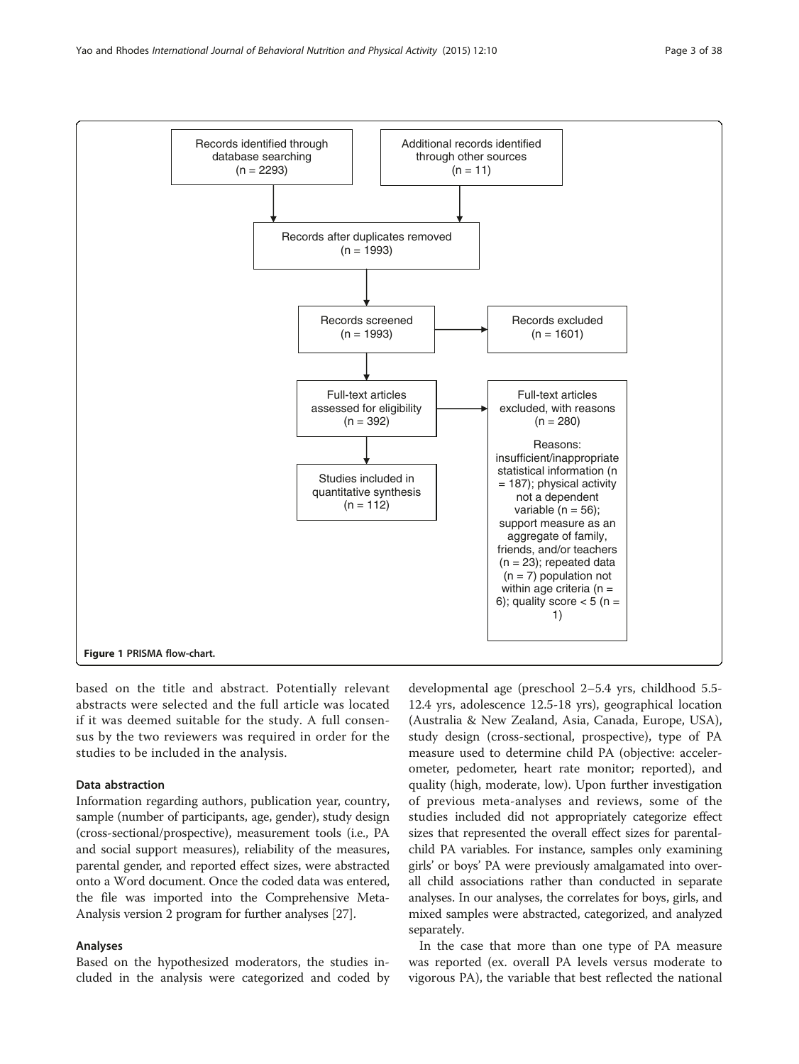Records identified through database searching (n = 2293)

Additional records identified through other sources (n = 11)

Records after duplicates removed (n = 1993)

Records screened (n = 1993)

Records excluded (n = 1601)

Full-text articles assessed for eligibility (n = 392)

Full-text articles excluded, with reasons (n = 280)

Reasons: insufficient/inappropriate statistical information (n = 187); physical activity not a dependent variable (n = 56); support measure as an aggregate of family, friends, and/or teachers (n = 23); repeated data (n = 7) population not within age criteria (n = 6); quality score < 5 (n = 1)

Studies included in quantitative synthesis (n = 112)

**Figure 1 PRISMA flow-chart.**

based on the title and abstract. Potentially relevant abstracts were selected and the full article was located if it was deemed suitable for the study. A full consensus by the two reviewers was required in order for the studies to be included in the analysis.

### Data abstraction

Information regarding authors, publication year, country, sample (number of participants, age, gender), study design (cross-sectional/prospective), measurement tools (i.e., PA and social support measures), reliability of the measures, parental gender, and reported effect sizes, were abstracted onto a Word document. Once the coded data was entered, the file was imported into the Comprehensive Meta-Analysis version 2 program for further analyses [27].

### Analyses

Based on the hypothesized moderators, the studies included in the analysis were categorized and coded by developmental age (preschool 2–5.4 yrs, childhood 5.5-12.4 yrs, adolescence 12.5-18 yrs), geographical location (Australia & New Zealand, Asia, Canada, Europe, USA), study design (cross-sectional, prospective), type of PA measure used to determine child PA (objective: accelerometer, pedometer, heart rate monitor; reported), and quality (high, moderate, low). Upon further investigation of previous meta-analyses and reviews, some of the studies included did not appropriately categorize effect sizes that represented the overall effect sizes for parental-child PA variables. For instance, samples only examining girls' or boys' PA were previously amalgamated into overall child associations rather than conducted in separate analyses. In our analyses, the correlates for boys, girls, and mixed samples were abstracted, categorized, and analyzed separately.

In the case that more than one type of PA measure was reported (ex. overall PA levels versus moderate to vigorous PA), the variable that best reflected the national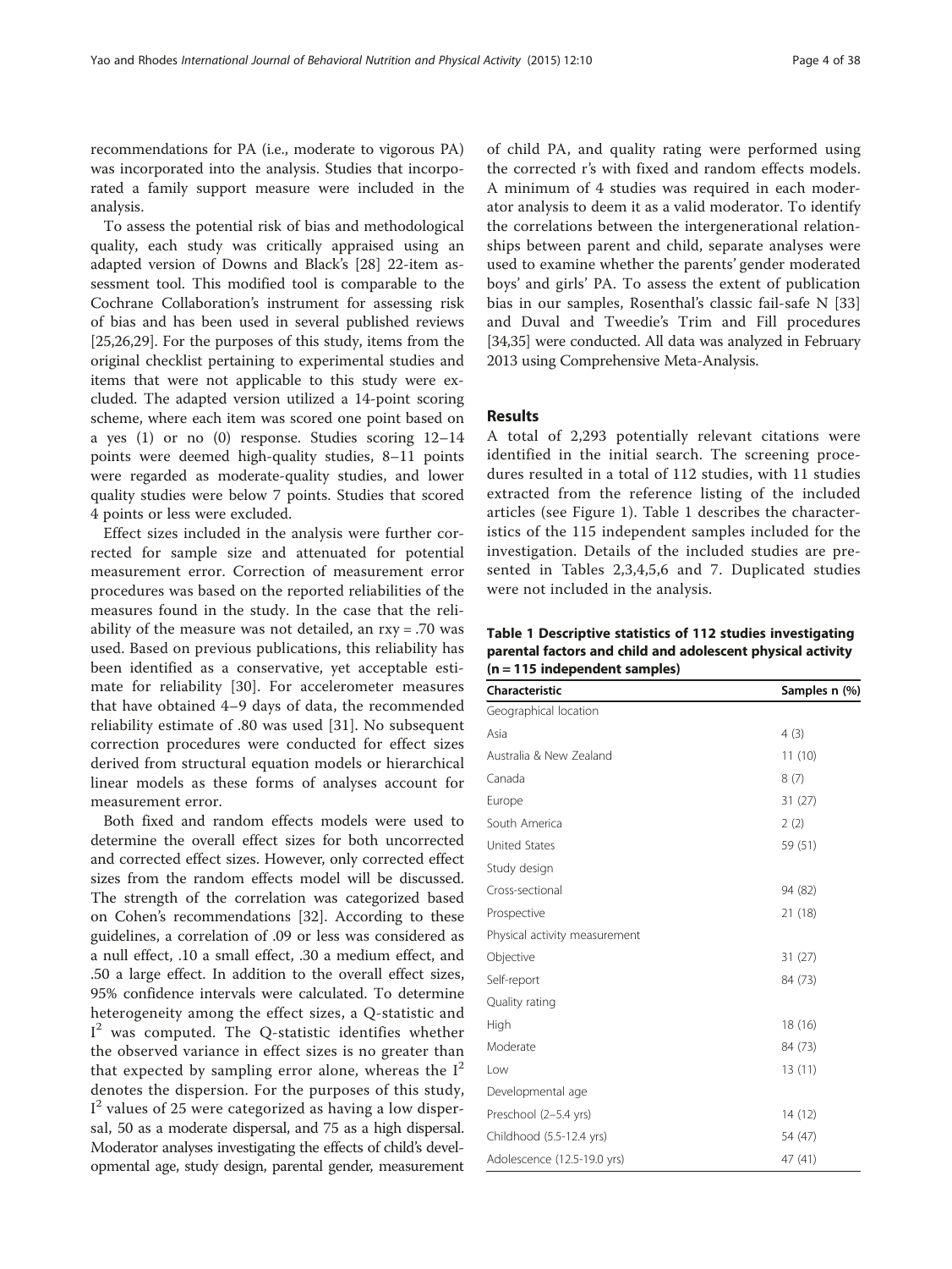recommendations for PA (i.e., moderate to vigorous PA) was incorporated into the analysis. Studies that incorporated a family support measure were included in the analysis.

To assess the potential risk of bias and methodological quality, each study was critically appraised using an adapted version of Downs and Black's [28] 22-item assessment tool. This modified tool is comparable to the Cochrane Collaboration's instrument for assessing risk of bias and has been used in several published reviews [25,26,29]. For the purposes of this study, items from the original checklist pertaining to experimental studies and items that were not applicable to this study were excluded. The adapted version utilized a 14-point scoring scheme, where each item was scored one point based on a yes (1) or no (0) response. Studies scoring 12–14 points were deemed high-quality studies, 8–11 points were regarded as moderate-quality studies, and lower quality studies were below 7 points. Studies that scored 4 points or less were excluded.

Effect sizes included in the analysis were further corrected for sample size and attenuated for potential measurement error. Correction of measurement error procedures was based on the reported reliabilities of the measures found in the study. In the case that the reliability of the measure was not detailed, an $r_{xy} = .70$ was used. Based on previous publications, this reliability has been identified as a conservative, yet acceptable estimate for reliability [30]. For accelerometer measures that have obtained 4–9 days of data, the recommended reliability estimate of .80 was used [31]. No subsequent correction procedures were conducted for effect sizes derived from structural equation models or hierarchical linear models as these forms of analyses account for measurement error.

Both fixed and random effects models were used to determine the overall effect sizes for both uncorrected and corrected effect sizes. However, only corrected effect sizes from the random effects model will be discussed. The strength of the correlation was categorized based on Cohen's recommendations [32]. According to these guidelines, a correlation of .09 or less was considered as a null effect, .10 a small effect, .30 a medium effect, and .50 a large effect. In addition to the overall effect sizes, 95% confidence intervals were calculated. To determine heterogeneity among the effect sizes, a Q-statistic and $I^2$ was computed. The Q-statistic identifies whether the observed variance in effect sizes is no greater than that expected by sampling error alone, whereas the $I^2$ denotes the dispersion. For the purposes of this study, $I^2$ values of 25 were categorized as having a low dispersal, 50 as a moderate dispersal, and 75 as a high dispersal. Moderator analyses investigating the effects of child's developmental age, study design, parental gender, measurement of child PA, and quality rating were performed using the corrected r's with fixed and random effects models. A minimum of 4 studies was required in each moderator analysis to deem it as a valid moderator. To identify the correlations between the intergenerational relationships between parent and child, separate analyses were used to examine whether the parents' gender moderated boys' and girls' PA. To assess the extent of publication bias in our samples, Rosenthal's classic fail-safe N [33] and Duval and Tweedie's Trim and Fill procedures [34,35] were conducted. All data was analyzed in February 2013 using Comprehensive Meta-Analysis.

## Results

A total of 2,293 potentially relevant citations were identified in the initial search. The screening procedures resulted in a total of 112 studies, with 11 studies extracted from the reference listing of the included articles (see Figure 1). Table 1 describes the characteristics of the 115 independent samples included for the investigation. Details of the included studies are presented in Tables 2,3,4,5,6 and 7. Duplicated studies were not included in the analysis.

**Table 1 Descriptive statistics of 112 studies investigating parental factors and child and adolescent physical activity (n = 115 independent samples)**

| Characteristic | Samples n (%) |
|---|---|
| Geographical location | |
| Asia | 4 (3) |
| Australia & New Zealand | 11 (10) |
| Canada | 8 (7) |
| Europe | 31 (27) |
| South America | 2 (2) |
| United States | 59 (51) |
| Study design | |
| Cross-sectional | 94 (82) |
| Prospective | 21 (18) |
| Physical activity measurement | |
| Objective | 31 (27) |
| Self-report | 84 (73) |
| Quality rating | |
| High | 18 (16) |
| Moderate | 84 (73) |
| Low | 13 (11) |
| Developmental age | |
| Preschool (2–5.4 yrs) | 14 (12) |
| Childhood (5.5-12.4 yrs) | 54 (47) |
| Adolescence (12.5-19.0 yrs) | 47 (41) |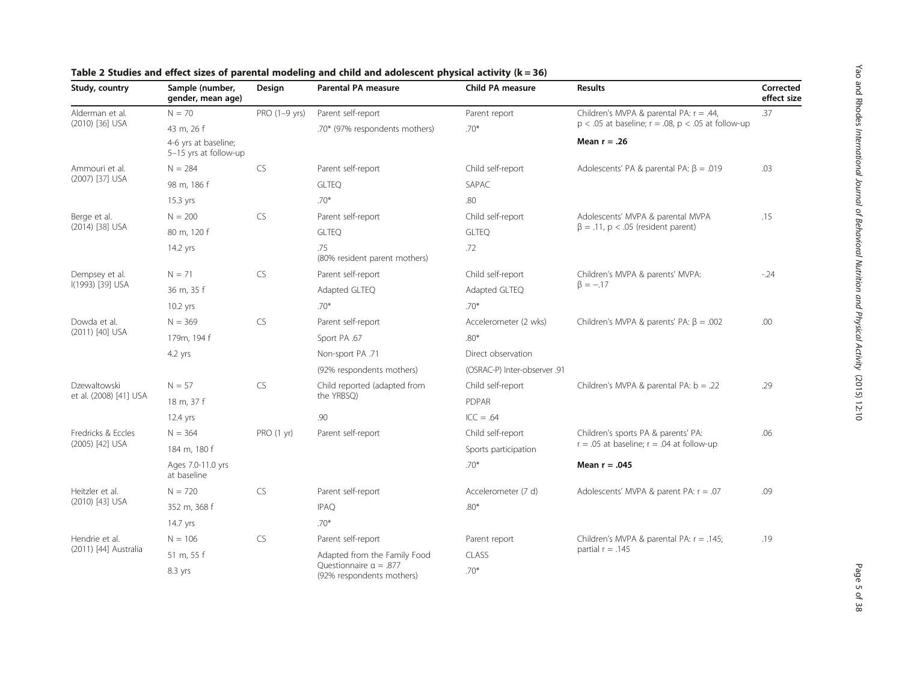**Table 2 Studies and effect sizes of parental modeling and child and adolescent physical activity (k = 36)**

| Study, country | Sample (number, gender, mean age) | Design | Parental PA measure | Child PA measure | Results | Corrected effect size |
|---|---|---|---|---|---|---|
| Alderman et al. (2010) [36] USA | N = 70 | PRO (1–9 yrs) | Parent self-report | Parent report | Children's MVPA & parental PA: r = .44, p < .05 at baseline; r = .08, p < .05 at follow-up | .37 |
| | 43 m, 26 f | | .70* (97% respondents mothers) | .70* | | |
| | 4-6 yrs at baseline; 5–15 yrs at follow-up | | | | **Mean r = .26** | |
| Ammouri et al. (2007) [37] USA | N = 284 | CS | Parent self-report | Child self-report | Adolescents' PA & parental PA: $\beta = .019$ | .03 |
| | 98 m, 186 f | | GLTEQ | SAPAC | | |
| | 15.3 yrs | | .70* | .80 | | |
| Berge et al. (2014) [38] USA | N = 200 | CS | Parent self-report | Child self-report | Adolescents' MVPA & parental MVPA $\beta = .11$, $p < .05$ (resident parent) | .15 |
| | 80 m, 120 f | | GLTEQ | GLTEQ | | |
| | 14.2 yrs | | .75 (80% resident parent mothers) | .72 | | |
| Dempsey et al. l(1993) [39] USA | N = 71 | CS | Parent self-report | Child self-report | Children's MVPA & parents' MVPA: $\beta = -.17$ | -.24 |
| | 36 m, 35 f | | Adapted GLTEQ | Adapted GLTEQ | | |
| | 10.2 yrs | | .70* | .70* | | |
| Dowda et al. (2011) [40] USA | N = 369 | CS | Parent self-report | Accelerometer (2 wks) | Children's MVPA & parents' PA: $\beta = .002$ | .00 |
| | 179m, 194 f | | Sport PA .67 | .80* | | |
| | 4.2 yrs | | Non-sport PA .71 | Direct observation | | |
| | | | (92% respondents mothers) | (OSRAC-P) Inter-observer .91 | | |
| Dzewaltowski et al. (2008) [41] USA | N = 57 | CS | Child reported (adapted from the YRBSQ) | Child self-report | Children's MVPA & parental PA: b = .22 | .29 |
| | 18 m, 37 f | | | PDPAR | | |
| | 12.4 yrs | | .90 | ICC = .64 | | |
| Fredricks & Eccles (2005) [42] USA | N = 364 | PRO (1 yr) | Parent self-report | Child self-report | Children's sports PA & parents' PA: r = .05 at baseline; r = .04 at follow-up | .06 |
| | 184 m, 180 f | | | Sports participation | | |
| | Ages 7.0-11.0 yrs at baseline | | | .70* | **Mean r = .045** | |
| Heitzler et al. (2010) [43] USA | N = 720 | CS | Parent self-report | Accelerometer (7 d) | Adolescents' MVPA & parent PA: r = .07 | .09 |
| | 352 m, 368 f | | IPAQ | .80* | | |
| | 14.7 yrs | | .70* | | | |
| Hendrie et al. (2011) [44] Australia | N = 106 | CS | Parent self-report | Parent report | Children's MVPA & parental PA: r = .145; partial r = .145 | .19 |
| | 51 m, 55 f | | Adapted from the Family Food Questionnaire $\alpha = .877$ (92% respondents mothers) | CLASS | | |
| | 8.3 yrs | | | .70* | | |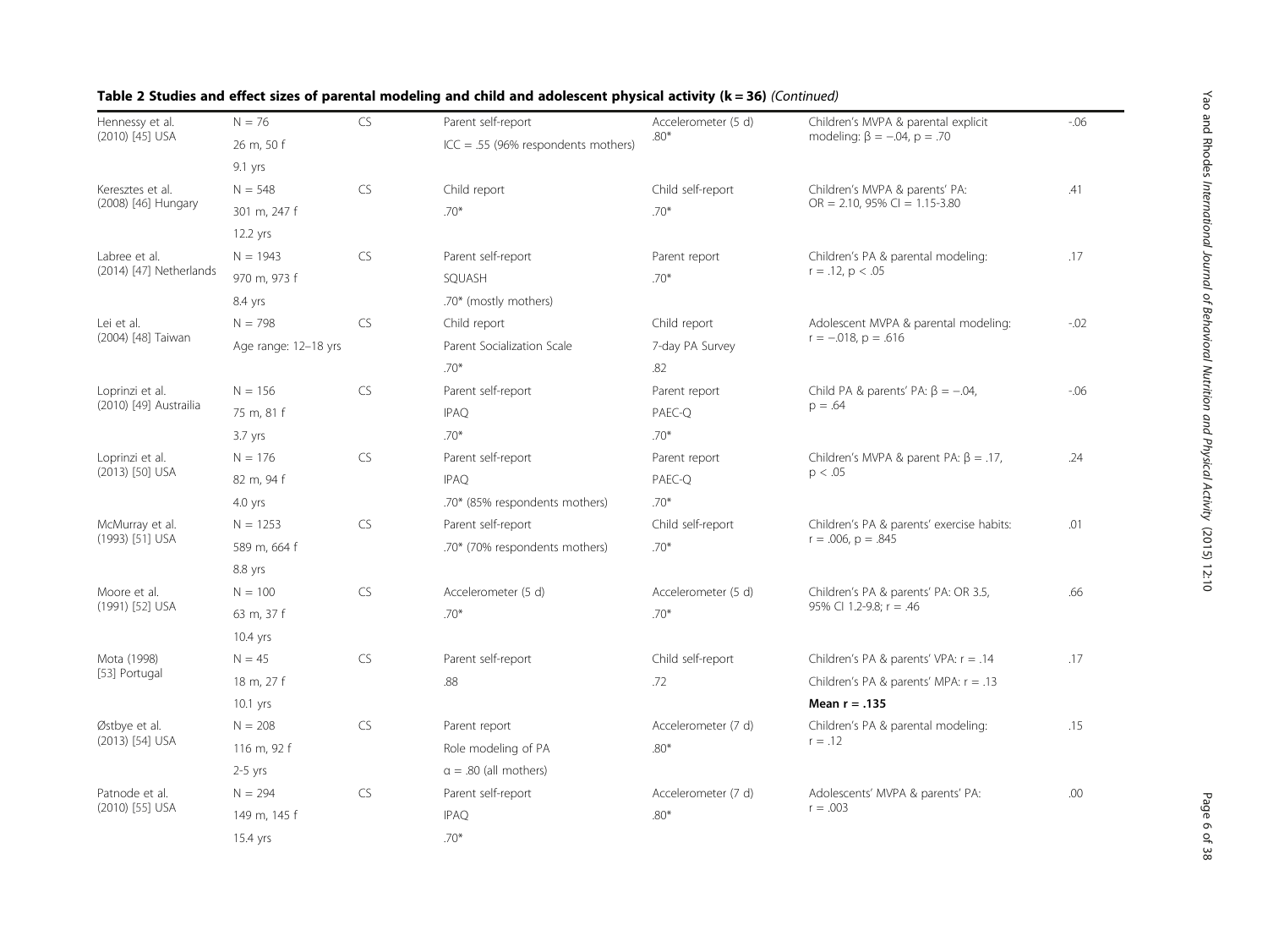**Table 2 Studies and effect sizes of parental modeling and child and adolescent physical activity (k = 36)** *(Continued)*

| | | | | | | |
|---|---|---|---|---|---|---|
| Hennessy et al. (2010) [45] USA | N = 76<br>26 m, 50 f<br>9.1 yrs | CS | Parent self-report<br>ICC = .55 (96% respondents mothers) | Accelerometer (5 d)<br>.80* | Children's MVPA & parental explicit modeling: $\beta = -.04$, $p = .70$ | -.06 |
| Keresztes et al. (2008) [46] Hungary | N = 548<br>301 m, 247 f<br>12.2 yrs | CS | Child report<br>.70* | Child self-report<br>.70* | Children's MVPA & parents' PA: OR = 2.10, 95% CI = 1.15-3.80 | .41 |
| Labree et al. (2014) [47] Netherlands | N = 1943<br>970 m, 973 f<br>8.4 yrs | CS | Parent self-report<br>SQUASH<br>.70* (mostly mothers) | Parent report<br>.70* | Children's PA & parental modeling: $r = .12$, $p < .05$ | .17 |
| Lei et al. (2004) [48] Taiwan | N = 798<br>Age range: 12–18 yrs | CS | Child report<br>Parent Socialization Scale<br>.70* | Child report<br>7-day PA Survey<br>.82 | Adolescent MVPA & parental modeling: $r = -.018$, $p = .616$ | -.02 |
| Loprinzi et al. (2010) [49] Austrailia | N = 156<br>75 m, 81 f<br>3.7 yrs | CS | Parent self-report<br>IPAQ<br>.70* | Parent report<br>PAEC-Q<br>.70* | Child PA & parents' PA: $\beta = -.04$, $p = .64$ | -.06 |
| Loprinzi et al. (2013) [50] USA | N = 176<br>82 m, 94 f<br>4.0 yrs | CS | Parent self-report<br>IPAQ<br>.70* (85% respondents mothers) | Parent report<br>PAEC-Q<br>.70* | Children's MVPA & parent PA: $\beta = .17$, $p < .05$ | .24 |
| McMurray et al. (1993) [51] USA | N = 1253<br>589 m, 664 f<br>8.8 yrs | CS | Parent self-report<br>.70* (70% respondents mothers) | Child self-report<br>.70* | Children's PA & parents' exercise habits: $r = .006$, $p = .845$ | .01 |
| Moore et al. (1991) [52] USA | N = 100<br>63 m, 37 f<br>10.4 yrs | CS | Accelerometer (5 d)<br>.70* | Accelerometer (5 d)<br>.70* | Children's PA & parents' PA: OR 3.5, 95% CI 1.2-9.8; $r = .46$ | .66 |
| Mota (1998) [53] Portugal | N = 45<br>18 m, 27 f<br>10.1 yrs | CS | Parent self-report<br>.88 | Child self-report<br>.72 | Children's PA & parents' VPA: $r = .14$<br>Children's PA & parents' MPA: $r = .13$<br>**Mean r = .135** | .17 |
| Østbye et al. (2013) [54] USA | N = 208<br>116 m, 92 f<br>2-5 yrs | CS | Parent report<br>Role modeling of PA<br>$\alpha = .80$ (all mothers) | Accelerometer (7 d)<br>.80* | Children's PA & parental modeling: $r = .12$ | .15 |
| Patnode et al. (2010) [55] USA | N = 294<br>149 m, 145 f<br>15.4 yrs | CS | Parent self-report<br>IPAQ<br>.70* | Accelerometer (7 d)<br>.80* | Adolescents' MVPA & parents' PA: $r = .003$ | .00 |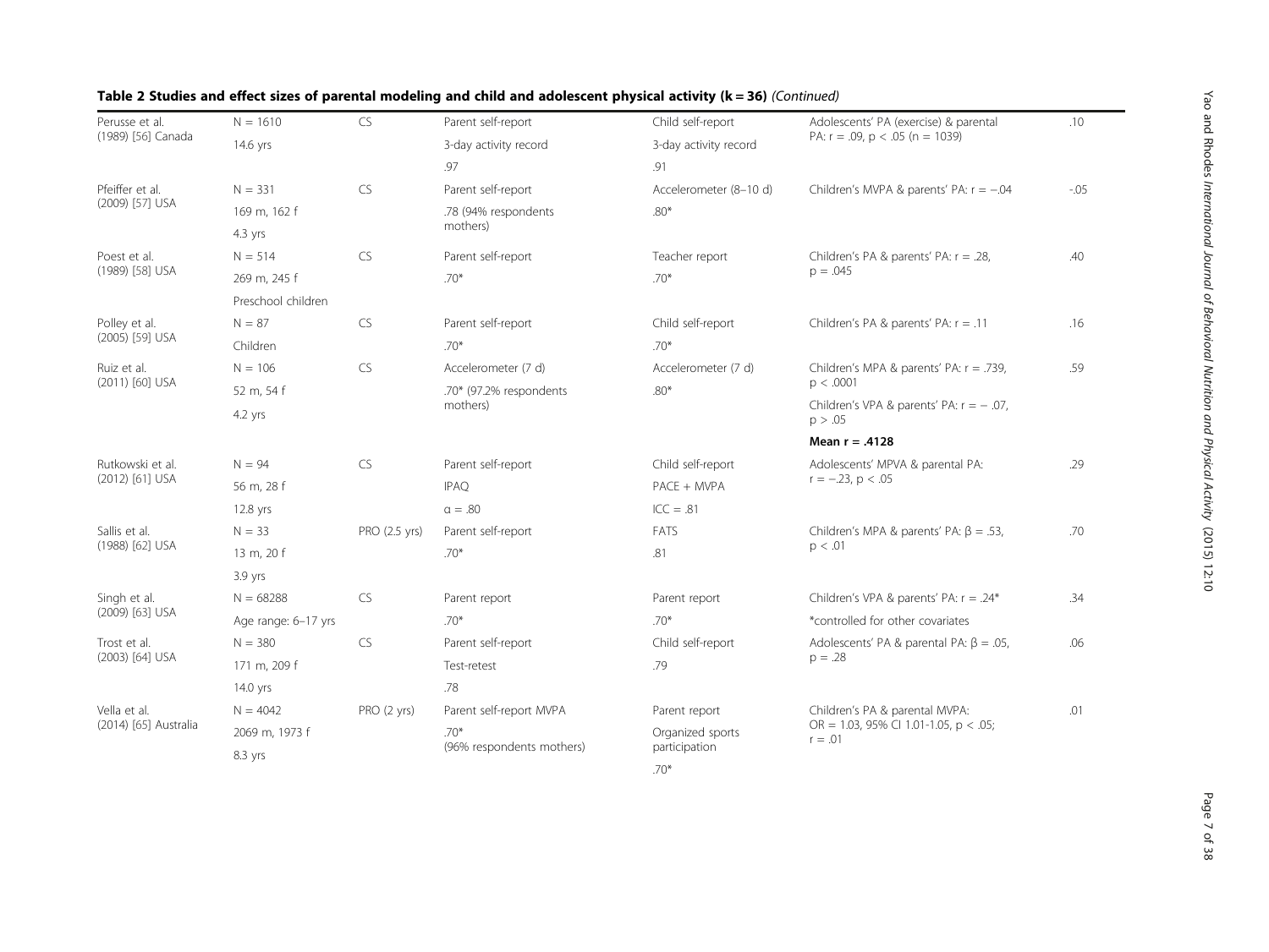**Table 2 Studies and effect sizes of parental modeling and child and adolescent physical activity (k = 36)** *(Continued)*

| | | | | | | |
|---|---|---|---|---|---|---|
| Perusse et al. (1989) [56] Canada | N = 1610<br>14.6 yrs | CS | Parent self-report<br>3-day activity record<br>.97 | Child self-report<br>3-day activity record<br>.91 | Adolescents' PA (exercise) & parental PA: r = .09, p < .05 (n = 1039) | .10 |
| Pfeiffer et al. (2009) [57] USA | N = 331<br>169 m, 162 f<br>4.3 yrs | CS | Parent self-report<br>.78 (94% respondents mothers) | Accelerometer (8–10 d)<br>.80* | Children's MVPA & parents' PA: r = −.04 | -.05 |
| Poest et al. (1989) [58] USA | N = 514<br>269 m, 245 f<br>Preschool children | CS | Parent self-report<br>.70* | Teacher report<br>.70* | Children's PA & parents' PA: r = .28, p = .045 | .40 |
| Polley et al. (2005) [59] USA | N = 87<br>Children | CS | Parent self-report<br>.70* | Child self-report<br>.70* | Children's PA & parents' PA: r = .11 | .16 |
| Ruiz et al. (2011) [60] USA | N = 106<br>52 m, 54 f<br>4.2 yrs | CS | Accelerometer (7 d)<br>.70* (97.2% respondents mothers) | Accelerometer (7 d)<br>.80* | Children's MPA & parents' PA: r = .739, p < .0001<br>Children's VPA & parents' PA: r = − .07, p > .05<br>**Mean r = .4128** | .59 |
| Rutkowski et al. (2012) [61] USA | N = 94<br>56 m, 28 f<br>12.8 yrs | CS | Parent self-report<br>IPAQ<br>α = .80 | Child self-report<br>PACE + MVPA<br>ICC = .81 | Adolescents' MPVA & parental PA: r = −.23, p < .05 | .29 |
| Sallis et al. (1988) [62] USA | N = 33<br>13 m, 20 f<br>3.9 yrs | PRO (2.5 yrs) | Parent self-report<br>.70* | FATS<br>.81 | Children's MPA & parents' PA: β = .53, p < .01 | .70 |
| Singh et al. (2009) [63] USA | N = 68288<br>Age range: 6–17 yrs | CS | Parent report<br>.70* | Parent report<br>.70* | Children's VPA & parents' PA: r = .24*<br>*controlled for other covariates | .34 |
| Trost et al. (2003) [64] USA | N = 380<br>171 m, 209 f<br>14.0 yrs | CS | Parent self-report<br>Test-retest<br>.78 | Child self-report<br>.79 | Adolescents' PA & parental PA: β = .05, p = .28 | .06 |
| Vella et al. (2014) [65] Australia | N = 4042<br>2069 m, 1973 f<br>8.3 yrs | PRO (2 yrs) | Parent self-report MVPA<br>.70*<br>(96% respondents mothers) | Parent report<br>Organized sports participation<br>.70* | Children's PA & parental MVPA: OR = 1.03, 95% CI 1.01-1.05, p < .05; r = .01 | .01 |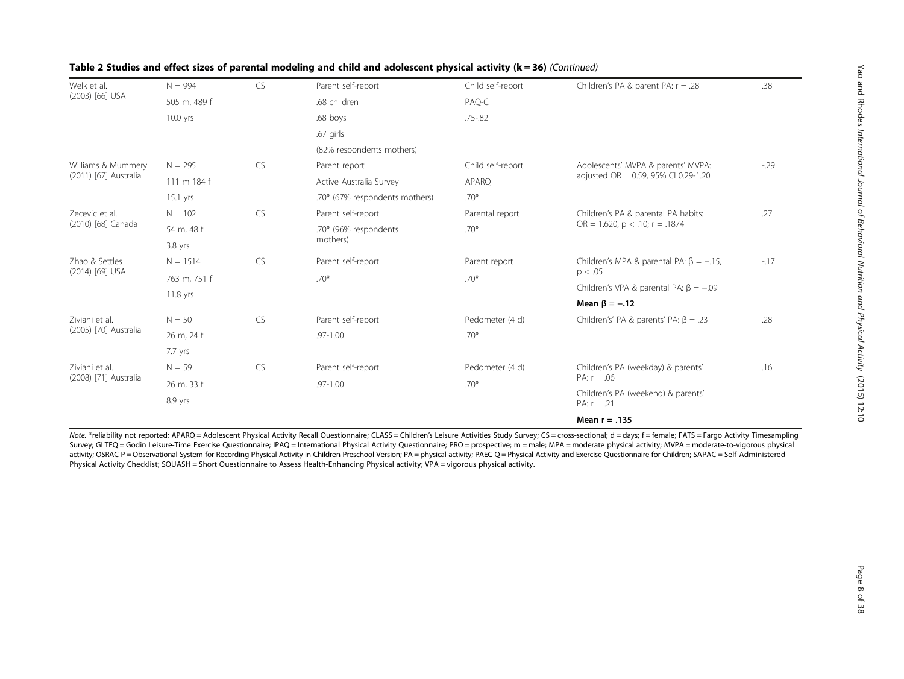**Table 2 Studies and effect sizes of parental modeling and child and adolescent physical activity (k = 36)** *(Continued)*

| | | | | | | |
|---|---|---|---|---|---|---|
| Welk et al. (2003) [66] USA | N = 994 | CS | Parent self-report | Child self-report | Children's PA & parent PA: r = .28 | .38 |
| | 505 m, 489 f | | .68 children | PAQ-C | | |
| | 10.0 yrs | | .68 boys | .75-.82 | | |
| | | | .67 girls | | | |
| | | | (82% respondents mothers) | | | |
| Williams & Mummery (2011) [67] Australia | N = 295 | CS | Parent report | Child self-report | Adolescents' MVPA & parents' MVPA: adjusted OR = 0.59, 95% CI 0.29-1.20 | -.29 |
| | 111 m 184 f | | Active Australia Survey | APARQ | | |
| | 15.1 yrs | | .70* (67% respondents mothers) | .70* | | |
| Zecevic et al. (2010) [68] Canada | N = 102 | CS | Parent self-report | Parental report | Children's PA & parental PA habits: OR = 1.620, p < .10; r = .1874 | .27 |
| | 54 m, 48 f | | .70* (96% respondents mothers) | .70* | | |
| | 3.8 yrs | | | | | |
| Zhao & Settles (2014) [69] USA | N = 1514 | CS | Parent self-report | Parent report | Children's MPA & parental PA: $\beta = -.15$, $p < .05$ | -.17 |
| | 763 m, 751 f | | .70* | .70* | Children's VPA & parental PA: $\beta = -.09$ | |
| | 11.8 yrs | | | | **Mean $\beta$ = −.12** | |
| Ziviani et al. (2005) [70] Australia | N = 50 | CS | Parent self-report | Pedometer (4 d) | Children's' PA & parents' PA: $\beta = .23$ | .28 |
| | 26 m, 24 f | | .97-1.00 | .70* | | |
| | 7.7 yrs | | | | | |
| Ziviani et al. (2008) [71] Australia | N = 59 | CS | Parent self-report | Pedometer (4 d) | Children's PA (weekday) & parents' PA: r = .06 | .16 |
| | 26 m, 33 f | | .97-1.00 | .70* | Children's PA (weekend) & parents' PA: r = .21 | |
| | 8.9 yrs | | | | **Mean r = .135** | |

*Note.* *reliability not reported; APARQ = Adolescent Physical Activity Recall Questionnaire; CLASS = Children's Leisure Activities Study Survey; CS = cross-sectional; d = days; f = female; FATS = Fargo Activity Timesampling Survey; GLTEQ = Godin Leisure-Time Exercise Questionnaire; IPAQ = International Physical Activity Questionnaire; PRO = prospective; m = male; MPA = moderate physical activity; MVPA = moderate-to-vigorous physical activity; OSRAC-P = Observational System for Recording Physical Activity in Children-Preschool Version; PA = physical activity; PAEC-Q = Physical Activity and Exercise Questionnaire for Children; SAPAC = Self-Administered Physical Activity Checklist; SQUASH = Short Questionnaire to Assess Health-Enhancing Physical activity; VPA = vigorous physical activity.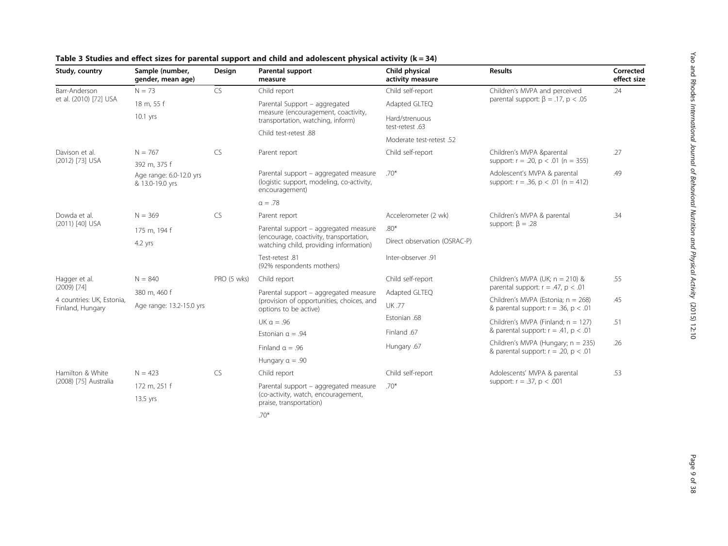**Table 3 Studies and effect sizes for parental support and child and adolescent physical activity (k = 34)**

| Study, country | Sample (number, gender, mean age) | Design | Parental support measure | Child physical activity measure | Results | Corrected effect size |
|---|---|---|---|---|---|---|
| Barr-Anderson et al. (2010) [72] USA | N = 73<br>18 m, 55 f<br>10.1 yrs | CS | Child report<br>Parental Support – aggregated measure (encouragement, coactivity, transportation, watching, inform)<br>Child test-retest .88 | Child self-report<br>Adapted GLTEQ<br>Hard/strenuous test-retest .63<br>Moderate test-retest .52 | Children's MVPA and perceived parental support: $\beta = .17$, $p < .05$ | .24 |
| Davison et al. (2012) [73] USA | N = 767<br>392 m, 375 f<br>Age range: 6.0-12.0 yrs & 13.0-19.0 yrs | CS | Parent report<br>Parental support – aggregated measure (logistic support, modeling, co-activity, encouragement)<br>$\alpha = .78$ | Child self-report<br>.70* | Children's MVPA &parental support: $r = .20$, $p < .01$ (n = 355) | .27 |
| | | | | | Adolescent's MVPA & parental support: $r = .36$, $p < .01$ (n = 412) | .49 |
| Dowda et al. (2011) [40] USA | N = 369<br>175 m, 194 f<br>4.2 yrs | CS | Parent report<br>Parental support – aggregated measure (encourage, coactivity, transportation, watching child, providing information)<br>Test-retest .81 (92% respondents mothers) | Accelerometer (2 wk)<br>.80*<br>Direct observation (OSRAC-P)<br>Inter-observer .91 | Children's MVPA & parental support: $\beta = .28$ | .34 |
| Hagger et al. (2009) [74]<br>4 countries: UK, Estonia, Finland, Hungary | N = 840<br>380 m, 460 f<br>Age range: 13.2-15.0 yrs | PRO (5 wks) | Child report<br>Parental support – aggregated measure (provision of opportunities, choices, and options to be active) | Child self-report<br>Adapted GLTEQ | | |
| | | | UK $\alpha = .96$ | UK .77 | Children's MVPA (UK; n = 210) & parental support: $r = .47$, $p < .01$ | .55 |
| | | | Estonian $\alpha = .94$ | Estonian .68 | Children's MVPA (Estonia; n = 268) & parental support: $r = .36$, $p < .01$ | .45 |
| | | | Finland $\alpha = .96$ | Finland .67 | Children's MVPA (Finland; n = 127) & parental support: $r = .41$, $p < .01$ | .51 |
| | | | Hungary $\alpha = .90$ | Hungary .67 | Children's MVPA (Hungary; n = 235) & parental support: $r = .20$, $p < .01$ | .26 |
| Hamilton & White (2008) [75] Australia | N = 423<br>172 m, 251 f<br>13.5 yrs | CS | Child report<br>Parental support – aggregated measure (co-activity, watch, encouragement, praise, transportation)<br>.70* | Child self-report<br>.70* | Adolescents' MVPA & parental support: $r = .37$, $p < .001$ | .53 |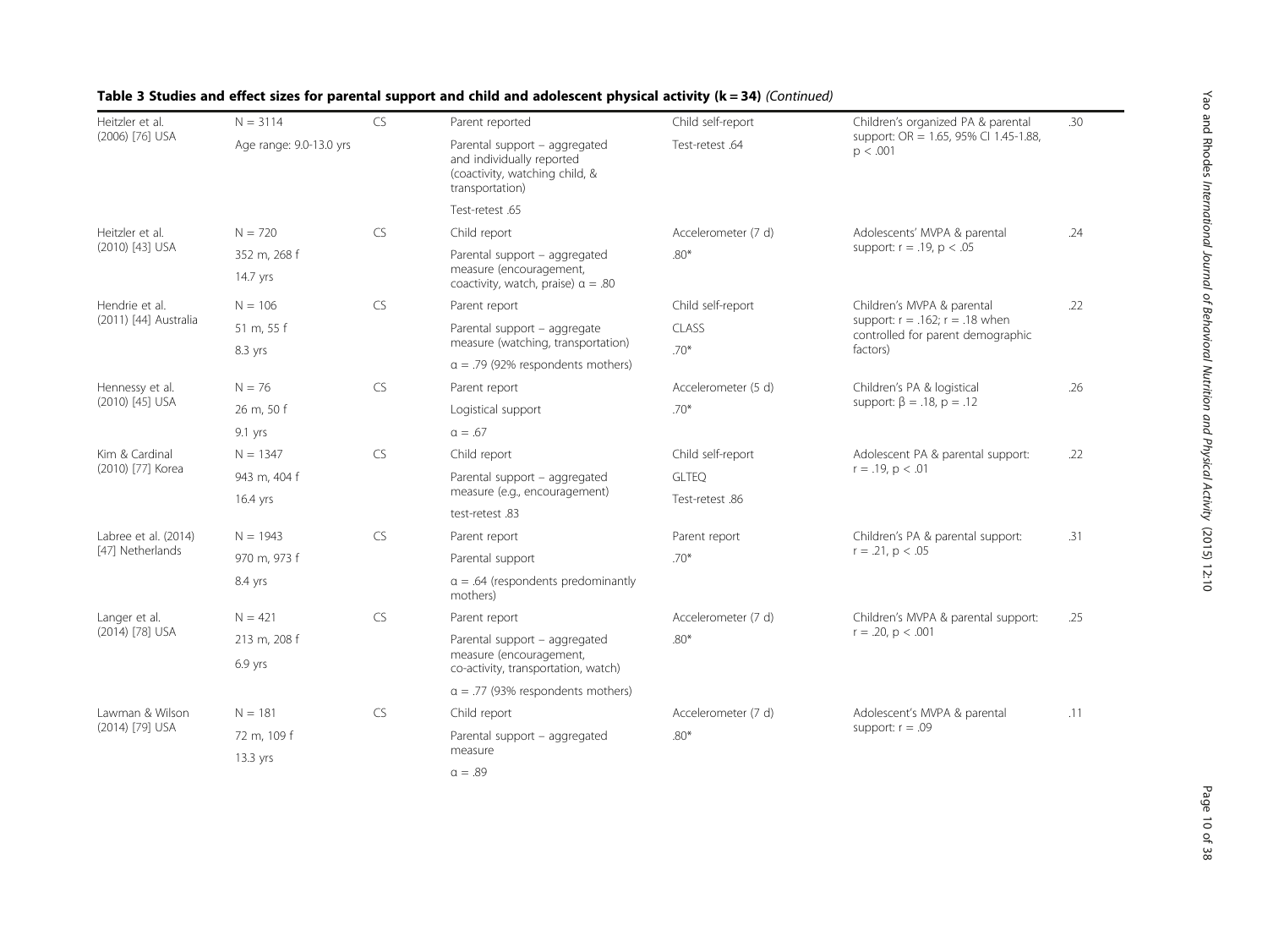**Table 3 Studies and effect sizes for parental support and child and adolescent physical activity (k = 34)** *(Continued)*

| | | | | | | |
|---|---|---|---|---|---|---|
| Heitzler et al. (2006) [76] USA | N = 3114<br>Age range: 9.0-13.0 yrs | CS | Parent reported<br>Parental support – aggregated and individually reported (coactivity, watching child, & transportation)<br>Test-retest .65 | Child self-report<br>Test-retest .64 | Children's organized PA & parental support: OR = 1.65, 95% CI 1.45-1.88, p < .001 | .30 |
| Heitzler et al. (2010) [43] USA | N = 720<br>352 m, 268 f<br>14.7 yrs | CS | Child report<br>Parental support – aggregated measure (encouragement, coactivity, watch, praise) α = .80 | Accelerometer (7 d)<br>.80* | Adolescents' MVPA & parental support: r = .19, p < .05 | .24 |
| Hendrie et al. (2011) [44] Australia | N = 106<br>51 m, 55 f<br>8.3 yrs | CS | Parent report<br>Parental support – aggregate measure (watching, transportation)<br>α = .79 (92% respondents mothers) | Child self-report<br>CLASS<br>.70* | Children's MVPA & parental support: r = .162; r = .18 when controlled for parent demographic factors) | .22 |
| Hennessy et al. (2010) [45] USA | N = 76<br>26 m, 50 f<br>9.1 yrs | CS | Parent report<br>Logistical support<br>α = .67 | Accelerometer (5 d)<br>.70* | Children's PA & logistical support: β = .18, p = .12 | .26 |
| Kim & Cardinal (2010) [77] Korea | N = 1347<br>943 m, 404 f<br>16.4 yrs | CS | Child report<br>Parental support – aggregated measure (e.g., encouragement)<br>test-retest .83 | Child self-report<br>GLTEQ<br>Test-retest .86 | Adolescent PA & parental support: r = .19, p < .01 | .22 |
| Labree et al. (2014) [47] Netherlands | N = 1943<br>970 m, 973 f<br>8.4 yrs | CS | Parent report<br>Parental support<br>α = .64 (respondents predominantly mothers) | Parent report<br>.70* | Children's PA & parental support: r = .21, p < .05 | .31 |
| Langer et al. (2014) [78] USA | N = 421<br>213 m, 208 f<br>6.9 yrs | CS | Parent report<br>Parental support – aggregated measure (encouragement, co-activity, transportation, watch)<br>α = .77 (93% respondents mothers) | Accelerometer (7 d)<br>.80* | Children's MVPA & parental support: r = .20, p < .001 | .25 |
| Lawman & Wilson (2014) [79] USA | N = 181<br>72 m, 109 f<br>13.3 yrs | CS | Child report<br>Parental support – aggregated measure<br>α = .89 | Accelerometer (7 d)<br>.80* | Adolescent's MVPA & parental support: r = .09 | .11 |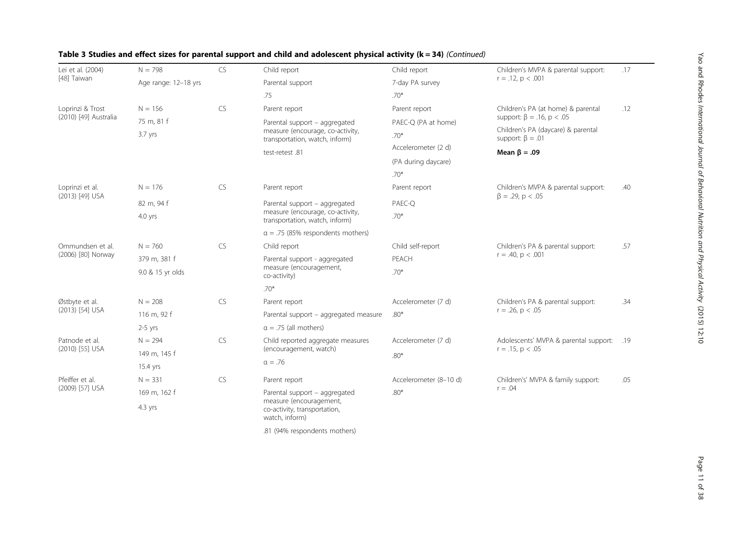**Table 3 Studies and effect sizes for parental support and child and adolescent physical activity (k = 34)** *(Continued)*

| | | | | | | |
|---|---|---|---|---|---|---|
| Lei et al. (2004) [48] Taiwan | N = 798<br>Age range: 12–18 yrs | CS | Child report<br>Parental support<br>.75 | Child report<br>7-day PA survey<br>.70* | Children's MVPA & parental support: $r = .12$, $p < .001$ | .17 |
| Loprinzi & Trost (2010) [49] Australia | N = 156<br>75 m, 81 f<br>3.7 yrs | CS | Parent report<br>Parental support – aggregated measure (encourage, co-activity, transportation, watch, inform)<br>test-retest .81 | Parent report<br>PAEC-Q (PA at home)<br>.70*<br>Accelerometer (2 d)<br>(PA during daycare)<br>.70* | Children's PA (at home) & parental support: $\beta = .16$, $p < .05$<br>Children's PA (daycare) & parental support: $\beta = .01$<br>**Mean $\beta = .09$** | .12 |
| Loprinzi et al. (2013) [49] USA | N = 176<br>82 m, 94 f<br>4.0 yrs | CS | Parent report<br>Parental support – aggregated measure (encourage, co-activity, transportation, watch, inform)<br>$\alpha = .75$ (85% respondents mothers) | Parent report<br>PAEC-Q<br>.70* | Children's MVPA & parental support: $\beta = .29$, $p < .05$ | .40 |
| Ommundsen et al. (2006) [80] Norway | N = 760<br>379 m, 381 f<br>9.0 & 15 yr olds | CS | Child report<br>Parental support - aggregated measure (encouragement, co-activity)<br>.70* | Child self-report<br>PEACH<br>.70* | Children's PA & parental support: $r = .40$, $p < .001$ | .57 |
| Østbyte et al. (2013) [54] USA | N = 208<br>116 m, 92 f<br>2-5 yrs | CS | Parent report<br>Parental support – aggregated measure<br>$\alpha = .75$ (all mothers) | Accelerometer (7 d)<br>.80* | Children's PA & parental support: $r = .26$, $p < .05$ | .34 |
| Patnode et al. (2010) [55] USA | N = 294<br>149 m, 145 f<br>15.4 yrs | CS | Child reported aggregate measures (encouragement, watch)<br>$\alpha = .76$ | Accelerometer (7 d)<br>.80* | Adolescents' MVPA & parental support: $r = .15$, $p < .05$ | .19 |
| Pfeiffer et al. (2009) [57] USA | N = 331<br>169 m, 162 f<br>4.3 yrs | CS | Parent report<br>Parental support – aggregated measure (encouragement, co-activity, transportation, watch, inform)<br>.81 (94% respondents mothers) | Accelerometer (8–10 d)<br>.80* | Childrens' MVPA & family support: $r = .04$ | .05 |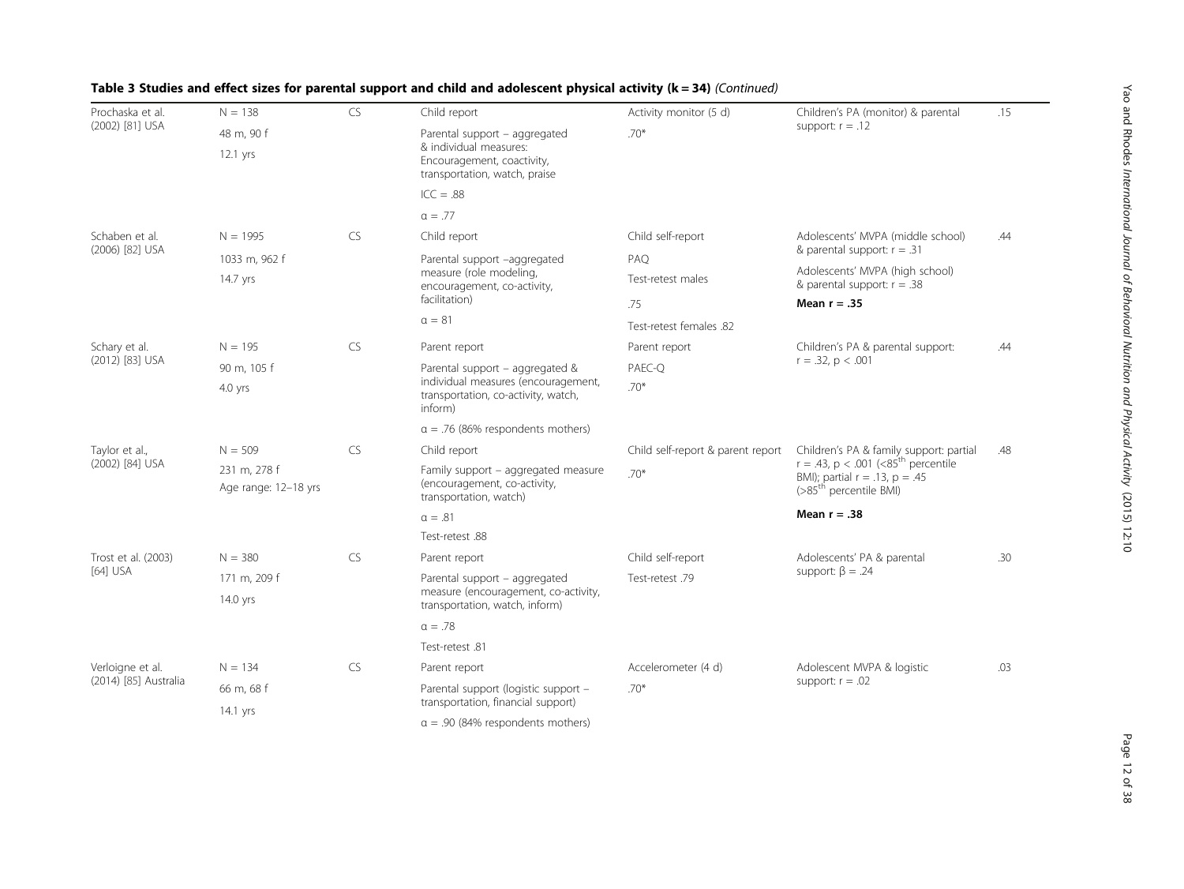**Table 3 Studies and effect sizes for parental support and child and adolescent physical activity (k = 34)** *(Continued)*

| | | | | | | |
|---|---|---|---|---|---|---|
| Prochaska et al. (2002) [81] USA | N = 138<br>48 m, 90 f<br>12.1 yrs | CS | Child report<br>Parental support – aggregated & individual measures: Encouragement, coactivity, transportation, watch, praise<br>ICC = .88<br>α = .77 | Activity monitor (5 d)<br>.70* | Children's PA (monitor) & parental support: r = .12 | .15 |
| Schaben et al. (2006) [82] USA | N = 1995<br>1033 m, 962 f<br>14.7 yrs | CS | Child report<br>Parental support –aggregated measure (role modeling, encouragement, co-activity, facilitation)<br>α = 81 | Child self-report<br>PAQ<br>Test-retest males<br>.75<br>Test-retest females .82 | Adolescents' MVPA (middle school) & parental support: r = .31<br>Adolescents' MVPA (high school) & parental support: r = .38<br>**Mean r = .35** | .44 |
| Schary et al. (2012) [83] USA | N = 195<br>90 m, 105 f<br>4.0 yrs | CS | Parent report<br>Parental support – aggregated & individual measures (encouragement, transportation, co-activity, watch, inform)<br>α = .76 (86% respondents mothers) | Parent report<br>PAEC-Q<br>.70* | Children's PA & parental support: r = .32, p < .001 | .44 |
| Taylor et al., (2002) [84] USA | N = 509<br>231 m, 278 f<br>Age range: 12–18 yrs | CS | Child report<br>Family support – aggregated measure (encouragement, co-activity, transportation, watch)<br>α = .81<br>Test-retest .88 | Child self-report & parent report<br>.70* | Children's PA & family support: partial r = .43, p < .001 (<85th percentile BMI); partial r = .13, p = .45 (>85th percentile BMI)<br>**Mean r = .38** | .48 |
| Trost et al. (2003) [64] USA | N = 380<br>171 m, 209 f<br>14.0 yrs | CS | Parent report<br>Parental support – aggregated measure (encouragement, co-activity, transportation, watch, inform)<br>α = .78<br>Test-retest .81 | Child self-report<br>Test-retest .79 | Adolescents' PA & parental support: β = .24 | .30 |
| Verloigne et al. (2014) [85] Australia | N = 134<br>66 m, 68 f<br>14.1 yrs | CS | Parent report<br>Parental support (logistic support – transportation, financial support)<br>α = .90 (84% respondents mothers) | Accelerometer (4 d)<br>.70* | Adolescent MVPA & logistic support: r = .02 | .03 |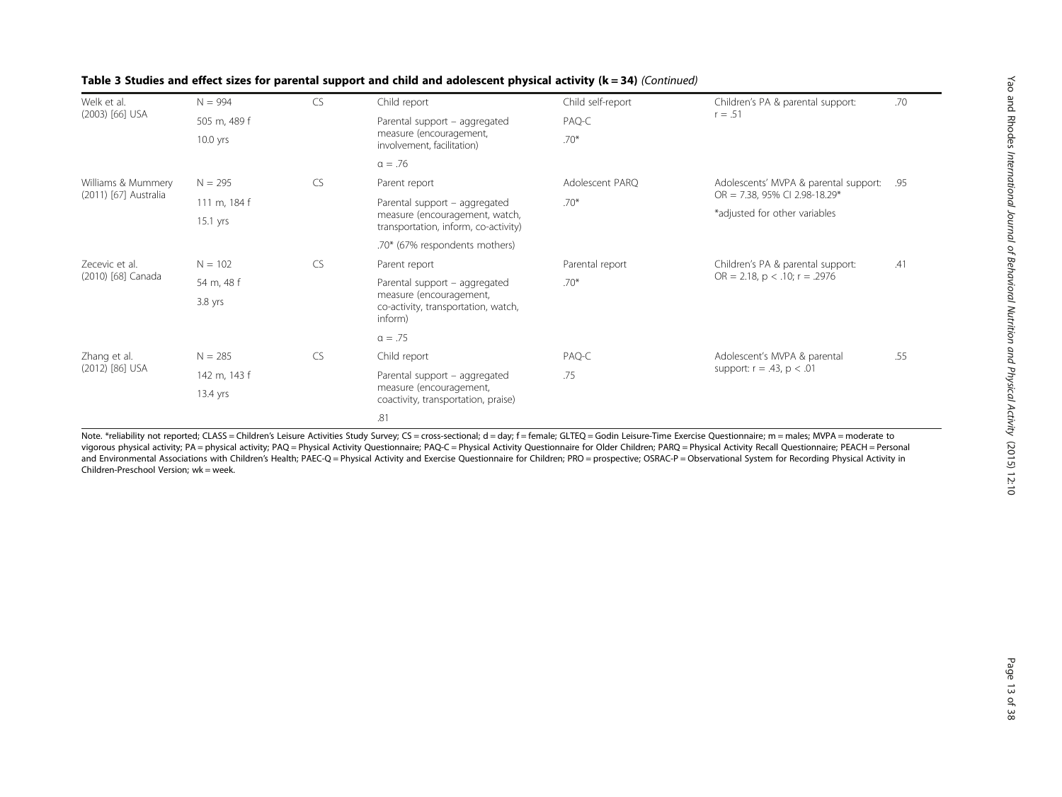**Table 3 Studies and effect sizes for parental support and child and adolescent physical activity (k = 34)** *(Continued)*

| | | | | | | |
|---|---|---|---|---|---|---|
| Welk et al. (2003) [66] USA | N = 994<br>505 m, 489 f<br>10.0 yrs | CS | Child report<br>Parental support – aggregated measure (encouragement, involvement, facilitation)<br>α = .76 | Child self-report<br>PAQ-C<br>.70* | Children's PA & parental support: r = .51 | .70 |
| Williams & Mummery (2011) [67] Australia | N = 295<br>111 m, 184 f<br>15.1 yrs | CS | Parent report<br>Parental support – aggregated measure (encouragement, watch, transportation, inform, co-activity)<br>.70* (67% respondents mothers) | Adolescent PARQ<br>.70* | Adolescents' MVPA & parental support: OR = 7.38, 95% CI 2.98-18.29*<br>*adjusted for other variables | .95 |
| Zecevic et al. (2010) [68] Canada | N = 102<br>54 m, 48 f<br>3.8 yrs | CS | Parent report<br>Parental support – aggregated measure (encouragement, co-activity, transportation, watch, inform)<br>α = .75 | Parental report<br>.70* | Children's PA & parental support: OR = 2.18, p < .10; r = .2976 | .41 |
| Zhang et al. (2012) [86] USA | N = 285<br>142 m, 143 f<br>13.4 yrs | CS | Child report<br>Parental support – aggregated measure (encouragement, coactivity, transportation, praise)<br>.81 | PAQ-C<br>.75 | Adolescent's MVPA & parental support: r = .43, p < .01 | .55 |

Note. *reliability not reported; CLASS = Children's Leisure Activities Study Survey; CS = cross-sectional; d = day; f = female; GLTEQ = Godin Leisure-Time Exercise Questionnaire; m = males; MVPA = moderate to vigorous physical activity; PA = physical activity; PAQ = Physical Activity Questionnaire; PAQ-C = Physical Activity Questionnaire for Older Children; PARQ = Physical Activity Recall Questionnaire; PEACH = Personal and Environmental Associations with Children's Health; PAEC-Q = Physical Activity and Exercise Questionnaire for Children; PRO = prospective; OSRAC-P = Observational System for Recording Physical Activity in Children-Preschool Version; wk = week.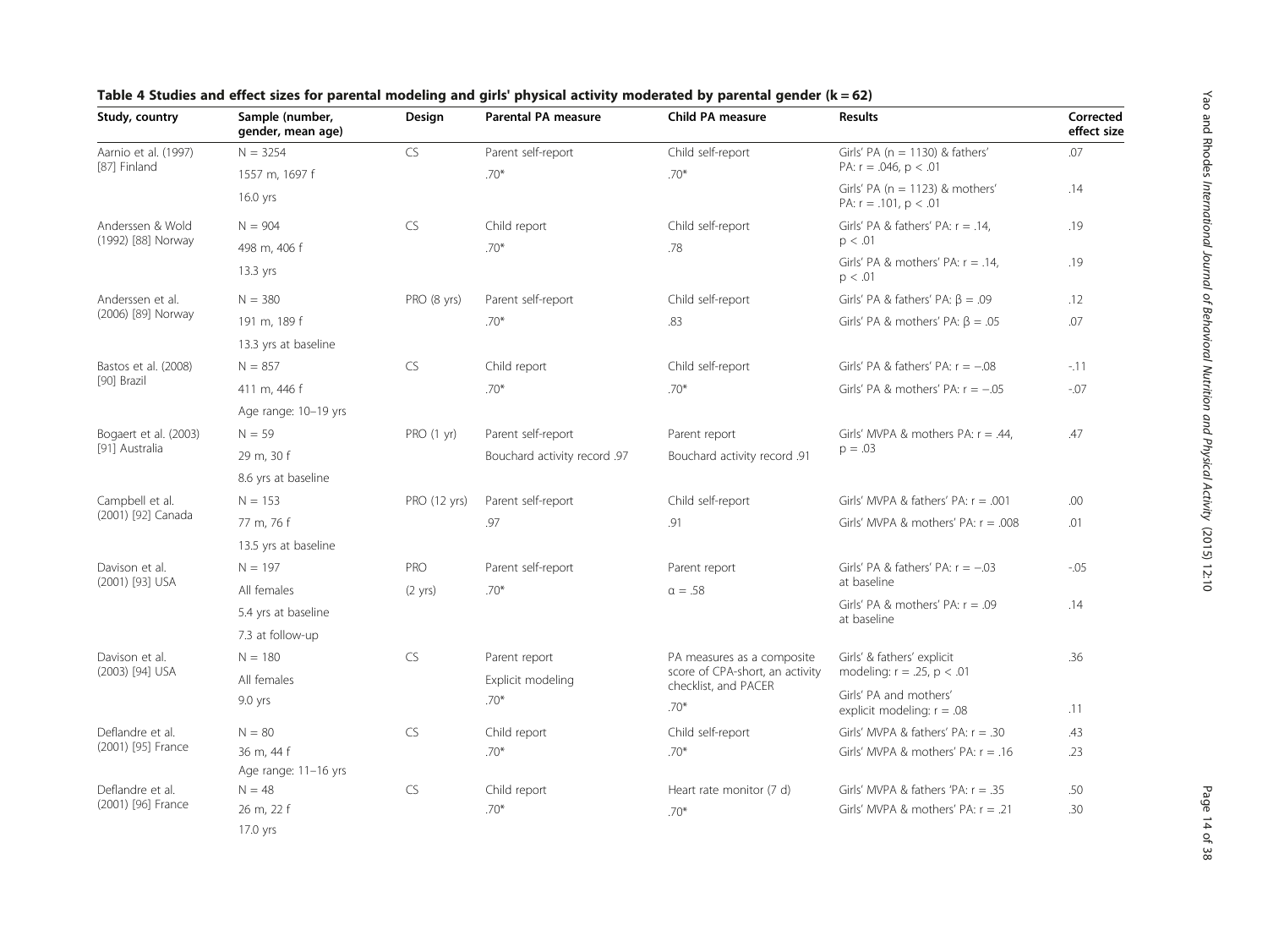**Table 4 Studies and effect sizes for parental modeling and girls' physical activity moderated by parental gender (k = 62)**

| Study, country | Sample (number, gender, mean age) | Design | Parental PA measure | Child PA measure | Results | Corrected effect size |
|---|---|---|---|---|---|---|
| Aarnio et al. (1997) [87] Finland | N = 3254<br>1557 m, 1697 f<br>16.0 yrs | CS | Parent self-report<br>.70* | Child self-report<br>.70* | Girls' PA (n = 1130) & fathers' PA: r = .046, p < .01 | .07 |
| | | | | | Girls' PA (n = 1123) & mothers' PA: r = .101, p < .01 | .14 |
| Anderssen & Wold (1992) [88] Norway | N = 904<br>498 m, 406 f<br>13.3 yrs | CS | Child report<br>.70* | Child self-report<br>.78 | Girls' PA & fathers' PA: r = .14, p < .01 | .19 |
| | | | | | Girls' PA & mothers' PA: r = .14, p < .01 | .19 |
| Anderssen et al. (2006) [89] Norway | N = 380<br>191 m, 189 f<br>13.3 yrs at baseline | PRO (8 yrs) | Parent self-report<br>.70* | Child self-report<br>.83 | Girls' PA & fathers' PA: β = .09 | .12 |
| | | | | | Girls' PA & mothers' PA: β = .05 | .07 |
| Bastos et al. (2008) [90] Brazil | N = 857<br>411 m, 446 f<br>Age range: 10–19 yrs | CS | Child report<br>.70* | Child self-report<br>.70* | Girls' PA & fathers' PA: r = −.08 | -.11 |
| | | | | | Girls' PA & mothers' PA: r = −.05 | -.07 |
| Bogaert et al. (2003) [91] Australia | N = 59<br>29 m, 30 f<br>8.6 yrs at baseline | PRO (1 yr) | Parent self-report<br>Bouchard activity record .97 | Parent report<br>Bouchard activity record .91 | Girls' MVPA & mothers PA: r = .44, p = .03 | .47 |
| Campbell et al. (2001) [92] Canada | N = 153<br>77 m, 76 f<br>13.5 yrs at baseline | PRO (12 yrs) | Parent self-report<br>.97 | Child self-report<br>.91 | Girls' MVPA & fathers' PA: r = .001 | .00 |
| | | | | | Girls' MVPA & mothers' PA: r = .008 | .01 |
| Davison et al. (2001) [93] USA | N = 197<br>All females<br>5.4 yrs at baseline<br>7.3 at follow-up | PRO (2 yrs) | Parent self-report<br>.70* | Parent report<br>α = .58 | Girls' PA & fathers' PA: r = −.03 at baseline | -.05 |
| | | | | | Girls' PA & mothers' PA: r = .09 at baseline | .14 |
| Davison et al. (2003) [94] USA | N = 180<br>All females<br>9.0 yrs | CS | Parent report<br>Explicit modeling<br>.70* | PA measures as a composite score of CPA-short, an activity checklist, and PACER<br>.70* | Girls' & fathers' explicit modeling: r = .25, p < .01 | .36 |
| | | | | | Girls' PA and mothers' explicit modeling: r = .08 | .11 |
| Deflandre et al. (2001) [95] France | N = 80<br>36 m, 44 f<br>Age range: 11–16 yrs | CS | Child report<br>.70* | Child self-report<br>.70* | Girls' MVPA & fathers' PA: r = .30 | .43 |
| | | | | | Girls' MVPA & mothers' PA: r = .16 | .23 |
| Deflandre et al. (2001) [96] France | N = 48<br>26 m, 22 f<br>17.0 yrs | CS | Child report<br>.70* | Heart rate monitor (7 d)<br>.70* | Girls' MVPA & fathers 'PA: r = .35 | .50 |
| | | | | | Girls' MVPA & mothers' PA: r = .21 | .30 |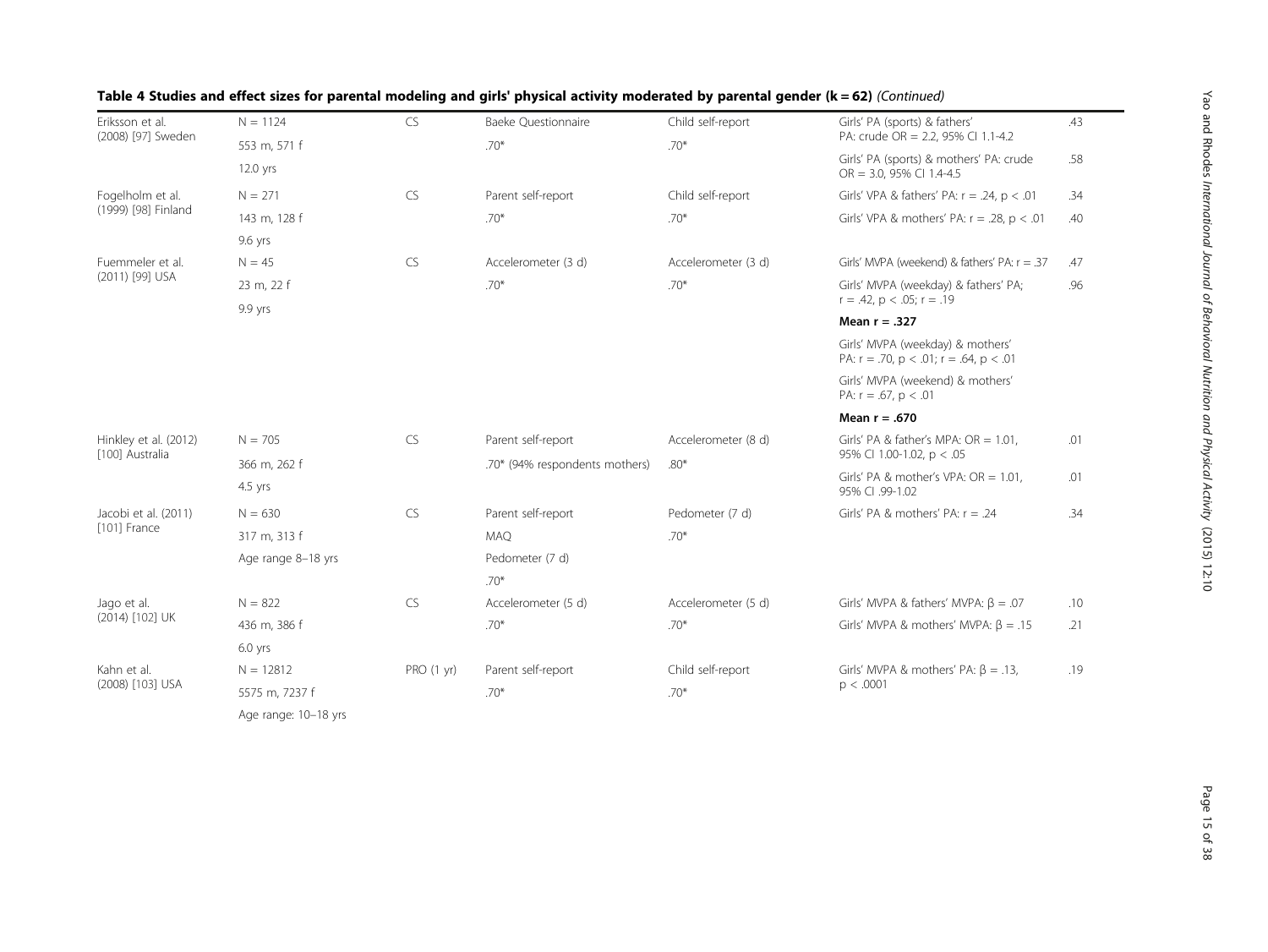**Table 4 Studies and effect sizes for parental modeling and girls' physical activity moderated by parental gender (k = 62)** *(Continued)*

| | | | | | | |
|---|---|---|---|---|---|---|
| Eriksson et al. (2008) [97] Sweden | N = 1124<br>553 m, 571 f<br>12.0 yrs | CS | Baeke Questionnaire<br>.70* | Child self-report<br>.70* | Girls' PA (sports) & fathers' PA: crude OR = 2.2, 95% CI 1.1-4.2 | .43 |
| | | | | | Girls' PA (sports) & mothers' PA: crude OR = 3.0, 95% CI 1.4-4.5 | .58 |
| Fogelholm et al. (1999) [98] Finland | N = 271<br>143 m, 128 f<br>9.6 yrs | CS | Parent self-report<br>.70* | Child self-report<br>.70* | Girls' VPA & fathers' PA: r = .24, p < .01 | .34 |
| | | | | | Girls' VPA & mothers' PA: r = .28, p < .01 | .40 |
| Fuemmeler et al. (2011) [99] USA | N = 45<br>23 m, 22 f<br>9.9 yrs | CS | Accelerometer (3 d)<br>.70* | Accelerometer (3 d)<br>.70* | Girls' MVPA (weekend) & fathers' PA: r = .37 | .47 |
| | | | | | Girls' MVPA (weekday) & fathers' PA; r = .42, p < .05; r = .19<br>**Mean r = .327** | .96 |
| | | | | | Girls' MVPA (weekday) & mothers' PA: r = .70, p < .01; r = .64, p < .01<br>Girls' MVPA (weekend) & mothers' PA: r = .67, p < .01<br>**Mean r = .670** | |
| Hinkley et al. (2012) [100] Australia | N = 705<br>366 m, 262 f<br>4.5 yrs | CS | Parent self-report<br>.70* (94% respondents mothers) | Accelerometer (8 d)<br>.80* | Girls' PA & father's MPA: OR = 1.01, 95% CI 1.00-1.02, p < .05 | .01 |
| | | | | | Girls' PA & mother's VPA: OR = 1.01, 95% CI .99-1.02 | .01 |
| Jacobi et al. (2011) [101] France | N = 630<br>317 m, 313 f<br>Age range 8–18 yrs | CS | Parent self-report<br>MAQ<br>Pedometer (7 d)<br>.70* | Pedometer (7 d)<br>.70* | Girls' PA & mothers' PA: r = .24 | .34 |
| Jago et al. (2014) [102] UK | N = 822<br>436 m, 386 f<br>6.0 yrs | CS | Accelerometer (5 d)<br>.70* | Accelerometer (5 d)<br>.70* | Girls' MVPA & fathers' MVPA: β = .07 | .10 |
| | | | | | Girls' MVPA & mothers' MVPA: β = .15 | .21 |
| Kahn et al. (2008) [103] USA | N = 12812<br>5575 m, 7237 f<br>Age range: 10–18 yrs | PRO (1 yr) | Parent self-report<br>.70* | Child self-report<br>.70* | Girls' MVPA & mothers' PA: β = .13, p < .0001 | .19 |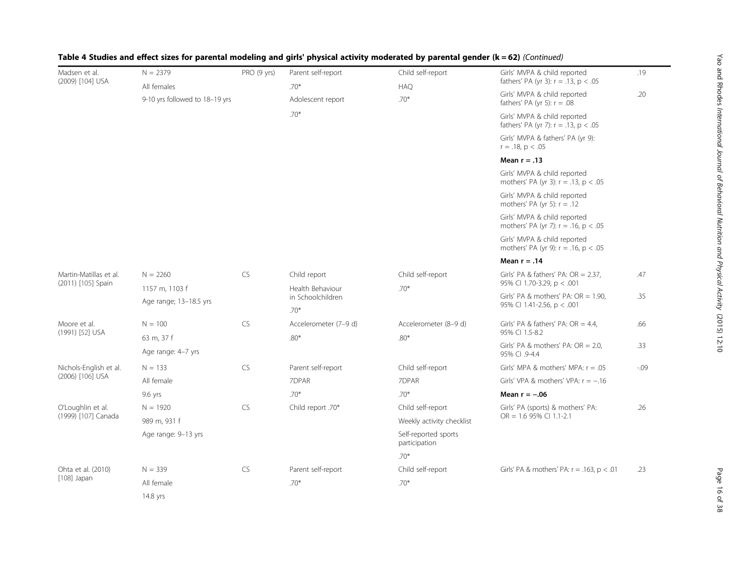**Table 4 Studies and effect sizes for parental modeling and girls' physical activity moderated by parental gender (k = 62)** *(Continued)*

| | | | | | | |
|---|---|---|---|---|---|---|
| Madsen et al. (2009) [104] USA | N = 2379 | PRO (9 yrs) | Parent self-report | Child self-report | Girls' MVPA & child reported fathers' PA (yr 3): r = .13, p < .05 | .19 |
| | All females | | .70* | HAQ | Girls' MVPA & child reported fathers' PA (yr 5): r = .08 | .20 |
| | 9-10 yrs followed to 18–19 yrs | | Adolescent report | .70* | Girls' MVPA & child reported fathers' PA (yr 7): r = .13, p < .05 | |
| | | | .70* | | Girls' MVPA & fathers' PA (yr 9): r = .18, p < .05 | |
| | | | | | **Mean r = .13** | |
| | | | | | Girls' MVPA & child reported mothers' PA (yr 3): r = .13, p < .05 | |
| | | | | | Girls' MVPA & child reported mothers' PA (yr 5): r = .12 | |
| | | | | | Girls' MVPA & child reported mothers' PA (yr 7): r = .16, p < .05 | |
| | | | | | Girls' MVPA & child reported mothers' PA (yr 9): r = .16, p < .05 | |
| | | | | | **Mean r = .14** | |
| Martin-Matillas et al. (2011) [105] Spain | N = 2260 | CS | Child report | Child self-report | Girls' PA & fathers' PA: OR = 2.37, 95% CI 1.70-3.29, p < .001 | .47 |
| | 1157 m, 1103 f | | Health Behaviour in Schoolchildren | .70* | Girls' PA & mothers' PA: OR = 1.90, 95% CI 1.41-2.56, p < .001 | .35 |
| | Age range; 13–18.5 yrs | | .70* | | | |
| Moore et al. (1991) [52] USA | N = 100 | CS | Accelerometer (7–9 d) | Accelerometer (8–9 d) | Girls' PA & fathers' PA: OR = 4.4, 95% CI 1.5-8.2 | .66 |
| | 63 m, 37 f | | .80* | .80* | Girls' PA & mothers' PA: OR = 2.0, 95% CI .9-4.4 | .33 |
| | Age range: 4–7 yrs | | | | | |
| Nichols-English et al. (2006) [106] USA | N = 133 | CS | Parent self-report | Child self-report | Girls' MPA & mothers' MPA: r = .05 | -.09 |
| | All female | | 7DPAR | 7DPAR | Girls' VPA & mothers' VPA: r = −.16 | |
| | 9.6 yrs | | .70* | .70* | **Mean r = −.06** | |
| O'Loughlin et al. (1999) [107] Canada | N = 1920 | CS | Child report .70* | Child self-report | Girls' PA (sports) & mothers' PA: OR = 1.6 95% CI 1.1-2.1 | .26 |
| | 989 m, 931 f | | | Weekly activity checklist | | |
| | Age range: 9–13 yrs | | | Self-reported sports participation | | |
| | | | | .70* | | |
| Ohta et al. (2010) [108] Japan | N = 339 | CS | Parent self-report | Child self-report | Girls' PA & mothers' PA: r = .163, p < .01 | .23 |
| | All female | | .70* | .70* | | |
| | 14.8 yrs | | | | | |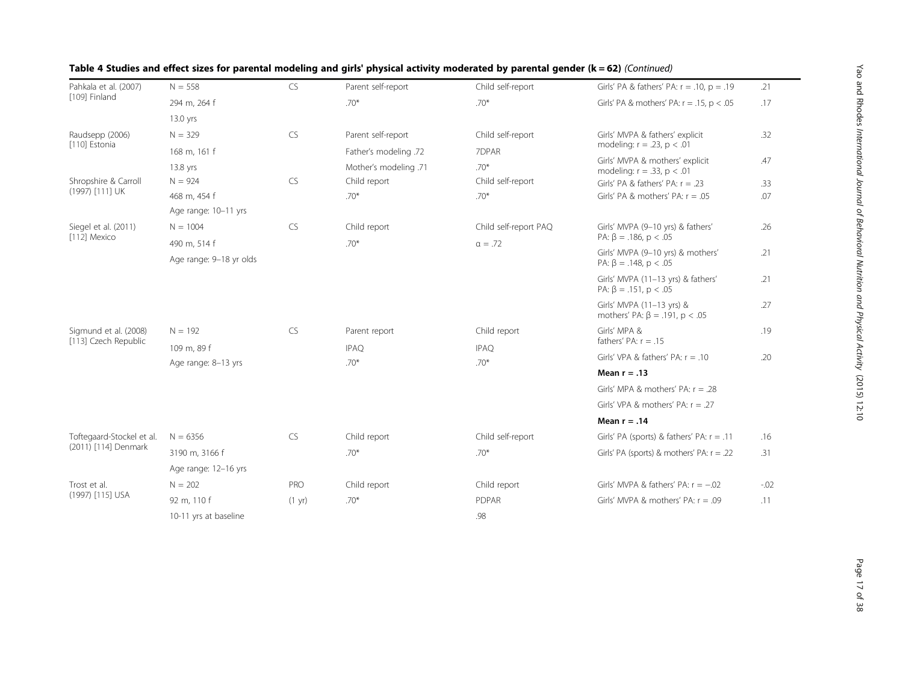**Table 4 Studies and effect sizes for parental modeling and girls' physical activity moderated by parental gender (k = 62)** *(Continued)*

| | | | | | | |
|---|---|---|---|---|---|---|
| Pahkala et al. (2007) [109] Finland | N = 558 | CS | Parent self-report | Child self-report | Girls' PA & fathers' PA: r = .10, p = .19 | .21 |
| | 294 m, 264 f | | .70* | .70* | Girls' PA & mothers' PA: r = .15, p < .05 | .17 |
| | 13.0 yrs | | | | | |
| Raudsepp (2006) [110] Estonia | N = 329 | CS | Parent self-report | Child self-report | Girls' MVPA & fathers' explicit modeling: r = .23, p < .01 | .32 |
| | 168 m, 161 f | | Father's modeling .72 | 7DPAR | | |
| | 13.8 yrs | | Mother's modeling .71 | .70* | Girls' MVPA & mothers' explicit modeling: r = .33, p < .01 | .47 |
| Shropshire & Carroll (1997) [111] UK | N = 924 | CS | Child report | Child self-report | Girls' PA & fathers' PA: r = .23 | .33 |
| | 468 m, 454 f | | .70* | .70* | Girls' PA & mothers' PA: r = .05 | .07 |
| | Age range: 10–11 yrs | | | | | |
| Siegel et al. (2011) [112] Mexico | N = 1004 | CS | Child report | Child self-report PAQ | Girls' MVPA (9–10 yrs) & fathers' PA: β = .186, p < .05 | .26 |
| | 490 m, 514 f | | .70* | α = .72 | Girls' MVPA (9–10 yrs) & mothers' PA: β = .148, p < .05 | .21 |
| | Age range: 9–18 yr olds | | | | Girls' MVPA (11–13 yrs) & fathers' PA: β = .151, p < .05 | .21 |
| | | | | | Girls' MVPA (11–13 yrs) & mothers' PA: β = .191, p < .05 | .27 |
| Sigmund et al. (2008) [113] Czech Republic | N = 192 | CS | Parent report | Child report | Girls' MPA & fathers' PA: r = .15 | .19 |
| | 109 m, 89 f | | IPAQ | IPAQ | Girls' VPA & fathers' PA: r = .10 | .20 |
| | Age range: 8–13 yrs | | .70* | .70* | **Mean r = .13** | |
| | | | | | Girls' MPA & mothers' PA: r = .28 | |
| | | | | | Girls' VPA & mothers' PA: r = .27 | |
| | | | | | **Mean r = .14** | |
| Toftegaard-Stockel et al. (2011) [114] Denmark | N = 6356 | CS | Child report | Child self-report | Girls' PA (sports) & fathers' PA: r = .11 | .16 |
| | 3190 m, 3166 f | | .70* | .70* | Girls' PA (sports) & mothers' PA: r = .22 | .31 |
| | Age range: 12–16 yrs | | | | | |
| Trost et al. (1997) [115] USA | N = 202 | PRO | Child report | Child report | Girls' MVPA & fathers' PA: r = −.02 | -.02 |
| | 92 m, 110 f | (1 yr) | .70* | PDPAR | Girls' MVPA & mothers' PA: r = .09 | .11 |
| | 10-11 yrs at baseline | | | .98 | | |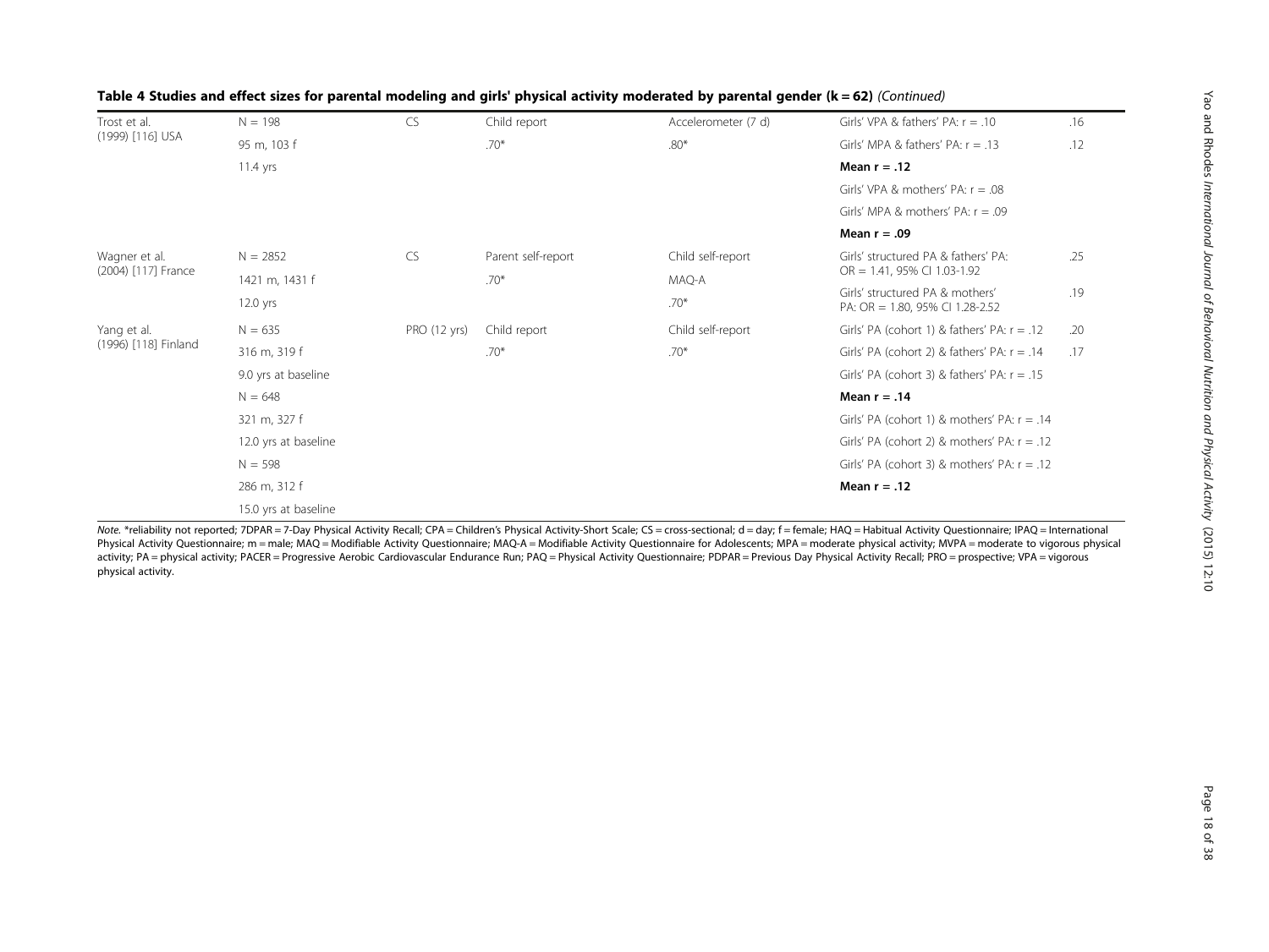**Table 4 Studies and effect sizes for parental modeling and girls' physical activity moderated by parental gender (k = 62)** *(Continued)*

| | | | | | | |
|---|---|---|---|---|---|---|
| Trost et al. (1999) [116] USA | N = 198 | CS | Child report | Accelerometer (7 d) | Girls' VPA & fathers' PA: r = .10 | .16 |
| | 95 m, 103 f | | .70* | .80* | Girls' MPA & fathers' PA: r = .13 | .12 |
| | 11.4 yrs | | | | **Mean r = .12** | |
| | | | | | Girls' VPA & mothers' PA: r = .08 | |
| | | | | | Girls' MPA & mothers' PA: r = .09 | |
| | | | | | **Mean r = .09** | |
| Wagner et al. (2004) [117] France | N = 2852 | CS | Parent self-report | Child self-report | Girls' structured PA & fathers' PA: OR = 1.41, 95% CI 1.03-1.92 | .25 |
| | 1421 m, 1431 f | | .70* | MAQ-A | | |
| | 12.0 yrs | | | .70* | Girls' structured PA & mothers' PA: OR = 1.80, 95% CI 1.28-2.52 | .19 |
| Yang et al. (1996) [118] Finland | N = 635 | PRO (12 yrs) | Child report | Child self-report | Girls' PA (cohort 1) & fathers' PA: r = .12 | .20 |
| | 316 m, 319 f | | .70* | .70* | Girls' PA (cohort 2) & fathers' PA: r = .14 | .17 |
| | 9.0 yrs at baseline | | | | Girls' PA (cohort 3) & fathers' PA: r = .15 | |
| | N = 648 | | | | **Mean r = .14** | |
| | 321 m, 327 f | | | | Girls' PA (cohort 1) & mothers' PA: r = .14 | |
| | 12.0 yrs at baseline | | | | Girls' PA (cohort 2) & mothers' PA: r = .12 | |
| | N = 598 | | | | Girls' PA (cohort 3) & mothers' PA: r = .12 | |
| | 286 m, 312 f | | | | **Mean r = .12** | |
| | 15.0 yrs at baseline | | | | | |

*Note.* *reliability not reported; 7DPAR = 7-Day Physical Activity Recall; CPA = Children's Physical Activity-Short Scale; CS = cross-sectional; d = day; f = female; HAQ = Habitual Activity Questionnaire; IPAQ = International Physical Activity Questionnaire; m = male; MAQ = Modifiable Activity Questionnaire; MAQ-A = Modifiable Activity Questionnaire for Adolescents; MPA = moderate physical activity; MVPA = moderate to vigorous physical activity; PA = physical activity; PACER = Progressive Aerobic Cardiovascular Endurance Run; PAQ = Physical Activity Questionnaire; PDPAR = Previous Day Physical Activity Recall; PRO = prospective; VPA = vigorous physical activity.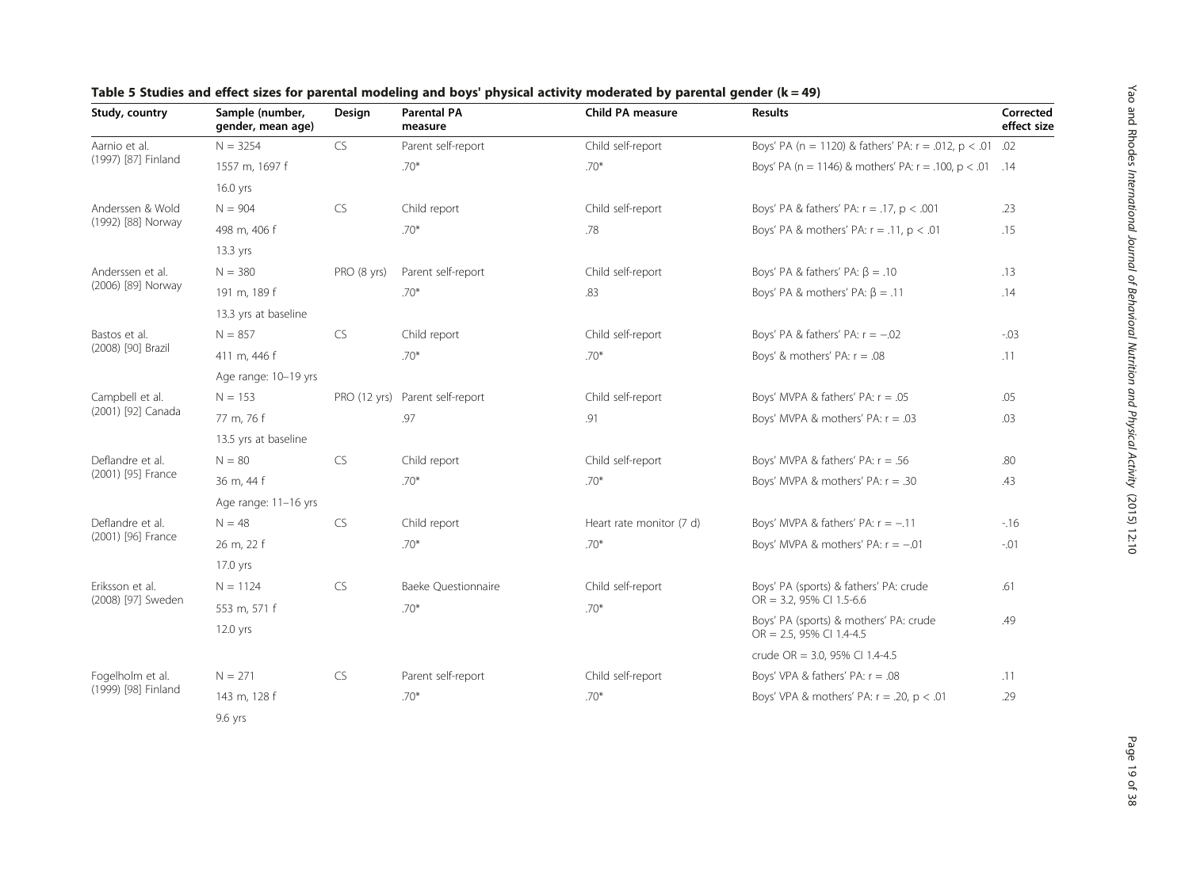**Table 5 Studies and effect sizes for parental modeling and boys' physical activity moderated by parental gender (k = 49)**

| Study, country | Sample (number, gender, mean age) | Design | Parental PA measure | Child PA measure | Results | Corrected effect size |
|---|---|---|---|---|---|---|
| Aarnio et al. (1997) [87] Finland | N = 3254 | CS | Parent self-report | Child self-report | Boys' PA (n = 1120) & fathers' PA: r = .012, p < .01 | .02 |
| | 1557 m, 1697 f | | .70* | .70* | Boys' PA (n = 1146) & mothers' PA: r = .100, p < .01 | .14 |
| | 16.0 yrs | | | | | |
| Anderssen & Wold (1992) [88] Norway | N = 904 | CS | Child report | Child self-report | Boys' PA & fathers' PA: r = .17, p < .001 | .23 |
| | 498 m, 406 f | | .70* | .78 | Boys' PA & mothers' PA: r = .11, p < .01 | .15 |
| | 13.3 yrs | | | | | |
| Anderssen et al. (2006) [89] Norway | N = 380 | PRO (8 yrs) | Parent self-report | Child self-report | Boys' PA & fathers' PA: β = .10 | .13 |
| | 191 m, 189 f | | .70* | .83 | Boys' PA & mothers' PA: β = .11 | .14 |
| | 13.3 yrs at baseline | | | | | |
| Bastos et al. (2008) [90] Brazil | N = 857 | CS | Child report | Child self-report | Boys' PA & fathers' PA: r = −.02 | -.03 |
| | 411 m, 446 f | | .70* | .70* | Boys' & mothers' PA: r = .08 | .11 |
| | Age range: 10–19 yrs | | | | | |
| Campbell et al. (2001) [92] Canada | N = 153 | PRO (12 yrs) | Parent self-report | Child self-report | Boys' MVPA & fathers' PA: r = .05 | .05 |
| | 77 m, 76 f | | .97 | .91 | Boys' MVPA & mothers' PA: r = .03 | .03 |
| | 13.5 yrs at baseline | | | | | |
| Deflandre et al. (2001) [95] France | N = 80 | CS | Child report | Child self-report | Boys' MVPA & fathers' PA: r = .56 | .80 |
| | 36 m, 44 f | | .70* | .70* | Boys' MVPA & mothers' PA: r = .30 | .43 |
| | Age range: 11–16 yrs | | | | | |
| Deflandre et al. (2001) [96] France | N = 48 | CS | Child report | Heart rate monitor (7 d) | Boys' MVPA & fathers' PA: r = −.11 | -.16 |
| | 26 m, 22 f | | .70* | .70* | Boys' MVPA & mothers' PA: r = −.01 | -.01 |
| | 17.0 yrs | | | | | |
| Eriksson et al. (2008) [97] Sweden | N = 1124 | CS | Baeke Questionnaire | Child self-report | Boys' PA (sports) & fathers' PA: crude OR = 3.2, 95% CI 1.5-6.6 | .61 |
| | 553 m, 571 f | | .70* | .70* | Boys' PA (sports) & mothers' PA: crude OR = 2.5, 95% CI 1.4-4.5 | .49 |
| | 12.0 yrs | | | | crude OR = 3.0, 95% CI 1.4-4.5 | |
| Fogelholm et al. (1999) [98] Finland | N = 271 | CS | Parent self-report | Child self-report | Boys' VPA & fathers' PA: r = .08 | .11 |
| | 143 m, 128 f | | .70* | .70* | Boys' VPA & mothers' PA: r = .20, p < .01 | .29 |
| | 9.6 yrs | | | | | |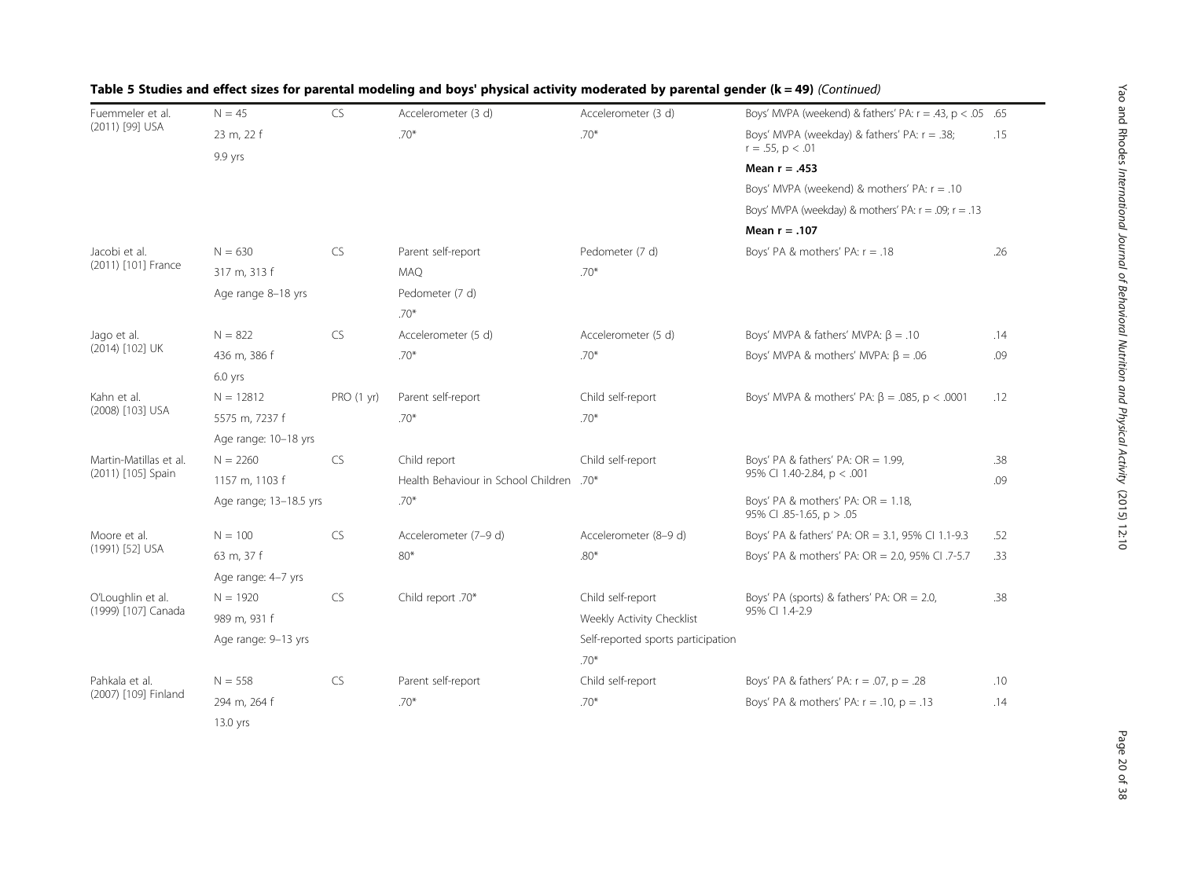**Table 5 Studies and effect sizes for parental modeling and boys' physical activity moderated by parental gender (k = 49)** *(Continued)*

| | | | | | | |
|---|---|---|---|---|---|---|
| Fuemmeler et al. (2011) [99] USA | N = 45<br>23 m, 22 f<br>9.9 yrs | CS | Accelerometer (3 d)<br>.70* | Accelerometer (3 d)<br>.70* | Boys' MVPA (weekend) & fathers' PA: r = .43, p < .05 | .65 |
| | | | | | Boys' MVPA (weekday) & fathers' PA: r = .38; r = .55, p < .01 | .15 |
| | | | | | **Mean r = .453** | |
| | | | | | Boys' MVPA (weekend) & mothers' PA: r = .10 | |
| | | | | | Boys' MVPA (weekday) & mothers' PA: r = .09; r = .13 | |
| | | | | | **Mean r = .107** | |
| Jacobi et al. (2011) [101] France | N = 630<br>317 m, 313 f<br>Age range 8–18 yrs | CS | Parent self-report<br>MAQ<br>Pedometer (7 d)<br>.70* | Pedometer (7 d)<br>.70* | Boys' PA & mothers' PA: r = .18 | .26 |
| Jago et al. (2014) [102] UK | N = 822<br>436 m, 386 f<br>6.0 yrs | CS | Accelerometer (5 d)<br>.70* | Accelerometer (5 d)<br>.70* | Boys' MVPA & fathers' MVPA: β = .10 | .14 |
| | | | | | Boys' MVPA & mothers' MVPA: β = .06 | .09 |
| Kahn et al. (2008) [103] USA | N = 12812<br>5575 m, 7237 f<br>Age range: 10–18 yrs | PRO (1 yr) | Parent self-report<br>.70* | Child self-report<br>.70* | Boys' MVPA & mothers' PA: β = .085, p < .0001 | .12 |
| Martin-Matillas et al. (2011) [105] Spain | N = 2260<br>1157 m, 1103 f<br>Age range; 13–18.5 yrs | CS | Child report<br>Health Behaviour in School Children<br>.70* | Child self-report<br>.70* | Boys' PA & fathers' PA: OR = 1.99, 95% CI 1.40-2.84, p < .001 | .38 |
| | | | | | Boys' PA & mothers' PA: OR = 1.18, 95% CI .85-1.65, p > .05 | .09 |
| Moore et al. (1991) [52] USA | N = 100<br>63 m, 37 f<br>Age range: 4–7 yrs | CS | Accelerometer (7–9 d)<br>80* | Accelerometer (8–9 d)<br>.80* | Boys' PA & fathers' PA: OR = 3.1, 95% CI 1.1-9.3 | .52 |
| | | | | | Boys' PA & mothers' PA: OR = 2.0, 95% CI .7-5.7 | .33 |
| O'Loughlin et al. (1999) [107] Canada | N = 1920<br>989 m, 931 f<br>Age range: 9–13 yrs | CS | Child report .70* | Child self-report<br>Weekly Activity Checklist<br>Self-reported sports participation<br>.70* | Boys' PA (sports) & fathers' PA: OR = 2.0, 95% CI 1.4-2.9 | .38 |
| Pahkala et al. (2007) [109] Finland | N = 558<br>294 m, 264 f<br>13.0 yrs | CS | Parent self-report<br>.70* | Child self-report<br>.70* | Boys' PA & fathers' PA: r = .07, p = .28 | .10 |
| | | | | | Boys' PA & mothers' PA: r = .10, p = .13 | .14 |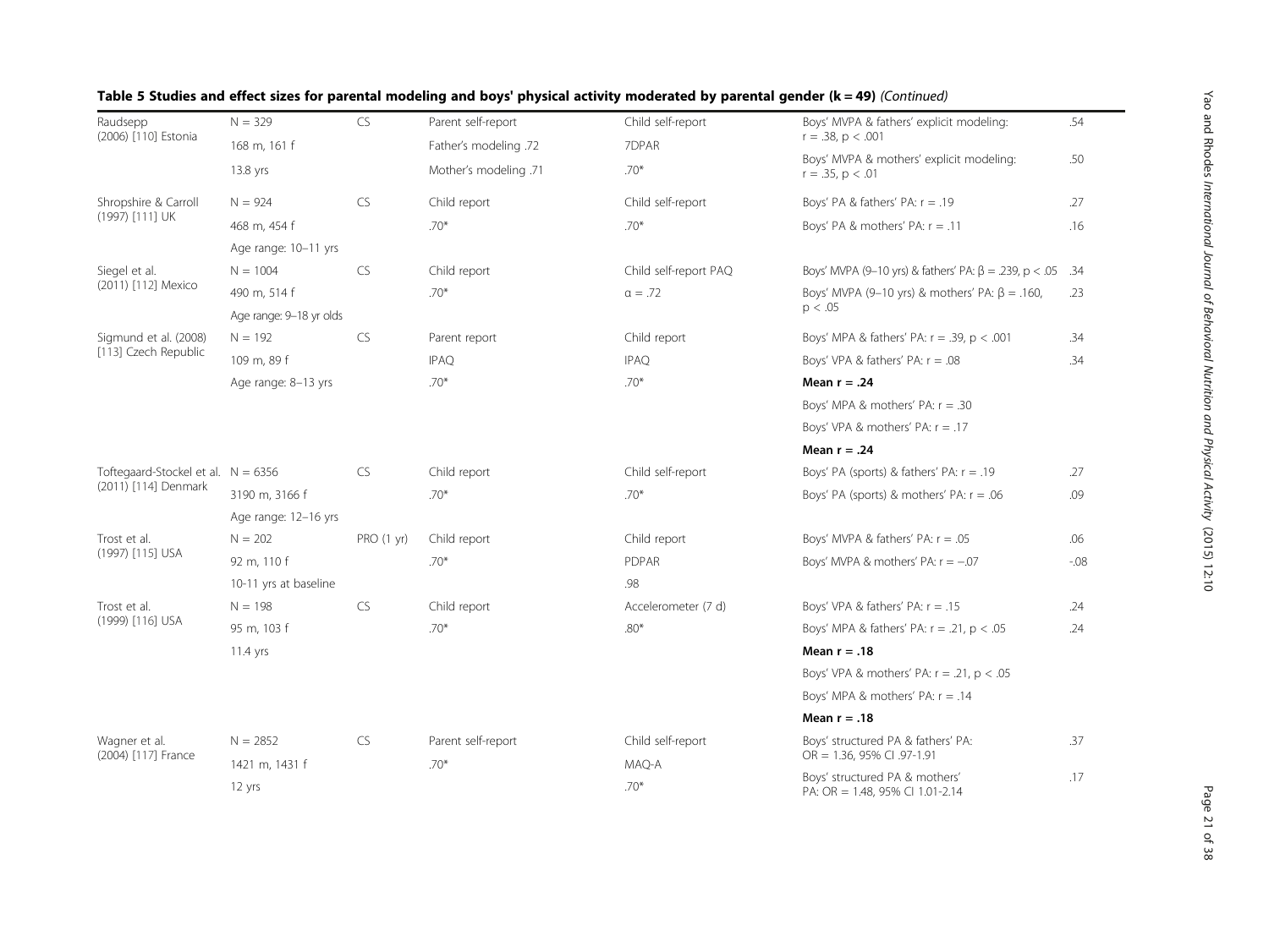**Table 5 Studies and effect sizes for parental modeling and boys' physical activity moderated by parental gender (k = 49)** *(Continued)*

| | | | | | | |
|---|---|---|---|---|---|---|
| Raudsepp (2006) [110] Estonia | N = 329 | CS | Parent self-report | Child self-report | Boys' MVPA & fathers' explicit modeling: r = .38, p < .001 | .54 |
| | 168 m, 161 f | | Father's modeling .72 | 7DPAR | | |
| | 13.8 yrs | | Mother's modeling .71 | .70* | Boys' MVPA & mothers' explicit modeling: r = .35, p < .01 | .50 |
| Shropshire & Carroll (1997) [111] UK | N = 924 | CS | Child report | Child self-report | Boys' PA & fathers' PA: r = .19 | .27 |
| | 468 m, 454 f | | .70* | .70* | Boys' PA & mothers' PA: r = .11 | .16 |
| | Age range: 10–11 yrs | | | | | |
| Siegel et al. (2011) [112] Mexico | N = 1004 | CS | Child report | Child self-report PAQ | Boys' MVPA (9–10 yrs) & fathers' PA: β = .239, p < .05 | .34 |
| | 490 m, 514 f | | .70* | α = .72 | Boys' MVPA (9–10 yrs) & mothers' PA: β = .160, p < .05 | .23 |
| | Age range: 9–18 yr olds | | | | | |
| Sigmund et al. (2008) [113] Czech Republic | N = 192 | CS | Parent report | Child report | Boys' MPA & fathers' PA: r = .39, p < .001 | .34 |
| | 109 m, 89 f | | IPAQ | IPAQ | Boys' VPA & fathers' PA: r = .08 | .34 |
| | Age range: 8–13 yrs | | .70* | .70* | **Mean r = .24** | |
| | | | | | Boys' MPA & mothers' PA: r = .30 | |
| | | | | | Boys' VPA & mothers' PA: r = .17 | |
| | | | | | **Mean r = .24** | |
| Toftegaard-Stockel et al. (2011) [114] Denmark | N = 6356 | CS | Child report | Child self-report | Boys' PA (sports) & fathers' PA: r = .19 | .27 |
| | 3190 m, 3166 f | | .70* | .70* | Boys' PA (sports) & mothers' PA: r = .06 | .09 |
| | Age range: 12–16 yrs | | | | | |
| Trost et al. (1997) [115] USA | N = 202 | PRO (1 yr) | Child report | Child report | Boys' MVPA & fathers' PA: r = .05 | .06 |
| | 92 m, 110 f | | .70* | PDPAR | Boys' MVPA & mothers' PA: r = −.07 | -.08 |
| | 10-11 yrs at baseline | | | .98 | | |
| Trost et al. (1999) [116] USA | N = 198 | CS | Child report | Accelerometer (7 d) | Boys' VPA & fathers' PA: r = .15 | .24 |
| | 95 m, 103 f | | .70* | .80* | Boys' MPA & fathers' PA: r = .21, p < .05 | .24 |
| | 11.4 yrs | | | | **Mean r = .18** | |
| | | | | | Boys' VPA & mothers' PA: r = .21, p < .05 | |
| | | | | | Boys' MPA & mothers' PA: r = .14 | |
| | | | | | **Mean r = .18** | |
| Wagner et al. (2004) [117] France | N = 2852 | CS | Parent self-report | Child self-report | Boys' structured PA & fathers' PA: OR = 1.36, 95% CI .97-1.91 | .37 |
| | 1421 m, 1431 f | | .70* | MAQ-A | | |
| | 12 yrs | | | .70* | Boys' structured PA & mothers' PA: OR = 1.48, 95% CI 1.01-2.14 | .17 |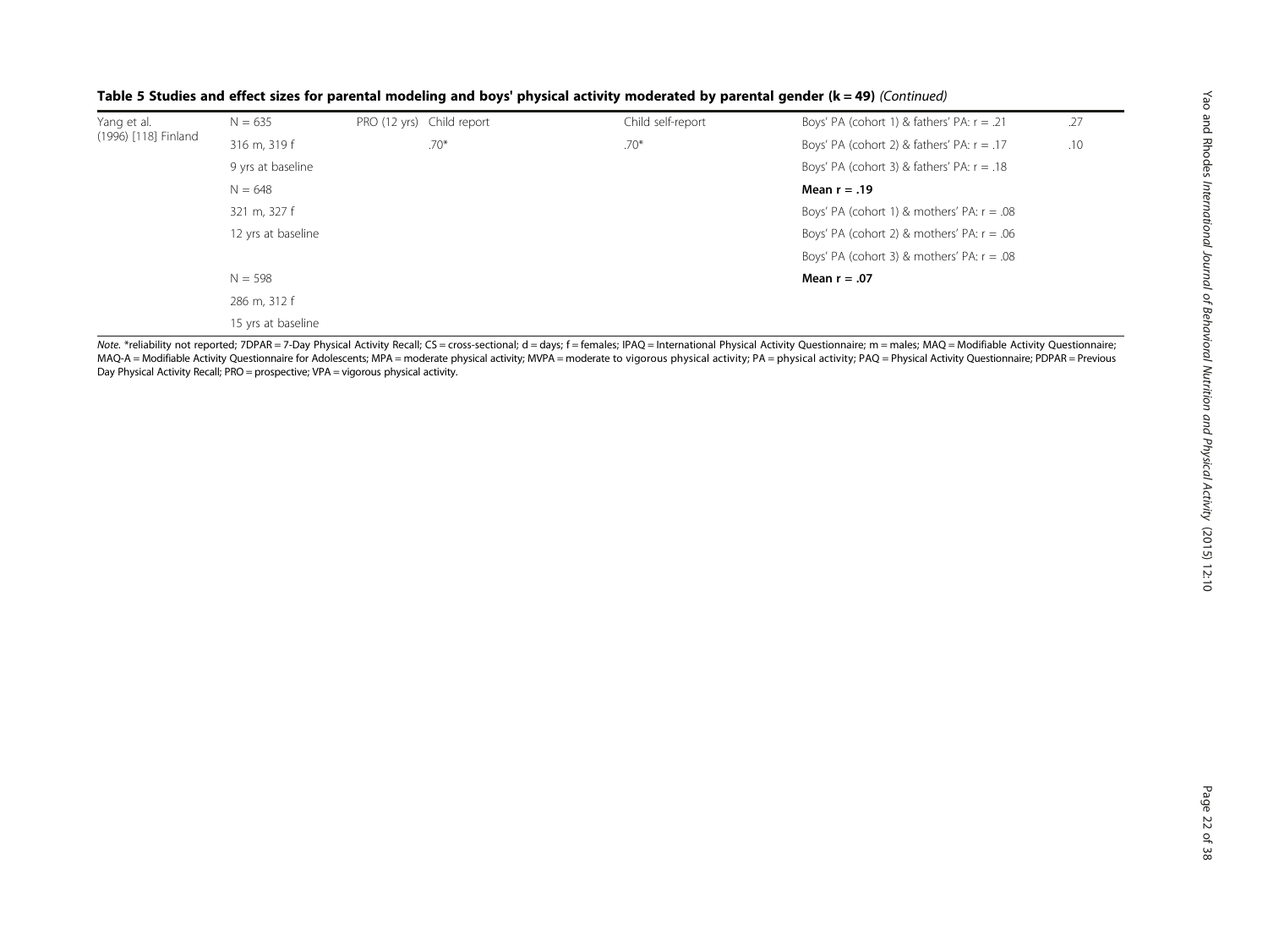**Table 5 Studies and effect sizes for parental modeling and boys' physical activity moderated by parental gender (k = 49)** *(Continued)*

| | | | | | | |
|---|---|---|---|---|---|---|
| Yang et al. (1996) [118] Finland | N = 635 | PRO (12 yrs) | Child report | Child self-report | Boys' PA (cohort 1) & fathers' PA: r = .21 | .27 |
| | 316 m, 319 f | | .70* | .70* | Boys' PA (cohort 2) & fathers' PA: r = .17 | .10 |
| | 9 yrs at baseline | | | | Boys' PA (cohort 3) & fathers' PA: r = .18 | |
| | N = 648 | | | | **Mean r = .19** | |
| | 321 m, 327 f | | | | Boys' PA (cohort 1) & mothers' PA: r = .08 | |
| | 12 yrs at baseline | | | | Boys' PA (cohort 2) & mothers' PA: r = .06 | |
| | | | | | Boys' PA (cohort 3) & mothers' PA: r = .08 | |
| | N = 598 | | | | **Mean r = .07** | |
| | 286 m, 312 f | | | | | |
| | 15 yrs at baseline | | | | | |

*Note.* *reliability not reported; 7DPAR = 7-Day Physical Activity Recall; CS = cross-sectional; d = days; f = females; IPAQ = International Physical Activity Questionnaire; m = males; MAQ = Modifiable Activity Questionnaire; MAQ-A = Modifiable Activity Questionnaire for Adolescents; MPA = moderate physical activity; MVPA = moderate to vigorous physical activity; PA = physical activity; PAQ = Physical Activity Questionnaire; PDPAR = Previous Day Physical Activity Recall; PRO = prospective; VPA = vigorous physical activity.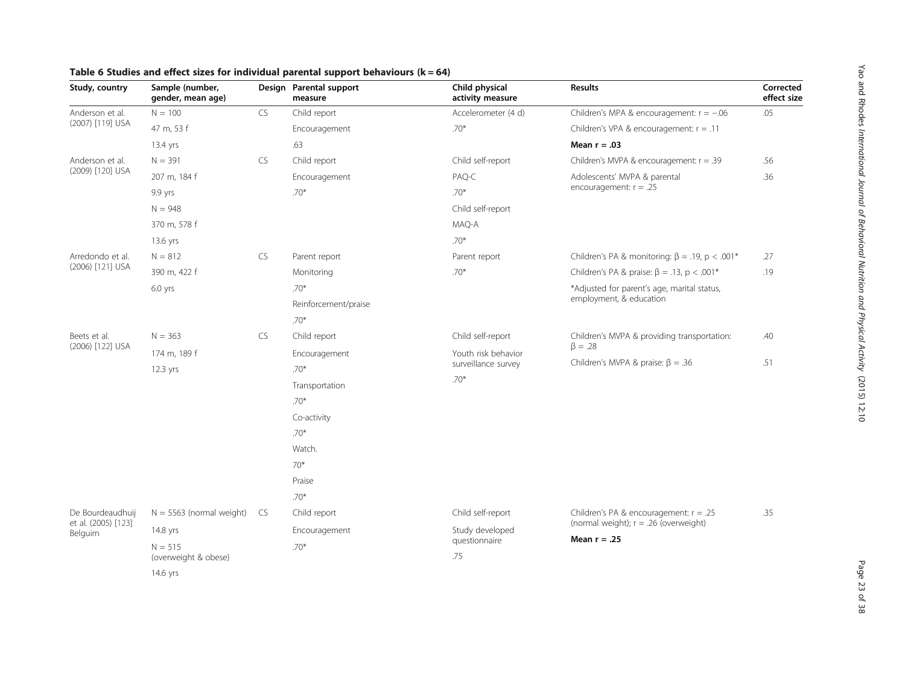**Table 6 Studies and effect sizes for individual parental support behaviours (k = 64)**

| Study, country | Sample (number, gender, mean age) | Design | Parental support measure | Child physical activity measure | Results | Corrected effect size |
|---|---|---|---|---|---|---|
| Anderson et al. (2007) [119] USA | N = 100<br>47 m, 53 f<br>13.4 yrs | CS | Child report<br>Encouragement<br>.63 | Accelerometer (4 d)<br>.70* | Children's MPA & encouragement: r = −.06<br>Children's VPA & encouragement: r = .11<br>**Mean r = .03** | .05 |
| Anderson et al. (2009) [120] USA | N = 391<br>207 m, 184 f<br>9.9 yrs<br>N = 948<br>370 m, 578 f<br>13.6 yrs | CS | Child report<br>Encouragement<br>.70* | Child self-report<br>PAQ-C<br>.70*<br>Child self-report<br>MAQ-A<br>.70* | Children's MVPA & encouragement: r = .39<br>Adolescents' MVPA & parental encouragement: r = .25 | .56<br>.36 |
| Arredondo et al. (2006) [121] USA | N = 812<br>390 m, 422 f<br>6.0 yrs | CS | Parent report<br>Monitoring<br>.70*<br>Reinforcement/praise<br>.70* | Parent report<br>.70* | Children's PA & monitoring: β = .19, p < .001*<br>Children's PA & praise: β = .13, p < .001*<br>*Adjusted for parent's age, marital status, employment, & education | .27<br>.19 |
| Beets et al. (2006) [122] USA | N = 363<br>174 m, 189 f<br>12.3 yrs | CS | Child report<br>Encouragement<br>.70*<br>Transportation<br>.70*<br>Co-activity<br>.70*<br>Watch.<br>70*<br>Praise<br>.70* | Child self-report<br>Youth risk behavior surveillance survey<br>.70* | Children's MVPA & providing transportation: β = .28<br>Children's MVPA & praise: β = .36 | .40<br>.51 |
| De Bourdeaudhuij et al. (2005) [123] Belguim | N = 5563 (normal weight)<br>14.8 yrs<br>N = 515 (overweight & obese)<br>14.6 yrs | CS | Child report<br>Encouragement<br>.70* | Child self-report<br>Study developed questionnaire<br>.75 | Children's PA & encouragement: r = .25 (normal weight); r = .26 (overweight)<br>**Mean r = .25** | .35 |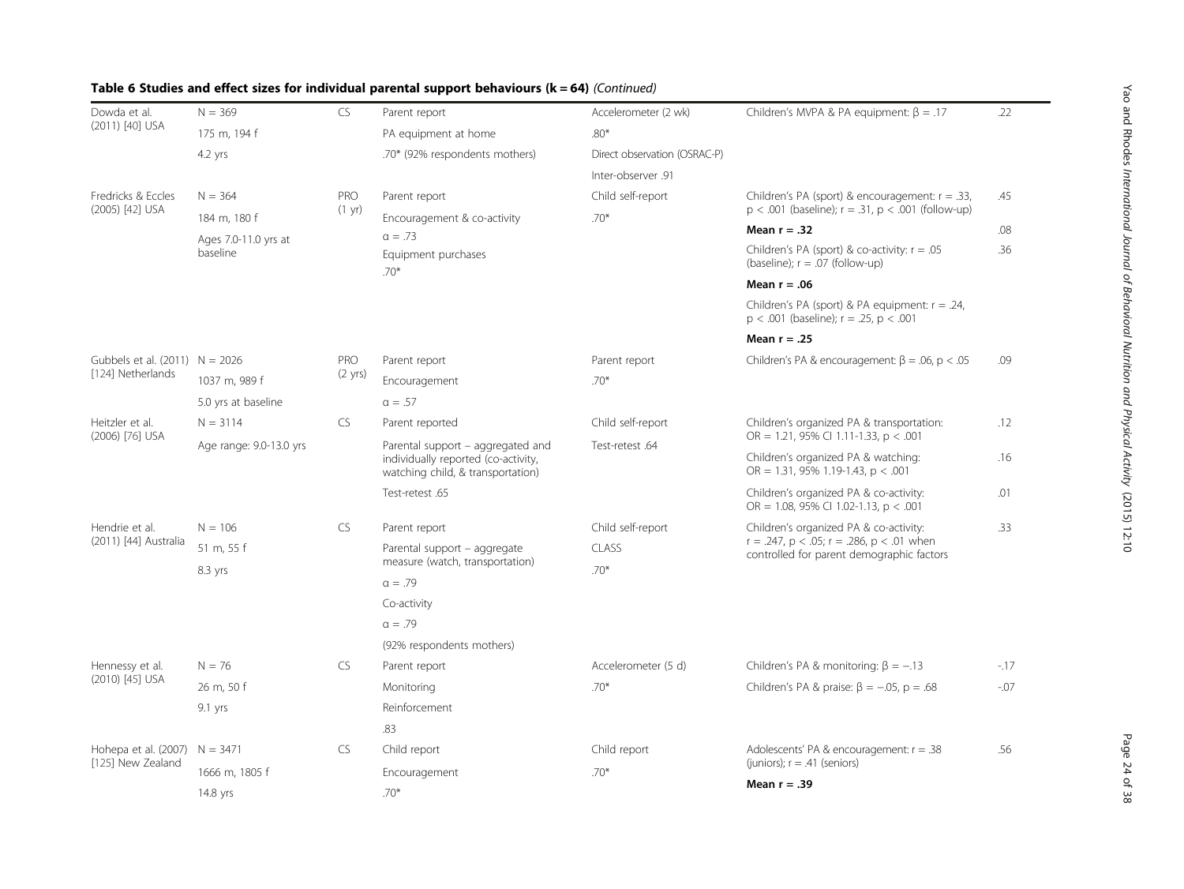**Table 6 Studies and effect sizes for individual parental support behaviours (k = 64)** *(Continued)*

| | | | | | | |
|---|---|---|---|---|---|---|
| Dowda et al. (2011) [40] USA | N = 369<br>175 m, 194 f<br>4.2 yrs | CS | Parent report<br>PA equipment at home<br>.70* (92% respondents mothers) | Accelerometer (2 wk)<br>.80*<br>Direct observation (OSRAC-P)<br>Inter-observer .91 | Children's MVPA & PA equipment: $\beta = .17$ | .22 |
| Fredricks & Eccles (2005) [42] USA | N = 364<br>184 m, 180 f<br>Ages 7.0-11.0 yrs at baseline | PRO (1 yr) | Parent report<br>Encouragement & co-activity<br>$\alpha = .73$<br>Equipment purchases<br>.70* | Child self-report<br>.70* | Children's PA (sport) & encouragement: r = .33, p < .001 (baseline); r = .31, p < .001 (follow-up)<br>**Mean r = .32** | .45 |
| | | | | | Children's PA (sport) & co-activity: r = .05 (baseline); r = .07 (follow-up)<br>**Mean r = .06** | .08 |
| | | | | | Children's PA (sport) & PA equipment: r = .24, p < .001 (baseline); r = .25, p < .001<br>**Mean r = .25** | .36 |
| Gubbels et al. (2011) [124] Netherlands | N = 2026<br>1037 m, 989 f<br>5.0 yrs at baseline | PRO (2 yrs) | Parent report<br>Encouragement<br>$\alpha = .57$ | Parent report<br>.70* | Children's PA & encouragement: $\beta = .06$, p < .05 | .09 |
| Heitzler et al. (2006) [76] USA | N = 3114<br>Age range: 9.0-13.0 yrs | CS | Parent reported<br>Parental support – aggregated and individually reported (co-activity, watching child, & transportation)<br>Test-retest .65 | Child self-report<br>Test-retest .64 | Children's organized PA & transportation: OR = 1.21, 95% CI 1.11-1.33, p < .001 | .12 |
| | | | | | Children's organized PA & watching: OR = 1.31, 95% 1.19-1.43, p < .001 | .16 |
| | | | | | Children's organized PA & co-activity: OR = 1.08, 95% CI 1.02-1.13, p < .001 | .01 |
| Hendrie et al. (2011) [44] Australia | N = 106<br>51 m, 55 f<br>8.3 yrs | CS | Parent report<br>Parental support – aggregate measure (watch, transportation)<br>$\alpha = .79$<br>Co-activity<br>$\alpha = .79$<br>(92% respondents mothers) | Child self-report<br>CLASS<br>.70* | Children's organized PA & co-activity: r = .247, p < .05; r = .286, p < .01 when controlled for parent demographic factors | .33 |
| Hennessy et al. (2010) [45] USA | N = 76<br>26 m, 50 f<br>9.1 yrs | CS | Parent report<br>Monitoring<br>Reinforcement<br>.83 | Accelerometer (5 d)<br>.70* | Children's PA & monitoring: $\beta = -.13$ | -.17 |
| | | | | | Children's PA & praise: $\beta = -.05$, p = .68 | -.07 |
| Hohepa et al. (2007) [125] New Zealand | N = 3471<br>1666 m, 1805 f<br>14.8 yrs | CS | Child report<br>Encouragement<br>.70* | Child report<br>.70* | Adolescents' PA & encouragement: r = .38 (juniors); r = .41 (seniors)<br>**Mean r = .39** | .56 |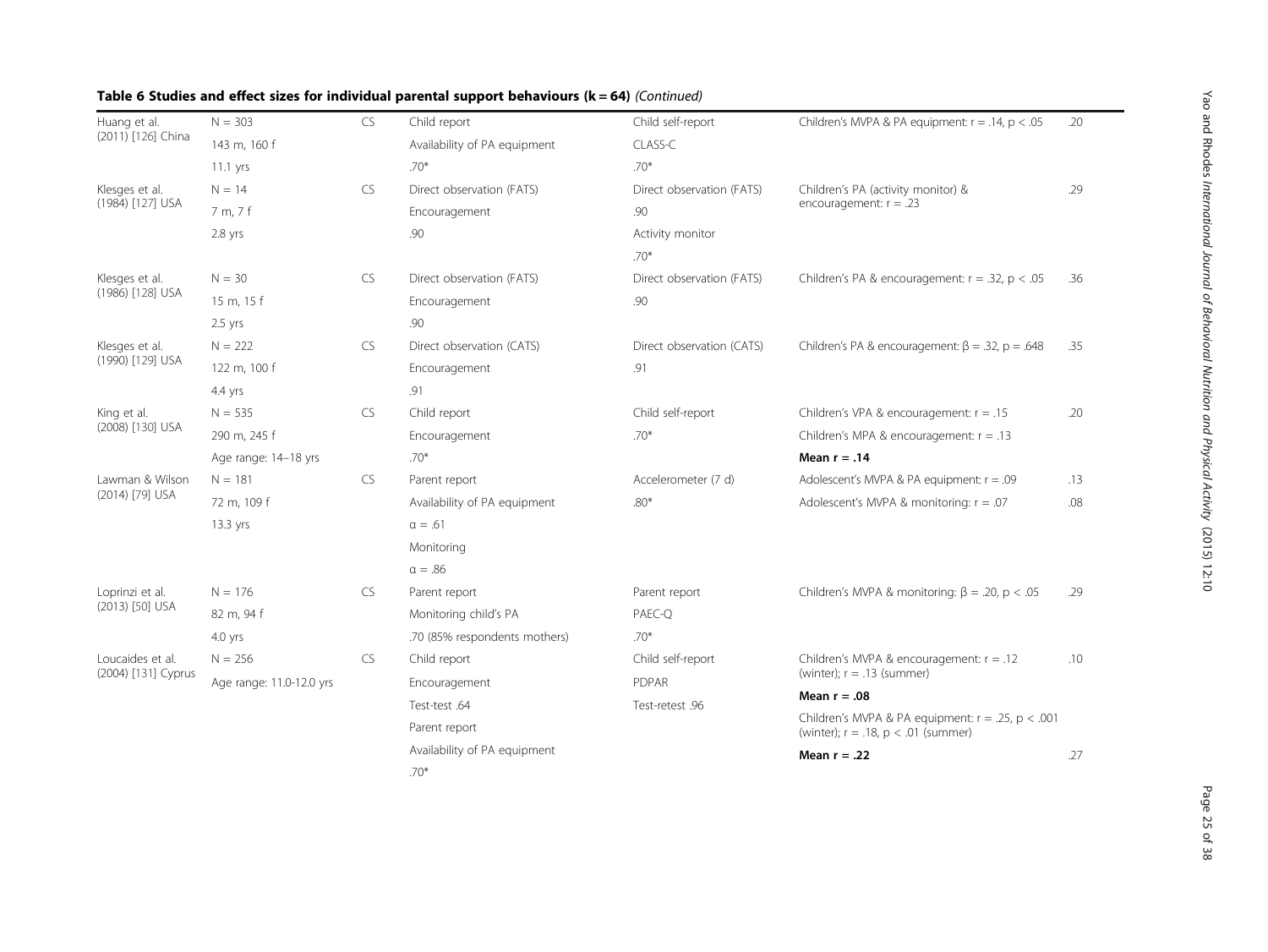**Table 6 Studies and effect sizes for individual parental support behaviours (k = 64)** *(Continued)*

| | | | | | | |
|---|---|---|---|---|---|---|
| Huang et al. (2011) [126] China | N = 303<br>143 m, 160 f<br>11.1 yrs | CS | Child report<br>Availability of PA equipment<br>.70* | Child self-report<br>CLASS-C<br>.70* | Children's MVPA & PA equipment: r = .14, p < .05 | .20 |
| Klesges et al. (1984) [127] USA | N = 14<br>7 m, 7 f<br>2.8 yrs | CS | Direct observation (FATS)<br>Encouragement<br>.90 | Direct observation (FATS)<br>.90<br>Activity monitor<br>.70* | Children's PA (activity monitor) & encouragement: r = .23 | .29 |
| Klesges et al. (1986) [128] USA | N = 30<br>15 m, 15 f<br>2.5 yrs | CS | Direct observation (FATS)<br>Encouragement<br>.90 | Direct observation (FATS)<br>.90 | Children's PA & encouragement: r = .32, p < .05 | .36 |
| Klesges et al. (1990) [129] USA | N = 222<br>122 m, 100 f<br>4.4 yrs | CS | Direct observation (CATS)<br>Encouragement<br>.91 | Direct observation (CATS)<br>.91 | Children's PA & encouragement: β = .32, p = .648 | .35 |
| King et al. (2008) [130] USA | N = 535<br>290 m, 245 f<br>Age range: 14–18 yrs | CS | Child report<br>Encouragement<br>.70* | Child self-report<br>.70* | Children's VPA & encouragement: r = .15<br>Children's MPA & encouragement: r = .13<br>**Mean r = .14** | .20 |
| Lawman & Wilson (2014) [79] USA | N = 181<br>72 m, 109 f<br>13.3 yrs | CS | Parent report<br>Availability of PA equipment<br>α = .61<br>Monitoring<br>α = .86 | Accelerometer (7 d)<br>.80* | Adolescent's MVPA & PA equipment: r = .09<br>Adolescent's MVPA & monitoring: r = .07 | .13<br>.08 |
| Loprinzi et al. (2013) [50] USA | N = 176<br>82 m, 94 f<br>4.0 yrs | CS | Parent report<br>Monitoring child's PA<br>.70 (85% respondents mothers) | Parent report<br>PAEC-Q<br>.70* | Children's MVPA & monitoring: β = .20, p < .05 | .29 |
| Loucaides et al. (2004) [131] Cyprus | N = 256<br>Age range: 11.0-12.0 yrs | CS | Child report<br>Encouragement<br>Test-test .64<br>Parent report<br>Availability of PA equipment<br>.70* | Child self-report<br>PDPAR<br>Test-retest .96 | Children's MVPA & encouragement: r = .12 (winter); r = .13 (summer)<br>**Mean r = .08**<br>Children's MVPA & PA equipment: r = .25, p < .001 (winter); r = .18, p < .01 (summer)<br>**Mean r = .22** | .10<br><br><br>.27 |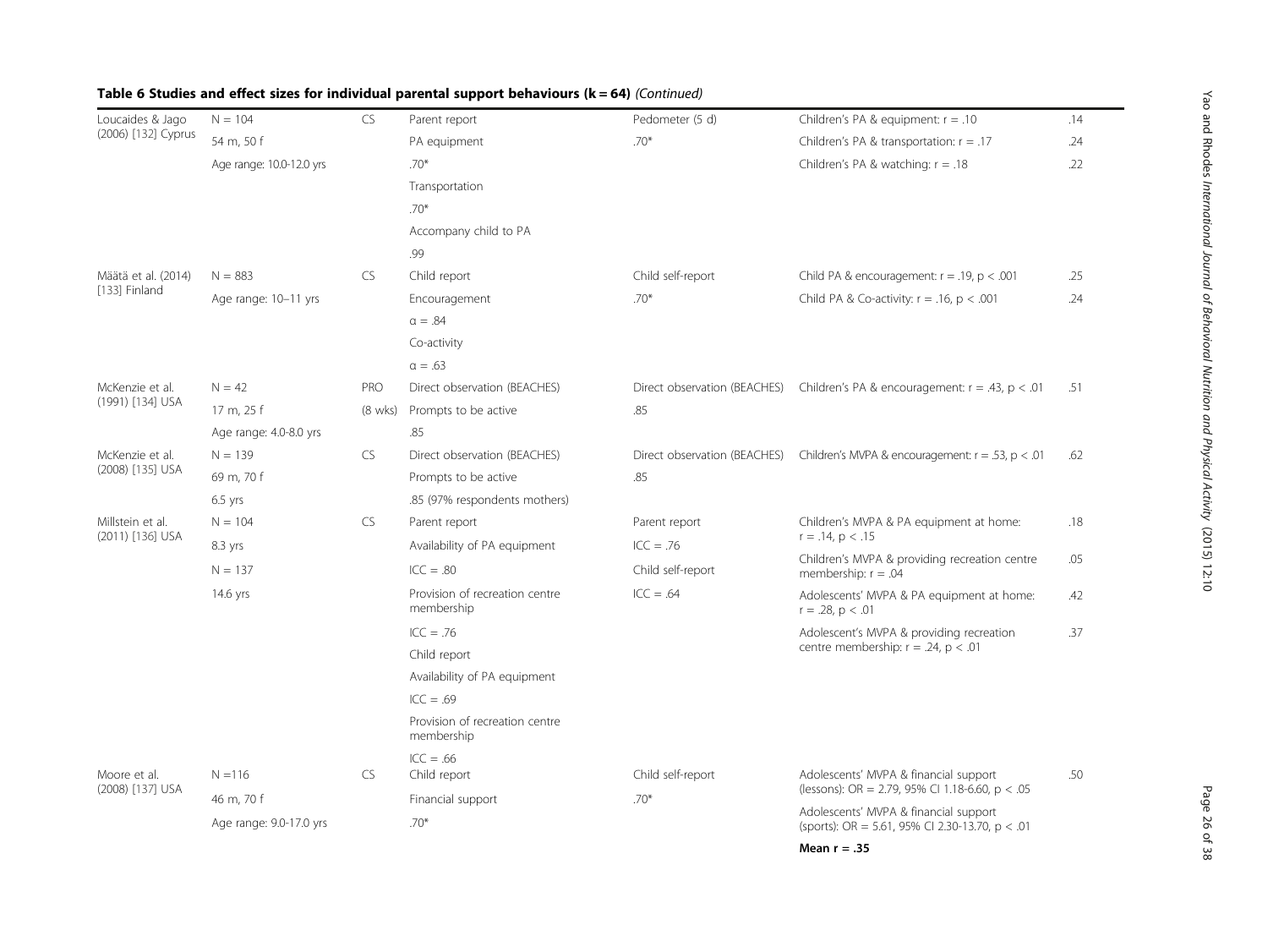**Table 6 Studies and effect sizes for individual parental support behaviours (k = 64)** *(Continued)*

| | | | | | | |
|---|---|---|---|---|---|---|
| Loucaides & Jago (2006) [132] Cyprus | N = 104<br>54 m, 50 f<br>Age range: 10.0-12.0 yrs | CS | Parent report<br>PA equipment<br>.70*<br>Transportation<br>.70*<br>Accompany child to PA<br>.99 | Pedometer (5 d)<br>.70* | Children's PA & equipment: r = .10<br>Children's PA & transportation: r = .17<br>Children's PA & watching: r = .18 | .14<br>.24<br>.22 |
| Määtä et al. (2014) [133] Finland | N = 883<br>Age range: 10–11 yrs | CS | Child report<br>Encouragement<br>α = .84<br>Co-activity<br>α = .63 | Child self-report<br>.70* | Child PA & encouragement: r = .19, p < .001<br>Child PA & Co-activity: r = .16, p < .001 | .25<br>.24 |
| McKenzie et al. (1991) [134] USA | N = 42<br>17 m, 25 f<br>Age range: 4.0-8.0 yrs | PRO<br>(8 wks) | Direct observation (BEACHES)<br>Prompts to be active<br>.85 | Direct observation (BEACHES)<br>.85 | Children's PA & encouragement: r = .43, p < .01 | .51 |
| McKenzie et al. (2008) [135] USA | N = 139<br>69 m, 70 f<br>6.5 yrs | CS | Direct observation (BEACHES)<br>Prompts to be active<br>.85 (97% respondents mothers) | Direct observation (BEACHES)<br>.85 | Children's MVPA & encouragement: r = .53, p < .01 | .62 |
| Millstein et al. (2011) [136] USA | N = 104<br>8.3 yrs<br>N = 137<br>14.6 yrs | CS | Parent report<br>Availability of PA equipment<br>ICC = .80<br>Provision of recreation centre membership<br>ICC = .76<br>Child report<br>Availability of PA equipment<br>ICC = .69<br>Provision of recreation centre membership<br>ICC = .66 | Parent report<br>ICC = .76<br>Child self-report<br>ICC = .64 | Children's MVPA & PA equipment at home: r = .14, p < .15<br>Children's MVPA & providing recreation centre membership: r = .04<br>Adolescents' MVPA & PA equipment at home: r = .28, p < .01<br>Adolescent's MVPA & providing recreation centre membership: r = .24, p < .01 | .18<br>.05<br>.42<br>.37 |
| Moore et al. (2008) [137] USA | N =116<br>46 m, 70 f<br>Age range: 9.0-17.0 yrs | CS | Child report<br>Financial support<br>.70* | Child self-report<br>.70* | Adolescents' MVPA & financial support (lessons): OR = 2.79, 95% CI 1.18-6.60, p < .05<br>Adolescents' MVPA & financial support (sports): OR = 5.61, 95% CI 2.30-13.70, p < .01 | .50 |
| | | | | | **Mean r = .35** | |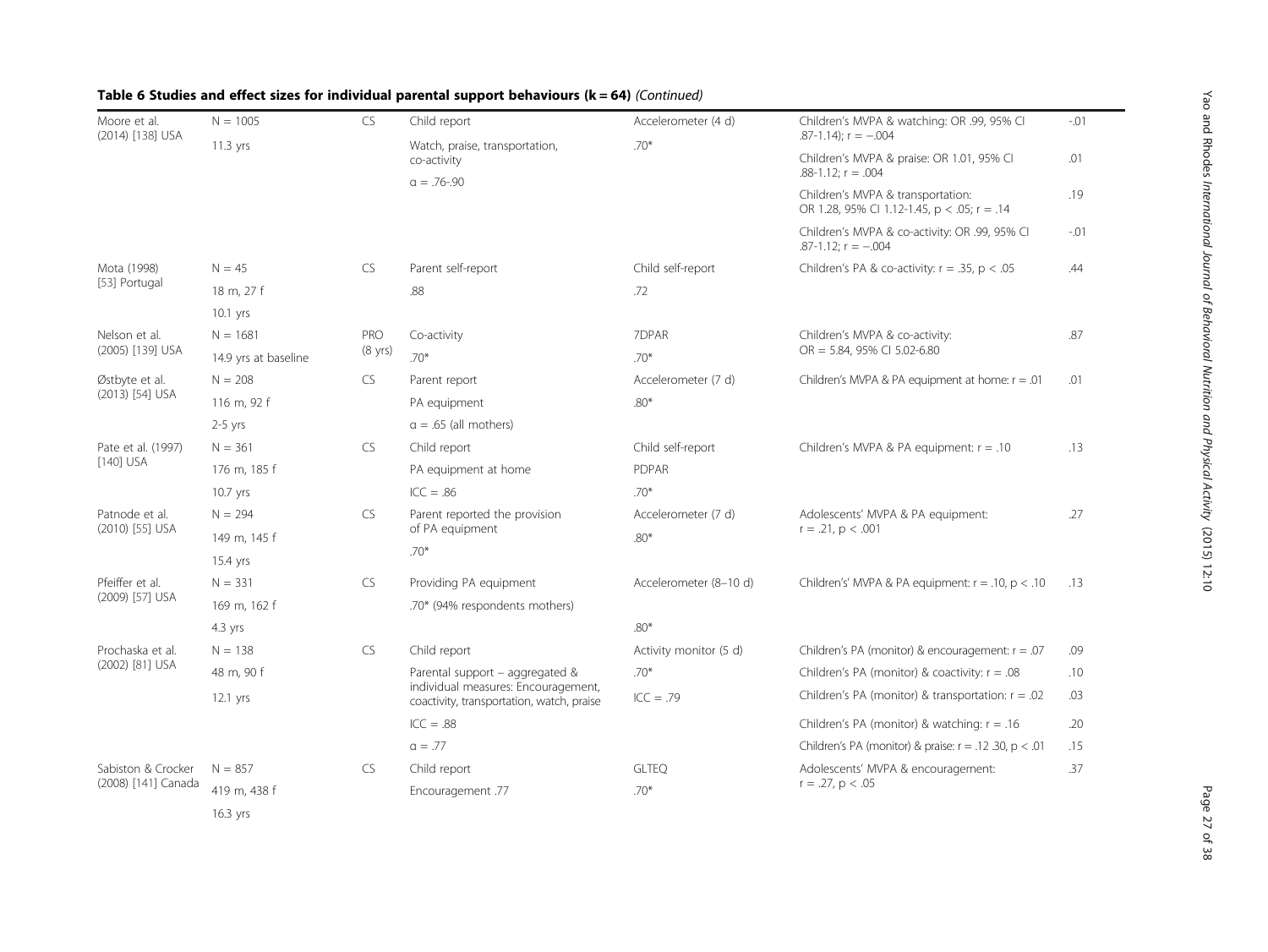**Table 6 Studies and effect sizes for individual parental support behaviours (k = 64)** *(Continued)*

| | | | | | | |
|---|---|---|---|---|---|---|
| Moore et al. (2014) [138] USA | N = 1005<br>11.3 yrs | CS | Child report<br>Watch, praise, transportation, co-activity<br>α = .76-.90 | Accelerometer (4 d)<br>.70* | Children's MVPA & watching: OR .99, 95% CI .87-1.14); r = −.004 | -.01 |
| | | | | | Children's MVPA & praise: OR 1.01, 95% CI .88-1.12; r = .004 | .01 |
| | | | | | Children's MVPA & transportation: OR 1.28, 95% CI 1.12-1.45, p < .05; r = .14 | .19 |
| | | | | | Children's MVPA & co-activity: OR .99, 95% CI .87-1.12; r = −.004 | -.01 |
| Mota (1998) [53] Portugal | N = 45<br>18 m, 27 f<br>10.1 yrs | CS | Parent self-report<br>.88 | Child self-report<br>.72 | Children's PA & co-activity: r = .35, p < .05 | .44 |
| Nelson et al. (2005) [139] USA | N = 1681<br>14.9 yrs at baseline | PRO (8 yrs) | Co-activity<br>.70* | 7DPAR<br>.70* | Children's MVPA & co-activity: OR = 5.84, 95% CI 5.02-6.80 | .87 |
| Østbyte et al. (2013) [54] USA | N = 208<br>116 m, 92 f<br>2-5 yrs | CS | Parent report<br>PA equipment<br>α = .65 (all mothers) | Accelerometer (7 d)<br>.80* | Children's MVPA & PA equipment at home: r = .01 | .01 |
| Pate et al. (1997) [140] USA | N = 361<br>176 m, 185 f<br>10.7 yrs | CS | Child report<br>PA equipment at home<br>ICC = .86 | Child self-report<br>PDPAR<br>.70* | Children's MVPA & PA equipment: r = .10 | .13 |
| Patnode et al. (2010) [55] USA | N = 294<br>149 m, 145 f<br>15.4 yrs | CS | Parent reported the provision of PA equipment<br>.70* | Accelerometer (7 d)<br>.80* | Adolescents' MVPA & PA equipment: r = .21, p < .001 | .27 |
| Pfeiffer et al. (2009) [57] USA | N = 331<br>169 m, 162 f<br>4.3 yrs | CS | Providing PA equipment<br>.70* (94% respondents mothers) | Accelerometer (8–10 d)<br>.80* | Children's' MVPA & PA equipment: r = .10, p < .10 | .13 |
| Prochaska et al. (2002) [81] USA | N = 138<br>48 m, 90 f<br>12.1 yrs | CS | Child report<br>Parental support – aggregated & individual measures: Encouragement, coactivity, transportation, watch, praise<br>ICC = .88<br>α = .77 | Activity monitor (5 d)<br>.70*<br>ICC = .79 | Children's PA (monitor) & encouragement: r = .07 | .09 |
| | | | | | Children's PA (monitor) & coactivity: r = .08 | .10 |
| | | | | | Children's PA (monitor) & transportation: r = .02 | .03 |
| | | | | | Children's PA (monitor) & watching: r = .16 | .20 |
| | | | | | Children's PA (monitor) & praise: r = .12 .30, p < .01 | .15 |
| Sabiston & Crocker (2008) [141] Canada | N = 857<br>419 m, 438 f<br>16.3 yrs | CS | Child report<br>Encouragement .77 | GLTEQ<br>.70* | Adolescents' MVPA & encouragement: r = .27, p < .05 | .37 |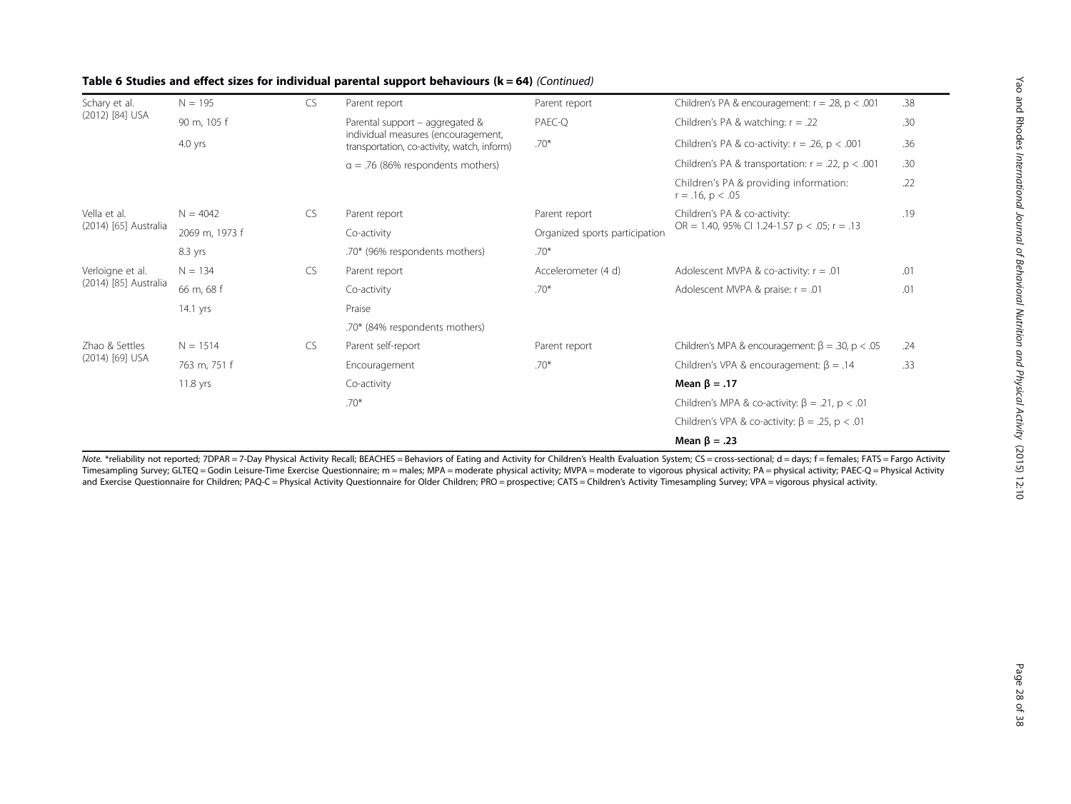**Table 6 Studies and effect sizes for individual parental support behaviours (k = 64)** *(Continued)*

| | | | | | | |
|---|---|---|---|---|---|---|
| Schary et al. (2012) [84] USA | N = 195 | CS | Parent report | Parent report | Children's PA & encouragement: r = .28, p < .001 | .38 |
| | 90 m, 105 f | | Parental support – aggregated & individual measures (encouragement, transportation, co-activity, watch, inform) | PAEC-Q | Children's PA & watching: r = .22 | .30 |
| | 4.0 yrs | | | .70* | Children's PA & co-activity: r = .26, p < .001 | .36 |
| | | | α = .76 (86% respondents mothers) | | Children's PA & transportation: r = .22, p < .001 | .30 |
| | | | | | Children's PA & providing information: r = .16, p < .05 | .22 |
| Vella et al. (2014) [65] Australia | N = 4042 | CS | Parent report | Parent report | Children's PA & co-activity: OR = 1.40, 95% CI 1.24-1.57 p < .05; r = .13 | .19 |
| | 2069 m, 1973 f | | Co-activity | Organized sports participation | | |
| | 8.3 yrs | | .70* (96% respondents mothers) | .70* | | |
| Verloigne et al. (2014) [85] Australia | N = 134 | CS | Parent report | Accelerometer (4 d) | Adolescent MVPA & co-activity: r = .01 | .01 |
| | 66 m, 68 f | | Co-activity | .70* | Adolescent MVPA & praise: r = .01 | .01 |
| | 14.1 yrs | | Praise | | | |
| | | | .70* (84% respondents mothers) | | | |
| Zhao & Settles (2014) [69] USA | N = 1514 | CS | Parent self-report | Parent report | Children's MPA & encouragement: β = .30, p < .05 | .24 |
| | 763 m, 751 f | | Encouragement | .70* | Children's VPA & encouragement: β = .14 | .33 |
| | 11.8 yrs | | Co-activity | | **Mean β = .17** | |
| | | | .70* | | Children's MPA & co-activity: β = .21, p < .01 | |
| | | | | | Children's VPA & co-activity: β = .25, p < .01 | |
| | | | | | **Mean β = .23** | |

*Note.* *reliability not reported; 7DPAR = 7-Day Physical Activity Recall; BEACHES = Behaviors of Eating and Activity for Children's Health Evaluation System; CS = cross-sectional; d = days; f = females; FATS = Fargo Activity Timesampling Survey; GLTEQ = Godin Leisure-Time Exercise Questionnaire; m = males; MPA = moderate physical activity; MVPA = moderate to vigorous physical activity; PA = physical activity; PAEC-Q = Physical Activity and Exercise Questionnaire for Children; PAQ-C = Physical Activity Questionnaire for Older Children; PRO = prospective; CATS = Children's Activity Timesampling Survey; VPA = vigorous physical activity.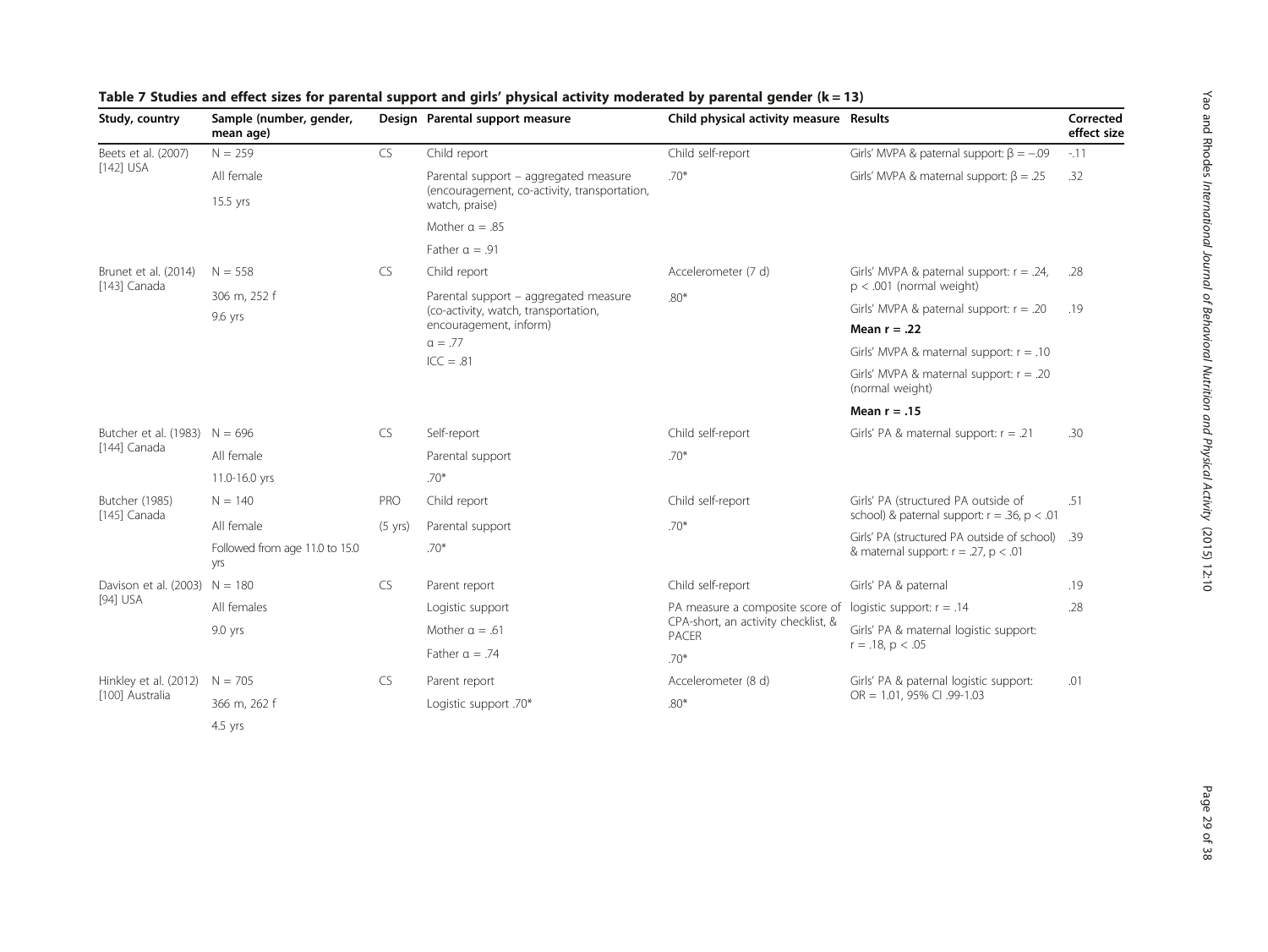**Table 7 Studies and effect sizes for parental support and girls' physical activity moderated by parental gender (k = 13)**

| Study, country | Sample (number, gender, mean age) | Design | Parental support measure | Child physical activity measure | Results | Corrected effect size |
|---|---|---|---|---|---|---|
| Beets et al. (2007) [142] USA | N = 259 | CS | Child report | Child self-report | Girls' MVPA & paternal support: β = −.09 | -.11 |
| | All female | | Parental support – aggregated measure (encouragement, co-activity, transportation, watch, praise) | .70* | Girls' MVPA & maternal support: β = .25 | .32 |
| | 15.5 yrs | | | | | |
| | | | Mother α = .85 | | | |
| | | | Father α = .91 | | | |
| Brunet et al. (2014) [143] Canada | N = 558 | CS | Child report | Accelerometer (7 d) | Girls' MVPA & paternal support: r = .24, p < .001 (normal weight) | .28 |
| | 306 m, 252 f | | Parental support – aggregated measure (co-activity, watch, transportation, encouragement, inform) | .80* | Girls' MVPA & paternal support: r = .20 | .19 |
| | 9.6 yrs | | | | **Mean r = .22** | |
| | | | α = .77 | | Girls' MVPA & maternal support: r = .10 | |
| | | | ICC = .81 | | Girls' MVPA & maternal support: r = .20 (normal weight) | |
| | | | | | **Mean r = .15** | |
| Butcher et al. (1983) [144] Canada | N = 696 | CS | Self-report | Child self-report | Girls' PA & maternal support: r = .21 | .30 |
| | All female | | Parental support | .70* | | |
| | 11.0-16.0 yrs | | .70* | | | |
| Butcher (1985) [145] Canada | N = 140 | PRO | Child report | Child self-report | Girls' PA (structured PA outside of school) & paternal support: r = .36, p < .01 | .51 |
| | All female | (5 yrs) | Parental support | .70* | Girls' PA (structured PA outside of school) & maternal support: r = .27, p < .01 | .39 |
| | Followed from age 11.0 to 15.0 yrs | | .70* | | | |
| Davison et al. (2003) [94] USA | N = 180 | CS | Parent report | Child self-report | Girls' PA & paternal | .19 |
| | All females | | Logistic support | PA measure a composite score of CPA-short, an activity checklist, & PACER | logistic support: r = .14 | .28 |
| | 9.0 yrs | | Mother α = .61 | | Girls' PA & maternal logistic support: r = .18, p < .05 | |
| | | | Father α = .74 | .70* | | |
| Hinkley et al. (2012) [100] Australia | N = 705 | CS | Parent report | Accelerometer (8 d) | Girls' PA & paternal logistic support: OR = 1.01, 95% CI .99-1.03 | .01 |
| | 366 m, 262 f | | Logistic support .70* | .80* | | |
| | 4.5 yrs | | | | | |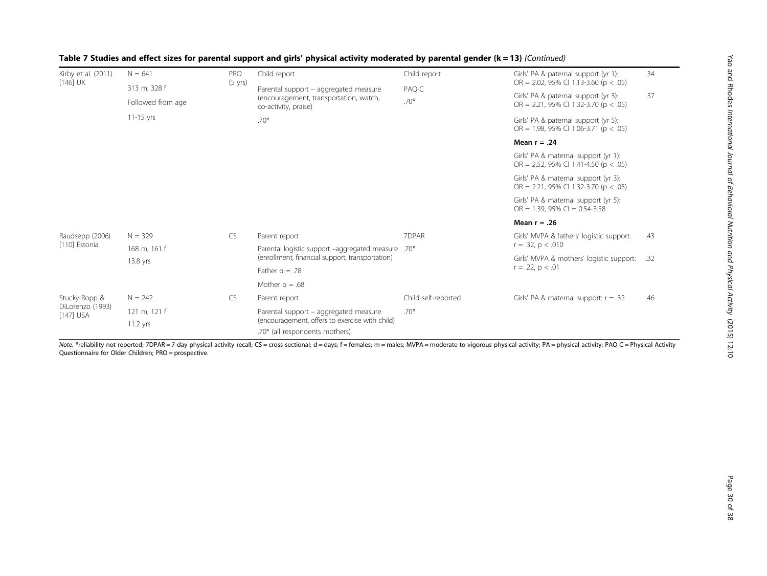**Table 7 Studies and effect sizes for parental support and girls' physical activity moderated by parental gender (k = 13)** *(Continued)*

| | | | | | | |
|---|---|---|---|---|---|---|
| Kirby et al. (2011) [146] UK | N = 641<br>313 m, 328 f<br>Followed from age<br>11-15 yrs | PRO (5 yrs) | Child report<br>Parental support – aggregated measure (encouragement, transportation, watch, co-activity, praise)<br>.70* | Child report<br>PAQ-C<br>.70* | Girls' PA & paternal support (yr 1): OR = 2.02, 95% CI 1.13-3.60 ($p < .05$) | .34 |
| | | | | | Girls' PA & paternal support (yr 3): OR = 2.21, 95% CI 1.32-3.70 ($p < .05$) | .37 |
| | | | | | Girls' PA & paternal support (yr 5): OR = 1.98, 95% CI 1.06-3.71 ($p < .05$) | |
| | | | | | **Mean r = .24** | |
| | | | | | Girls' PA & maternal support (yr 1): OR = 2.52, 95% CI 1.41-4.50 ($p < .05$) | |
| | | | | | Girls' PA & maternal support (yr 3): OR = 2.21, 95% CI 1.32-3.70 ($p < .05$) | |
| | | | | | Girls' PA & maternal support (yr 5): OR = 1.39, 95% CI = 0.54-3.58 | |
| | | | | | **Mean r = .26** | |
| Raudsepp (2006) [110] Estonia | N = 329<br>168 m, 161 f<br>13.8 yrs | CS | Parent report<br>Parental logistic support –aggregated measure (enrollment, financial support, transportation)<br>Father $\alpha = .78$<br>Mother $\alpha = .68$ | 7DPAR<br>.70* | Girls' MVPA & fathers' logistic support: $r = .32$, $p < .010$ | .43 |
| | | | | | Girls' MVPA & mothers' logistic support: $r = .22$, $p < .01$ | .32 |
| Stucky-Ropp & DiLorenzo (1993) [147] USA | N = 242<br>121 m, 121 f<br>11.2 yrs | CS | Parent report<br>Parental support – aggregated measure (encouragement, offers to exercise with child)<br>.70* (all respondents mothers) | Child self-reported<br>.70* | Girls' PA & maternal support: $r = .32$ | .46 |

*Note.* *reliability not reported; 7DPAR = 7-day physical activity recall; CS = cross-sectional; d = days; f = females; m = males; MVPA = moderate to vigorous physical activity; PA = physical activity; PAQ-C = Physical Activity Questionnaire for Older Children; PRO = prospective.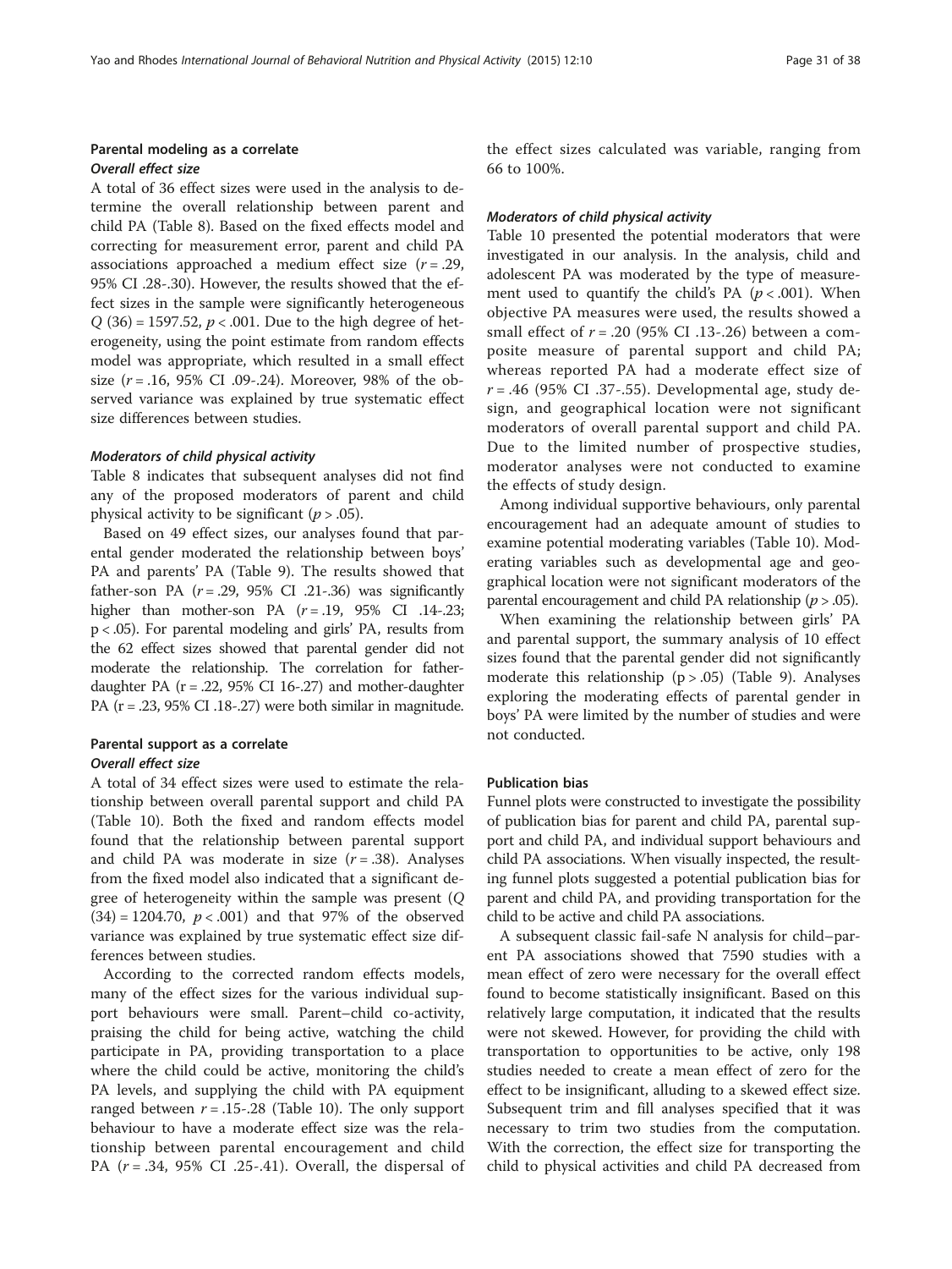### Parental modeling as a correlate

#### *Overall effect size*

A total of 36 effect sizes were used in the analysis to determine the overall relationship between parent and child PA (Table 8). Based on the fixed effects model and correcting for measurement error, parent and child PA associations approached a medium effect size ($r = .29$, 95% CI .28-.30). However, the results showed that the effect sizes in the sample were significantly heterogeneous $Q$ (36) = 1597.52, $p < .001$. Due to the high degree of heterogeneity, using the point estimate from random effects model was appropriate, which resulted in a small effect size ($r = .16$, 95% CI .09-.24). Moreover, 98% of the observed variance was explained by true systematic effect size differences between studies.

#### *Moderators of child physical activity*

Table 8 indicates that subsequent analyses did not find any of the proposed moderators of parent and child physical activity to be significant ($p > .05$).

Based on 49 effect sizes, our analyses found that parental gender moderated the relationship between boys' PA and parents' PA (Table 9). The results showed that father-son PA ($r = .29$, 95% CI .21-.36) was significantly higher than mother-son PA ($r = .19$, 95% CI .14-.23; $p < .05$). For parental modeling and girls' PA, results from the 62 effect sizes showed that parental gender did not moderate the relationship. The correlation for father-daughter PA ($r = .22$, 95% CI 16-.27) and mother-daughter PA ($r = .23$, 95% CI .18-.27) were both similar in magnitude.

### Parental support as a correlate

#### *Overall effect size*

A total of 34 effect sizes were used to estimate the relationship between overall parental support and child PA (Table 10). Both the fixed and random effects model found that the relationship between parental support and child PA was moderate in size ($r = .38$). Analyses from the fixed model also indicated that a significant degree of heterogeneity within the sample was present ($Q$ (34) = 1204.70, $p < .001$) and that 97% of the observed variance was explained by true systematic effect size differences between studies.

According to the corrected random effects models, many of the effect sizes for the various individual support behaviours were small. Parent–child co-activity, praising the child for being active, watching the child participate in PA, providing transportation to a place where the child could be active, monitoring the child's PA levels, and supplying the child with PA equipment ranged between $r = .15$-.28 (Table 10). The only support behaviour to have a moderate effect size was the relationship between parental encouragement and child PA ($r = .34$, 95% CI .25-.41). Overall, the dispersal of the effect sizes calculated was variable, ranging from 66 to 100%.

#### *Moderators of child physical activity*

Table 10 presented the potential moderators that were investigated in our analysis. In the analysis, child and adolescent PA was moderated by the type of measurement used to quantify the child's PA ($p < .001$). When objective PA measures were used, the results showed a small effect of $r = .20$ (95% CI .13-.26) between a composite measure of parental support and child PA; whereas reported PA had a moderate effect size of $r = .46$ (95% CI .37-.55). Developmental age, study design, and geographical location were not significant moderators of overall parental support and child PA. Due to the limited number of prospective studies, moderator analyses were not conducted to examine the effects of study design.

Among individual supportive behaviours, only parental encouragement had an adequate amount of studies to examine potential moderating variables (Table 10). Moderating variables such as developmental age and geographical location were not significant moderators of the parental encouragement and child PA relationship ($p > .05$).

When examining the relationship between girls' PA and parental support, the summary analysis of 10 effect sizes found that the parental gender did not significantly moderate this relationship ($p > .05$) (Table 9). Analyses exploring the moderating effects of parental gender in boys' PA were limited by the number of studies and were not conducted.

### Publication bias

Funnel plots were constructed to investigate the possibility of publication bias for parent and child PA, parental support and child PA, and individual support behaviours and child PA associations. When visually inspected, the resulting funnel plots suggested a potential publication bias for parent and child PA, and providing transportation for the child to be active and child PA associations.

A subsequent classic fail-safe N analysis for child–parent PA associations showed that 7590 studies with a mean effect of zero were necessary for the overall effect found to become statistically insignificant. Based on this relatively large computation, it indicated that the results were not skewed. However, for providing the child with transportation to opportunities to be active, only 198 studies needed to create a mean effect of zero for the effect to be insignificant, alluding to a skewed effect size. Subsequent trim and fill analyses specified that it was necessary to trim two studies from the computation. With the correction, the effect size for transporting the child to physical activities and child PA decreased from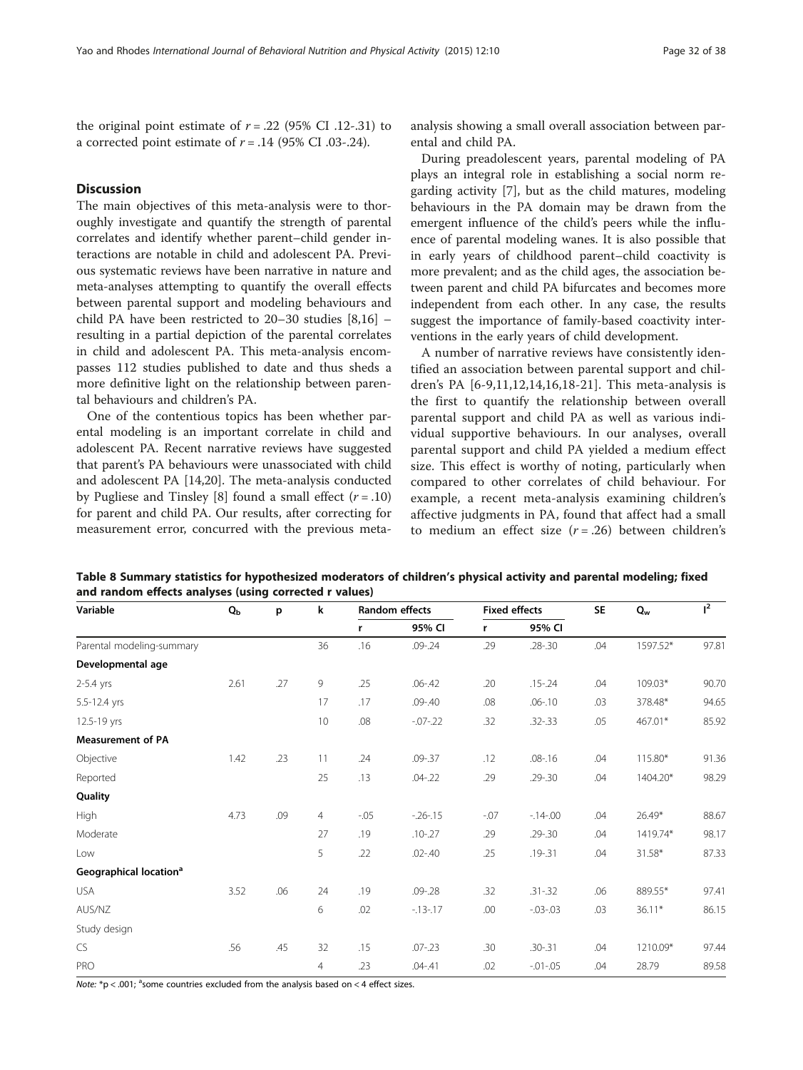the original point estimate of $r = .22$ (95% CI .12-.31) to a corrected point estimate of $r = .14$ (95% CI .03-.24).

## Discussion

The main objectives of this meta-analysis were to thoroughly investigate and quantify the strength of parental correlates and identify whether parent–child gender interactions are notable in child and adolescent PA. Previous systematic reviews have been narrative in nature and meta-analyses attempting to quantify the overall effects between parental support and modeling behaviours and child PA have been restricted to 20–30 studies [8,16] – resulting in a partial depiction of the parental correlates in child and adolescent PA. This meta-analysis encompasses 112 studies published to date and thus sheds a more definitive light on the relationship between parental behaviours and children's PA.

One of the contentious topics has been whether parental modeling is an important correlate in child and adolescent PA. Recent narrative reviews have suggested that parent's PA behaviours were unassociated with child and adolescent PA [14,20]. The meta-analysis conducted by Pugliese and Tinsley [8] found a small effect ($r = .10$) for parent and child PA. Our results, after correcting for measurement error, concurred with the previous meta-analysis showing a small overall association between parental and child PA.

During preadolescent years, parental modeling of PA plays an integral role in establishing a social norm regarding activity [7], but as the child matures, modeling behaviours in the PA domain may be drawn from the emergent influence of the child's peers while the influence of parental modeling wanes. It is also possible that in early years of childhood parent–child coactivity is more prevalent; and as the child ages, the association between parent and child PA bifurcates and becomes more independent from each other. In any case, the results suggest the importance of family-based coactivity interventions in the early years of child development.

A number of narrative reviews have consistently identified an association between parental support and children's PA [6-9,11,12,14,16,18-21]. This meta-analysis is the first to quantify the relationship between overall parental support and child PA as well as various individual supportive behaviours. In our analyses, overall parental support and child PA yielded a medium effect size. This effect is worthy of noting, particularly when compared to other correlates of child behaviour. For example, a recent meta-analysis examining children's affective judgments in PA, found that affect had a small to medium an effect size ($r = .26$) between children's

**Table 8 Summary statistics for hypothesized moderators of children's physical activity and parental modeling; fixed and random effects analyses (using corrected r values)**

| Variable | $Q_b$ | p | k | Random effects | | Fixed effects | | SE | $Q_w$ | $I^2$ |
|---|---|---|---|---|---|---|---|---|---|---|
| | | | | r | 95% CI | r | 95% CI | | | |
| Parental modeling-summary | | | 36 | .16 | .09-.24 | .29 | .28-.30 | .04 | 1597.52* | 97.81 |
| **Developmental age** | | | | | | | | | | |
| 2-5.4 yrs | 2.61 | .27 | 9 | .25 | .06-.42 | .20 | .15-.24 | .04 | 109.03* | 90.70 |
| 5.5-12.4 yrs | | | 17 | .17 | .09-.40 | .08 | .06-.10 | .03 | 378.48* | 94.65 |
| 12.5-19 yrs | | | 10 | .08 | -.07-.22 | .32 | .32-.33 | .05 | 467.01* | 85.92 |
| **Measurement of PA** | | | | | | | | | | |
| Objective | 1.42 | .23 | 11 | .24 | .09-.37 | .12 | .08-.16 | .04 | 115.80* | 91.36 |
| Reported | | | 25 | .13 | .04-.22 | .29 | .29-.30 | .04 | 1404.20* | 98.29 |
| **Quality** | | | | | | | | | | |
| High | 4.73 | .09 | 4 | -.05 | -.26-.15 | -.07 | -.14-.00 | .04 | 26.49* | 88.67 |
| Moderate | | | 27 | .19 | .10-.27 | .29 | .29-.30 | .04 | 1419.74* | 98.17 |
| Low | | | 5 | .22 | .02-.40 | .25 | .19-.31 | .04 | 31.58* | 87.33 |
| **Geographical location[a]** | | | | | | | | | | |
| USA | 3.52 | .06 | 24 | .19 | .09-.28 | .32 | .31-.32 | .06 | 889.55* | 97.41 |
| AUS/NZ | | | 6 | .02 | -.13-.17 | .00 | -.03-.03 | .03 | 36.11* | 86.15 |
| Study design | | | | | | | | | | |
| CS | .56 | .45 | 32 | .15 | .07-.23 | .30 | .30-.31 | .04 | 1210.09* | 97.44 |
| PRO | | | 4 | .23 | .04-.41 | .02 | -.01-.05 | .04 | 28.79 | 89.58 |

*Note:* *p < .001; [a]some countries excluded from the analysis based on < 4 effect sizes.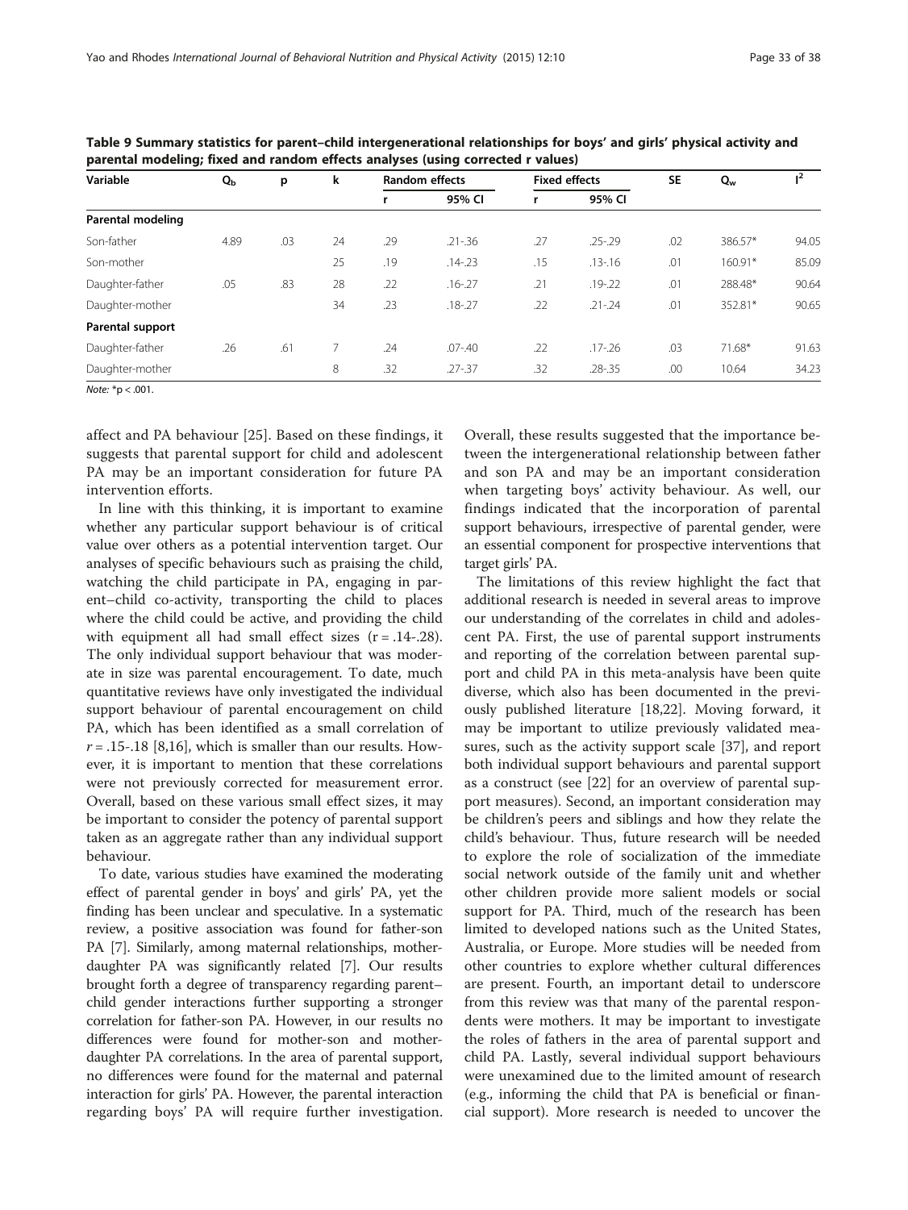**Table 9 Summary statistics for parent–child intergenerational relationships for boys' and girls' physical activity and parental modeling; fixed and random effects analyses (using corrected r values)**

| Variable | $Q_b$ | p | k | Random effects | | Fixed effects | | SE | $Q_w$ | $I^2$ |
|---|---|---|---|---|---|---|---|---|---|---|
| | | | | r | 95% CI | r | 95% CI | | | |
| **Parental modeling** | | | | | | | | | | |
| Son-father | 4.89 | .03 | 24 | .29 | .21-.36 | .27 | .25-.29 | .02 | 386.57* | 94.05 |
| Son-mother | | | 25 | .19 | .14-.23 | .15 | .13-.16 | .01 | 160.91* | 85.09 |
| Daughter-father | .05 | .83 | 28 | .22 | .16-.27 | .21 | .19-.22 | .01 | 288.48* | 90.64 |
| Daughter-mother | | | 34 | .23 | .18-.27 | .22 | .21-.24 | .01 | 352.81* | 90.65 |
| **Parental support** | | | | | | | | | | |
| Daughter-father | .26 | .61 | 7 | .24 | .07-.40 | .22 | .17-.26 | .03 | 71.68* | 91.63 |
| Daughter-mother | | | 8 | .32 | .27-.37 | .32 | .28-.35 | .00 | 10.64 | 34.23 |

*Note:* *p < .001.

affect and PA behaviour [25]. Based on these findings, it suggests that parental support for child and adolescent PA may be an important consideration for future PA intervention efforts.

In line with this thinking, it is important to examine whether any particular support behaviour is of critical value over others as a potential intervention target. Our analyses of specific behaviours such as praising the child, watching the child participate in PA, engaging in parent–child co-activity, transporting the child to places where the child could be active, and providing the child with equipment all had small effect sizes (r = .14-.28). The only individual support behaviour that was moderate in size was parental encouragement. To date, much quantitative reviews have only investigated the individual support behaviour of parental encouragement on child PA, which has been identified as a small correlation of *r* = .15-.18 [8,16], which is smaller than our results. However, it is important to mention that these correlations were not previously corrected for measurement error. Overall, based on these various small effect sizes, it may be important to consider the potency of parental support taken as an aggregate rather than any individual support behaviour.

To date, various studies have examined the moderating effect of parental gender in boys' and girls' PA, yet the finding has been unclear and speculative. In a systematic review, a positive association was found for father-son PA [7]. Similarly, among maternal relationships, mother-daughter PA was significantly related [7]. Our results brought forth a degree of transparency regarding parent–child gender interactions further supporting a stronger correlation for father-son PA. However, in our results no differences were found for mother-son and mother-daughter PA correlations. In the area of parental support, no differences were found for the maternal and paternal interaction for girls' PA. However, the parental interaction regarding boys' PA will require further investigation. Overall, these results suggested that the importance between the intergenerational relationship between father and son PA and may be an important consideration when targeting boys' activity behaviour. As well, our findings indicated that the incorporation of parental support behaviours, irrespective of parental gender, were an essential component for prospective interventions that target girls' PA.

The limitations of this review highlight the fact that additional research is needed in several areas to improve our understanding of the correlates in child and adolescent PA. First, the use of parental support instruments and reporting of the correlation between parental support and child PA in this meta-analysis have been quite diverse, which also has been documented in the previously published literature [18,22]. Moving forward, it may be important to utilize previously validated measures, such as the activity support scale [37], and report both individual support behaviours and parental support as a construct (see [22] for an overview of parental support measures). Second, an important consideration may be children's peers and siblings and how they relate the child's behaviour. Thus, future research will be needed to explore the role of socialization of the immediate social network outside of the family unit and whether other children provide more salient models or social support for PA. Third, much of the research has been limited to developed nations such as the United States, Australia, or Europe. More studies will be needed from other countries to explore whether cultural differences are present. Fourth, an important detail to underscore from this review was that many of the parental respondents were mothers. It may be important to investigate the roles of fathers in the area of parental support and child PA. Lastly, several individual support behaviours were unexamined due to the limited amount of research (e.g., informing the child that PA is beneficial or financial support). More research is needed to uncover the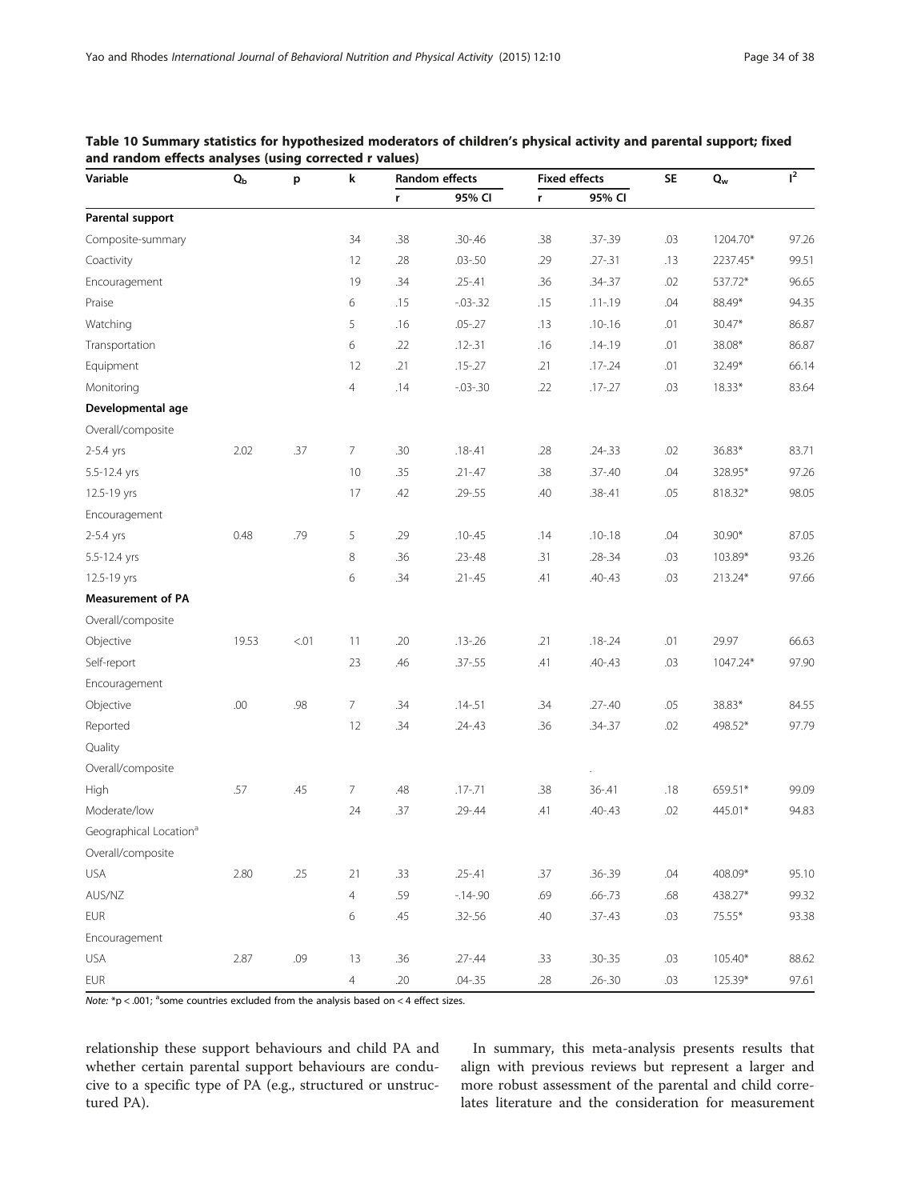**Table 10 Summary statistics for hypothesized moderators of children's physical activity and parental support; fixed and random effects analyses (using corrected r values)**

| Variable | $Q_b$ | p | k | Random effects | | Fixed effects | | SE | $Q_w$ | $I^2$ |
|---|---|---|---|---|---|---|---|---|---|---|
| | | | | r | 95% CI | r | 95% CI | | | |
| **Parental support** | | | | | | | | | | |
| Composite-summary | | | 34 | .38 | .30-.46 | .38 | .37-.39 | .03 | 1204.70* | 97.26 |
| Coactivity | | | 12 | .28 | .03-.50 | .29 | .27-.31 | .13 | 2237.45* | 99.51 |
| Encouragement | | | 19 | .34 | .25-.41 | .36 | .34-.37 | .02 | 537.72* | 96.65 |
| Praise | | | 6 | .15 | -.03-.32 | .15 | .11-.19 | .04 | 88.49* | 94.35 |
| Watching | | | 5 | .16 | .05-.27 | .13 | .10-.16 | .01 | 30.47* | 86.87 |
| Transportation | | | 6 | .22 | .12-.31 | .16 | .14-.19 | .01 | 38.08* | 86.87 |
| Equipment | | | 12 | .21 | .15-.27 | .21 | .17-.24 | .01 | 32.49* | 66.14 |
| Monitoring | | | 4 | .14 | -.03-.30 | .22 | .17-.27 | .03 | 18.33* | 83.64 |
| **Developmental age** | | | | | | | | | | |
| Overall/composite | | | | | | | | | | |
| 2-5.4 yrs | 2.02 | .37 | 7 | .30 | .18-.41 | .28 | .24-.33 | .02 | 36.83* | 83.71 |
| 5.5-12.4 yrs | | | 10 | .35 | .21-.47 | .38 | .37-.40 | .04 | 328.95* | 97.26 |
| 12.5-19 yrs | | | 17 | .42 | .29-.55 | .40 | .38-.41 | .05 | 818.32* | 98.05 |
| Encouragement | | | | | | | | | | |
| 2-5.4 yrs | 0.48 | .79 | 5 | .29 | .10-.45 | .14 | .10-.18 | .04 | 30.90* | 87.05 |
| 5.5-12.4 yrs | | | 8 | .36 | .23-.48 | .31 | .28-.34 | .03 | 103.89* | 93.26 |
| 12.5-19 yrs | | | 6 | .34 | .21-.45 | .41 | .40-.43 | .03 | 213.24* | 97.66 |
| **Measurement of PA** | | | | | | | | | | |
| Overall/composite | | | | | | | | | | |
| Objective | 19.53 | <.01 | 11 | .20 | .13-.26 | .21 | .18-.24 | .01 | 29.97 | 66.63 |
| Self-report | | | 23 | .46 | .37-.55 | .41 | .40-.43 | .03 | 1047.24* | 97.90 |
| Encouragement | | | | | | | | | | |
| Objective | .00 | .98 | 7 | .34 | .14-.51 | .34 | .27-.40 | .05 | 38.83* | 84.55 |
| Reported | | | 12 | .34 | .24-.43 | .36 | .34-.37 | .02 | 498.52* | 97.79 |
| Quality | | | | | | | | | | |
| Overall/composite | | | | | | | . | | | |
| High | .57 | .45 | 7 | .48 | .17-.71 | .38 | 36-.41 | .18 | 659.51* | 99.09 |
| Moderate/low | | | 24 | .37 | .29-.44 | .41 | .40-.43 | .02 | 445.01* | 94.83 |
| Geographical Location[a] | | | | | | | | | | |
| Overall/composite | | | | | | | | | | |
| USA | 2.80 | .25 | 21 | .33 | .25-.41 | .37 | .36-.39 | .04 | 408.09* | 95.10 |
| AUS/NZ | | | 4 | .59 | -.14-.90 | .69 | .66-.73 | .68 | 438.27* | 99.32 |
| EUR | | | 6 | .45 | .32-.56 | .40 | .37-.43 | .03 | 75.55* | 93.38 |
| Encouragement | | | | | | | | | | |
| USA | 2.87 | .09 | 13 | .36 | .27-.44 | .33 | .30-.35 | .03 | 105.40* | 88.62 |
| EUR | | | 4 | .20 | .04-.35 | .28 | .26-.30 | .03 | 125.39* | 97.61 |

*Note:* *p < .001; [a]some countries excluded from the analysis based on < 4 effect sizes.

relationship these support behaviours and child PA and whether certain parental support behaviours are conducive to a specific type of PA (e.g., structured or unstructured PA).

In summary, this meta-analysis presents results that align with previous reviews but represent a larger and more robust assessment of the parental and child correlates literature and the consideration for measurement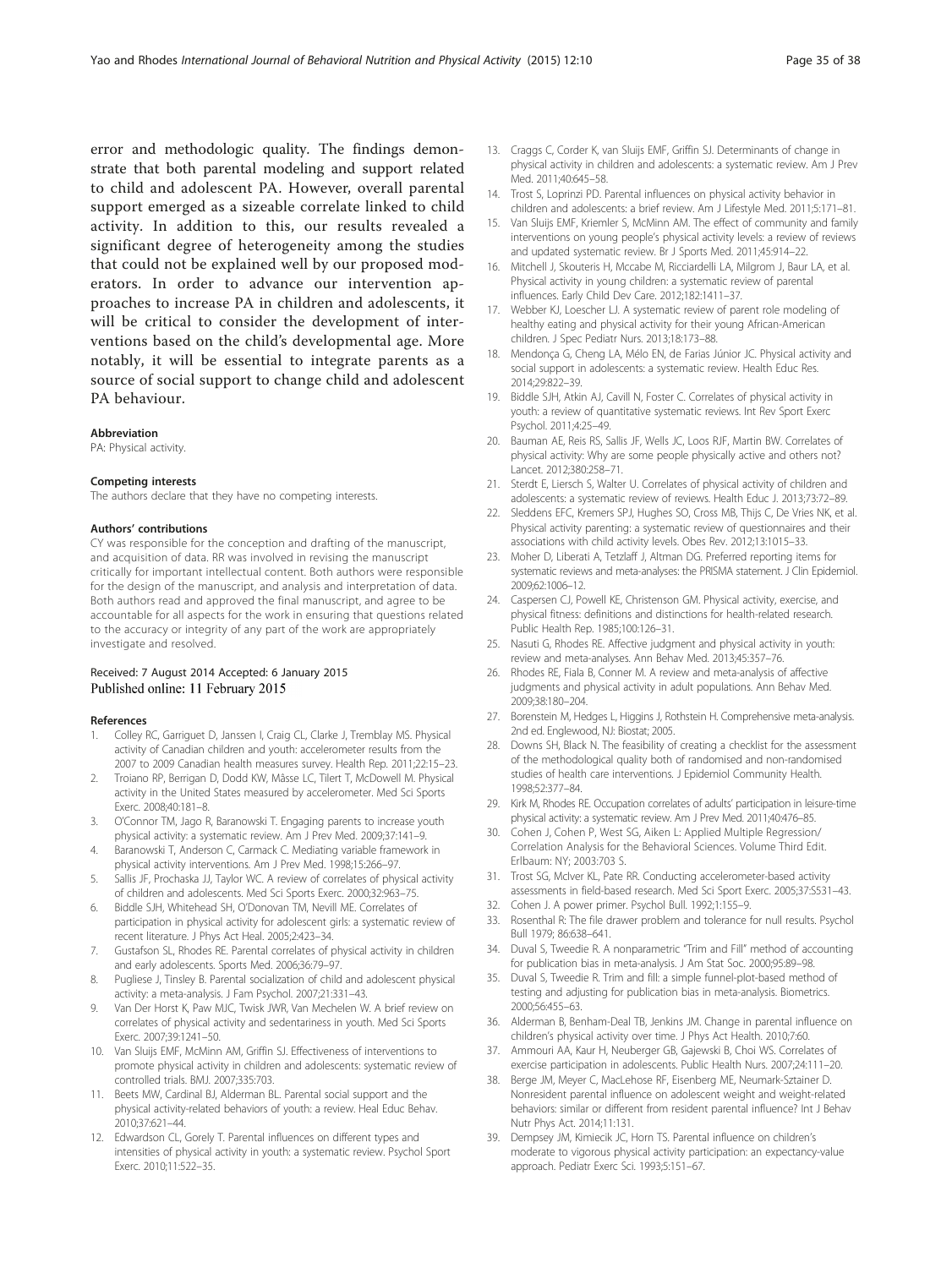error and methodologic quality. The findings demonstrate that both parental modeling and support related to child and adolescent PA. However, overall parental support emerged as a sizeable correlate linked to child activity. In addition to this, our results revealed a significant degree of heterogeneity among the studies that could not be explained well by our proposed moderators. In order to advance our intervention approaches to increase PA in children and adolescents, it will be critical to consider the development of interventions based on the child's developmental age. More notably, it will be essential to integrate parents as a source of social support to change child and adolescent PA behaviour.

#### Abbreviation

PA: Physical activity.

#### Competing interests

The authors declare that they have no competing interests.

#### Authors' contributions

CY was responsible for the conception and drafting of the manuscript, and acquisition of data. RR was involved in revising the manuscript critically for important intellectual content. Both authors were responsible for the design of the manuscript, and analysis and interpretation of data. Both authors read and approved the final manuscript, and agree to be accountable for all aspects for the work in ensuring that questions related to the accuracy or integrity of any part of the work are appropriately investigate and resolved.

Received: 7 August 2014 Accepted: 6 January 2015
Published online: 11 February 2015

#### References

1. Colley RC, Garriguet D, Janssen I, Craig CL, Clarke J, Tremblay MS. Physical activity of Canadian children and youth: accelerometer results from the 2007 to 2009 Canadian health measures survey. Health Rep. 2011;22:15–23.
2. Troiano RP, Berrigan D, Dodd KW, Mâsse LC, Tilert T, McDowell M. Physical activity in the United States measured by accelerometer. Med Sci Sports Exerc. 2008;40:181–8.
3. O'Connor TM, Jago R, Baranowski T. Engaging parents to increase youth physical activity: a systematic review. Am J Prev Med. 2009;37:141–9.
4. Baranowski T, Anderson C, Carmack C. Mediating variable framework in physical activity interventions. Am J Prev Med. 1998;15:266–97.
5. Sallis JF, Prochaska JJ, Taylor WC. A review of correlates of physical activity of children and adolescents. Med Sci Sports Exerc. 2000;32:963–75.
6. Biddle SJH, Whitehead SH, O'Donovan TM, Nevill ME. Correlates of participation in physical activity for adolescent girls: a systematic review of recent literature. J Phys Act Heal. 2005;2:423–34.
7. Gustafson SL, Rhodes RE. Parental correlates of physical activity in children and early adolescents. Sports Med. 2006;36:79–97.
8. Pugliese J, Tinsley B. Parental socialization of child and adolescent physical activity: a meta-analysis. J Fam Psychol. 2007;21:331–43.
9. Van Der Horst K, Paw MJC, Twisk JWR, Van Mechelen W. A brief review on correlates of physical activity and sedentariness in youth. Med Sci Sports Exerc. 2007;39:1241–50.
10. Van Sluijs EMF, McMinn AM, Griffin SJ. Effectiveness of interventions to promote physical activity in children and adolescents: systematic review of controlled trials. BMJ. 2007;335:703.
11. Beets MW, Cardinal BJ, Alderman BL. Parental social support and the physical activity-related behaviors of youth: a review. Heal Educ Behav. 2010;37:621–44.
12. Edwardson CL, Gorely T. Parental influences on different types and intensities of physical activity in youth: a systematic review. Psychol Sport Exerc. 2010;11:522–35.
13. Craggs C, Corder K, van Sluijs EMF, Griffin SJ. Determinants of change in physical activity in children and adolescents: a systematic review. Am J Prev Med. 2011;40:645–58.
14. Trost S, Loprinzi PD. Parental influences on physical activity behavior in children and adolescents: a brief review. Am J Lifestyle Med. 2011;5:171–81.
15. Van Sluijs EMF, Kriemler S, McMinn AM. The effect of community and family interventions on young people's physical activity levels: a review of reviews and updated systematic review. Br J Sports Med. 2011;45:914–22.
16. Mitchell J, Skouteris H, Mccabe M, Ricciardelli LA, Milgrom J, Baur LA, et al. Physical activity in young children: a systematic review of parental influences. Early Child Dev Care. 2012;182:1411–37.
17. Webber KJ, Loescher LJ. A systematic review of parent role modeling of healthy eating and physical activity for their young African-American children. J Spec Pediatr Nurs. 2013;18:173–88.
18. Mendonça G, Cheng LA, Mélo EN, de Farias Júnior JC. Physical activity and social support in adolescents: a systematic review. Health Educ Res. 2014;29:822–39.
19. Biddle SJH, Atkin AJ, Cavill N, Foster C. Correlates of physical activity in youth: a review of quantitative systematic reviews. Int Rev Sport Exerc Psychol. 2011;4:25–49.
20. Bauman AE, Reis RS, Sallis JF, Wells JC, Loos RJF, Martin BW. Correlates of physical activity: Why are some people physically active and others not? Lancet. 2012;380:258–71.
21. Sterdt E, Liersch S, Walter U. Correlates of physical activity of children and adolescents: a systematic review of reviews. Health Educ J. 2013;73:72–89.
22. Sleddens EFC, Kremers SPJ, Hughes SO, Cross MB, Thijs C, De Vries NK, et al. Physical activity parenting: a systematic review of questionnaires and their associations with child activity levels. Obes Rev. 2012;13:1015–33.
23. Moher D, Liberati A, Tetzlaff J, Altman DG. Preferred reporting items for systematic reviews and meta-analyses: the PRISMA statement. J Clin Epidemiol. 2009;62:1006–12.
24. Caspersen CJ, Powell KE, Christenson GM. Physical activity, exercise, and physical fitness: definitions and distinctions for health-related research. Public Health Rep. 1985;100:126–31.
25. Nasuti G, Rhodes RE. Affective judgment and physical activity in youth: review and meta-analyses. Ann Behav Med. 2013;45:357–76.
26. Rhodes RE, Fiala B, Conner M. A review and meta-analysis of affective judgments and physical activity in adult populations. Ann Behav Med. 2009;38:180–204.
27. Borenstein M, Hedges L, Higgins J, Rothstein H. Comprehensive meta-analysis. 2nd ed. Englewood, NJ: Biostat; 2005.
28. Downs SH, Black N. The feasibility of creating a checklist for the assessment of the methodological quality both of randomised and non-randomised studies of health care interventions. J Epidemiol Community Health. 1998;52:377–84.
29. Kirk M, Rhodes RE. Occupation correlates of adults' participation in leisure-time physical activity: a systematic review. Am J Prev Med. 2011;40:476–85.
30. Cohen J, Cohen P, West SG, Aiken L: Applied Multiple Regression/ Correlation Analysis for the Behavioral Sciences. Volume Third Edit. Erlbaum: NY; 2003:703 S.
31. Trost SG, McIver KL, Pate RR. Conducting accelerometer-based activity assessments in field-based research. Med Sci Sport Exerc. 2005;37:S531–43.
32. Cohen J. A power primer. Psychol Bull. 1992;1:155–9.
33. Rosenthal R: The file drawer problem and tolerance for null results. Psychol Bull 1979; 86:638–641.
34. Duval S, Tweedie R. A nonparametric "Trim and Fill" method of accounting for publication bias in meta-analysis. J Am Stat Soc. 2000;95:89–98.
35. Duval S, Tweedie R. Trim and fill: a simple funnel-plot-based method of testing and adjusting for publication bias in meta-analysis. Biometrics. 2000;56:455–63.
36. Alderman B, Benham-Deal TB, Jenkins JM. Change in parental influence on children's physical activity over time. J Phys Act Health. 2010;7:60.
37. Ammouri AA, Kaur H, Neuberger GB, Gajewski B, Choi WS. Correlates of exercise participation in adolescents. Public Health Nurs. 2007;24:111–20.
38. Berge JM, Meyer C, MacLehose RF, Eisenberg ME, Neumark-Sztainer D. Nonresident parental influence on adolescent weight and weight-related behaviors: similar or different from resident parental influence? Int J Behav Nutr Phys Act. 2014;11:131.
39. Dempsey JM, Kimiecik JC, Horn TS. Parental influence on children's moderate to vigorous physical activity participation: an expectancy-value approach. Pediatr Exerc Sci. 1993;5:151–67.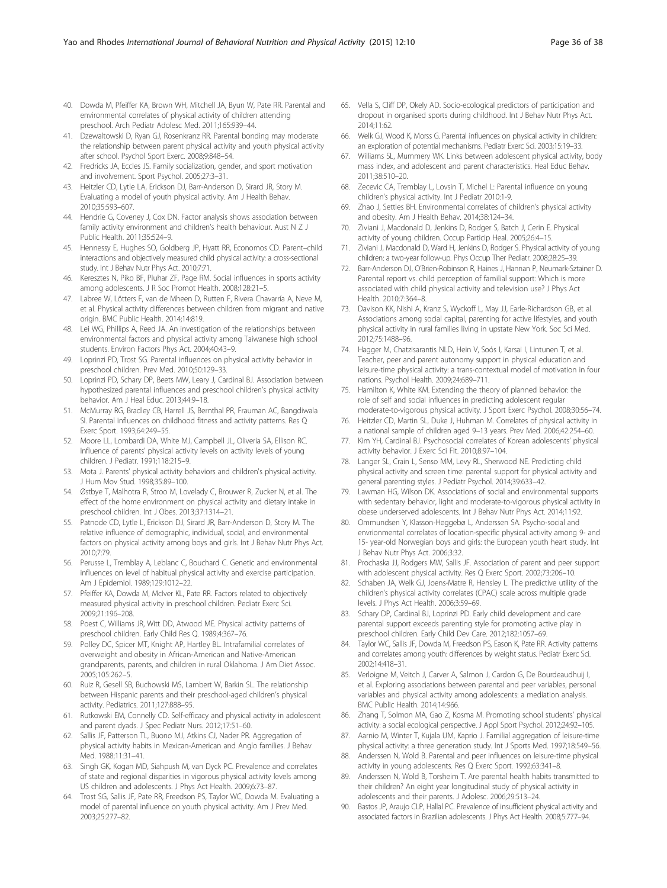40. Dowda M, Pfeiffer KA, Brown WH, Mitchell JA, Byun W, Pate RR. Parental and environmental correlates of physical activity of children attending preschool. Arch Pediatr Adolesc Med. 2011;165:939–44.
41. Dzewaltowski D, Ryan GJ, Rosenkranz RR. Parental bonding may moderate the relationship between parent physical activity and youth physical activity after school. Psychol Sport Exerc. 2008;9:848–54.
42. Fredricks JA, Eccles JS. Family socialization, gender, and sport motivation and involvement. Sport Psychol. 2005;27:3–31.
43. Heitzler CD, Lytle LA, Erickson DJ, Barr-Anderson D, Sirard JR, Story M. Evaluating a model of youth physical activity. Am J Health Behav. 2010;35:593–607.
44. Hendrie G, Coveney J, Cox DN. Factor analysis shows association between family activity environment and children's health behaviour. Aust N Z J Public Health. 2011;35:524–9.
45. Hennessy E, Hughes SO, Goldberg JP, Hyatt RR, Economos CD. Parent–child interactions and objectively measured child physical activity: a cross-sectional study. Int J Behav Nutr Phys Act. 2010;7:71.
46. Keresztes N, Piko BF, Pluhar ZF, Page RM. Social influences in sports activity among adolescents. J R Soc Promot Health. 2008;128:21–5.
47. Labree W, Lötters F, van de Mheen D, Rutten F, Rivera Chavarría A, Neve M, et al. Physical activity differences between children from migrant and native origin. BMC Public Health. 2014;14:819.
48. Lei WG, Phillips A, Reed JA. An investigation of the relationships between environmental factors and physical activity among Taiwanese high school students. Environ Factors Phys Act. 2004;40:43–9.
49. Loprinzi PD, Trost SG. Parental influences on physical activity behavior in preschool children. Prev Med. 2010;50:129–33.
50. Loprinzi PD, Schary DP, Beets MW, Leary J, Cardinal BJ. Association between hypothesized parental influences and preschool children's physical activity behavior. Am J Heal Educ. 2013;44:9–18.
51. McMurray RG, Bradley CB, Harrell JS, Bernthal PR, Frauman AC, Bangdiwala SI. Parental influences on childhood fitness and activity patterns. Res Q Exerc Sport. 1993;64:249–55.
52. Moore LL, Lombardi DA, White MJ, Campbell JL, Oliveria SA, Ellison RC. Influence of parents' physical activity levels on activity levels of young children. J Pediatr. 1991;118:215–9.
53. Mota J. Parents' physical activity behaviors and children's physical activity. J Hum Mov Stud. 1998;35:89–100.
54. Østbye T, Malhotra R, Stroo M, Lovelady C, Brouwer R, Zucker N, et al. The effect of the home environment on physical activity and dietary intake in preschool children. Int J Obes. 2013;37:1314–21.
55. Patnode CD, Lytle LA, Erickson DJ, Sirard JR, Barr-Anderson D, Story M. The relative influence of demographic, individual, social, and environmental factors on physical activity among boys and girls. Int J Behav Nutr Phys Act. 2010;7:79.
56. Perusse L, Tremblay A, Leblanc C, Bouchard C. Genetic and environmental influences on level of habitual physical activity and exercise participation. Am J Epidemiol. 1989;129:1012–22.
57. Pfeiffer KA, Dowda M, McIver KL, Pate RR. Factors related to objectively measured physical activity in preschool children. Pediatr Exerc Sci. 2009;21:196–208.
58. Poest C, Williams JR, Witt DD, Atwood ME. Physical activity patterns of preschool children. Early Child Res Q. 1989;4:367–76.
59. Polley DC, Spicer MT, Knight AP, Hartley BL. Intrafamilial correlates of overweight and obesity in African-American and Native-American grandparents, parents, and children in rural Oklahoma. J Am Diet Assoc. 2005;105:262–5.
60. Ruiz R, Gesell SB, Buchowski MS, Lambert W, Barkin SL. The relationship between Hispanic parents and their preschool-aged children's physical activity. Pediatrics. 2011;127:888–95.
61. Rutkowski EM, Connelly CD. Self-efficacy and physical activity in adolescent and parent dyads. J Spec Pediatr Nurs. 2012;17:51–60.
62. Sallis JF, Patterson TL, Buono MJ, Atkins CJ, Nader PR. Aggregation of physical activity habits in Mexican-American and Anglo families. J Behav Med. 1988;11:31–41.
63. Singh GK, Kogan MD, Siahpush M, van Dyck PC. Prevalence and correlates of state and regional disparities in vigorous physical activity levels among US children and adolescents. J Phys Act Health. 2009;6:73–87.
64. Trost SG, Sallis JF, Pate RR, Freedson PS, Taylor WC, Dowda M. Evaluating a model of parental influence on youth physical activity. Am J Prev Med. 2003;25:277–82.
65. Vella S, Cliff DP, Okely AD. Socio-ecological predictors of participation and dropout in organised sports during childhood. Int J Behav Nutr Phys Act. 2014;11:62.
66. Welk GJ, Wood K, Morss G. Parental influences on physical activity in children: an exploration of potential mechanisms. Pediatr Exerc Sci. 2003;15:19–33.
67. Williams SL, Mummery WK. Links between adolescent physical activity, body mass index, and adolescent and parent characteristics. Heal Educ Behav. 2011;38:510–20.
68. Zecevic CA, Tremblay L, Lovsin T, Michel L: Parental influence on young children's physical activity. Int J Pediatr 2010:1-9.
69. Zhao J, Settles BH. Environmental correlates of children's physical activity and obesity. Am J Health Behav. 2014;38:124–34.
70. Ziviani J, Macdonald D, Jenkins D, Rodger S, Batch J, Cerin E. Physical activity of young children. Occup Particip Heal. 2005;26:4–15.
71. Ziviani J, Macdonald D, Ward H, Jenkins D, Rodger S. Physical activity of young children: a two-year follow-up. Phys Occup Ther Pediatr. 2008;28:25–39.
72. Barr-Anderson DJ, O'Brien-Robinson R, Haines J, Hannan P, Neumark-Sztainer D. Parental report vs. child perception of familial support: Which is more associated with child physical activity and television use? J Phys Act Health. 2010;7:364–8.
73. Davison KK, Nishi A, Kranz S, Wyckoff L, May JJ, Earle-Richardson GB, et al. Associations among social capital, parenting for active lifestyles, and youth physical activity in rural families living in upstate New York. Soc Sci Med. 2012;75:1488–96.
74. Hagger M, Chatzisarantis NLD, Hein V, Soós I, Karsai I, Lintunen T, et al. Teacher, peer and parent autonomy support in physical education and leisure-time physical activity: a trans-contextual model of motivation in four nations. Psychol Health. 2009;24:689–711.
75. Hamilton K, White KM. Extending the theory of planned behavior: the role of self and social influences in predicting adolescent regular moderate-to-vigorous physical activity. J Sport Exerc Psychol. 2008;30:56–74.
76. Heitzler CD, Martin SL, Duke J, Huhman M. Correlates of physical activity in a national sample of children aged 9–13 years. Prev Med. 2006;42:254–60.
77. Kim YH, Cardinal BJ. Psychosocial correlates of Korean adolescents' physical activity behavior. J Exerc Sci Fit. 2010;8:97–104.
78. Langer SL, Crain L, Senso MM, Levy RL, Sherwood NE. Predicting child physical activity and screen time: parental support for physical activity and general parenting styles. J Pediatr Psychol. 2014;39:633–42.
79. Lawman HG, Wilson DK. Associations of social and environmental supports with sedentary behavior, light and moderate-to-vigorous physical activity in obese underserved adolescents. Int J Behav Nutr Phys Act. 2014;11:92.
80. Ommundsen Y, Klasson-Heggebø L, Anderssen SA. Psycho-social and envrionmental correlates of location-specific physical activity among 9- and 15- year-old Norwegian boys and girls: the European youth heart study. Int J Behav Nutr Phys Act. 2006;3:32.
81. Prochaska JJ, Rodgers MW, Sallis JF. Association of parent and peer support with adolescent physical activity. Res Q Exerc Sport. 2002;73:206–10.
82. Schaben JA, Welk GJ, Joens-Matre R, Hensley L. The predictive utility of the children's physical activity correlates (CPAC) scale across multiple grade levels. J Phys Act Health. 2006;3:59–69.
83. Schary DP, Cardinal BJ, Loprinzi PD. Early child development and care parental support exceeds parenting style for promoting active play in preschool children. Early Child Dev Care. 2012;182:1057–69.
84. Taylor WC, Sallis JF, Dowda M, Freedson PS, Eason K, Pate RR. Activity patterns and correlates among youth: differences by weight status. Pediatr Exerc Sci. 2002;14:418–31.
85. Verloigne M, Veitch J, Carver A, Salmon J, Cardon G, De Bourdeaudhuij I, et al. Exploring associations between parental and peer variables, personal variables and physical activity among adolescents: a mediation analysis. BMC Public Health. 2014;14:966.
86. Zhang T, Solmon MA, Gao Z, Kosma M. Promoting school students' physical activity: a social ecological perspective. J Appl Sport Psychol. 2012;24:92–105.
87. Aarnio M, Winter T, Kujala UM, Kaprio J. Familial aggregation of leisure-time physical activity: a three generation study. Int J Sports Med. 1997;18:549–56.
88. Anderssen N, Wold B. Parental and peer influences on leisure-time physical activity in young adolescents. Res Q Exerc Sport. 1992;63:341–8.
89. Anderssen N, Wold B, Torsheim T. Are parental health habits transmitted to their children? An eight year longitudinal study of physical activity in adolescents and their parents. J Adolesc. 2006;29:513–24.
90. Bastos JP, Araujo CLP, Hallal PC. Prevalence of insufficient physical activity and associated factors in Brazilian adolescents. J Phys Act Health. 2008;5:777–94.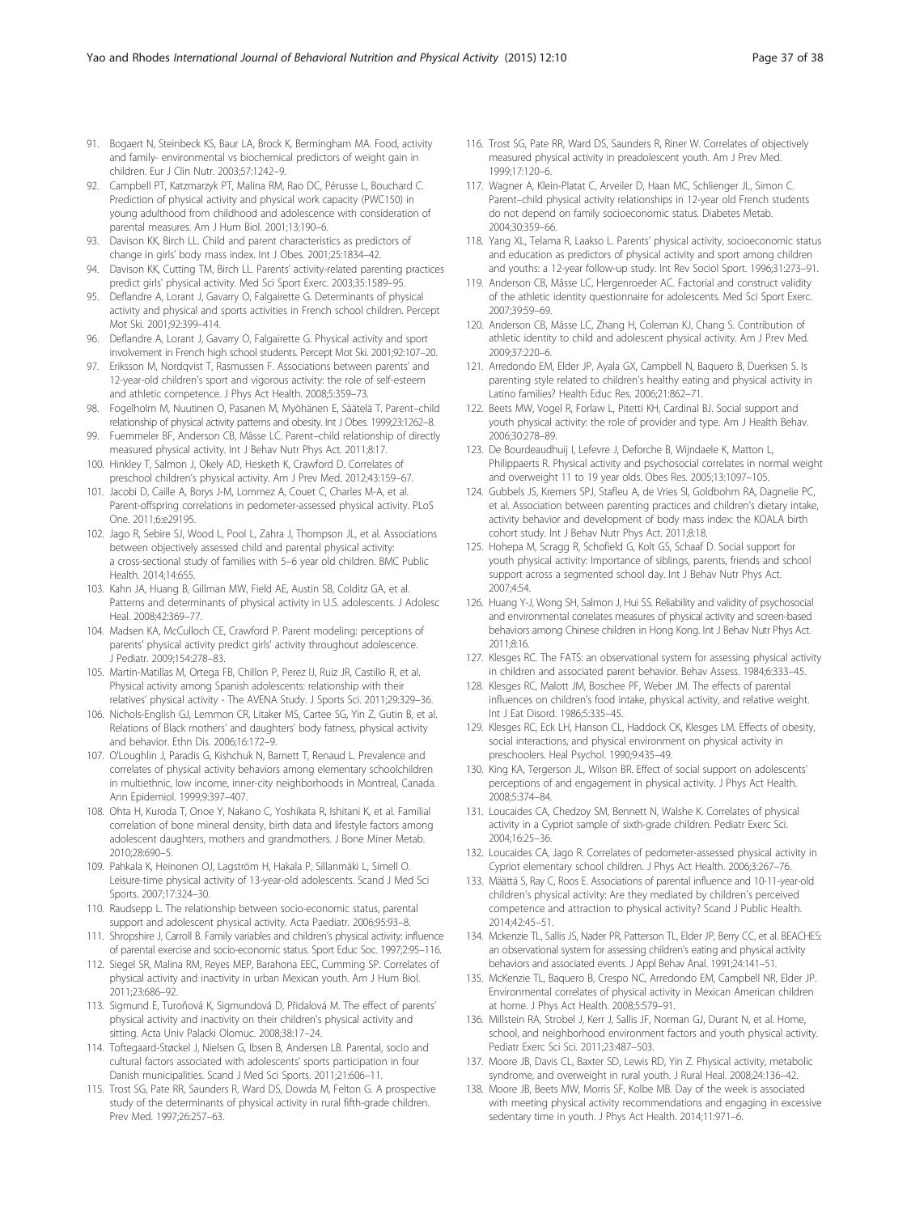91. Bogaert N, Steinbeck KS, Baur LA, Brock K, Bermingham MA. Food, activity and family- environmental vs biochemical predictors of weight gain in children. Eur J Clin Nutr. 2003;57:1242–9.
92. Campbell PT, Katzmarzyk PT, Malina RM, Rao DC, Pérusse L, Bouchard C. Prediction of physical activity and physical work capacity (PWC150) in young adulthood from childhood and adolescence with consideration of parental measures. Am J Hum Biol. 2001;13:190–6.
93. Davison KK, Birch LL. Child and parent characteristics as predictors of change in girls' body mass index. Int J Obes. 2001;25:1834–42.
94. Davison KK, Cutting TM, Birch LL. Parents' activity-related parenting practices predict girls' physical activity. Med Sci Sport Exerc. 2003;35:1589–95.
95. Deflandre A, Lorant J, Gavarry O, Falgairette G. Determinants of physical activity and physical and sports activities in French school children. Percept Mot Ski. 2001;92:399–414.
96. Deflandre A, Lorant J, Gavarry O, Falgairette G. Physical activity and sport involvement in French high school students. Percept Mot Ski. 2001;92:107–20.
97. Eriksson M, Nordqvist T, Rasmussen F. Associations between parents' and 12-year-old children's sport and vigorous activity: the role of self-esteem and athletic competence. J Phys Act Health. 2008;5:359–73.
98. Fogelholm M, Nuutinen O, Pasanen M, Myöhänen E, Säätelä T. Parent–child relationship of physical activity patterns and obesity. Int J Obes. 1999;23:1262–8.
99. Fuemmeler BF, Anderson CB, Mâsse LC. Parent–child relationship of directly measured physical activity. Int J Behav Nutr Phys Act. 2011;8:17.
100. Hinkley T, Salmon J, Okely AD, Hesketh K, Crawford D. Correlates of preschool children's physical activity. Am J Prev Med. 2012;43:159–67.
101. Jacobi D, Caille A, Borys J-M, Lommez A, Couet C, Charles M-A, et al. Parent-offspring correlations in pedometer-assessed physical activity. PLoS One. 2011;6:e29195.
102. Jago R, Sebire SJ, Wood L, Pool L, Zahra J, Thompson JL, et al. Associations between objectively assessed child and parental physical activity: a cross-sectional study of families with 5–6 year old children. BMC Public Health. 2014;14:655.
103. Kahn JA, Huang B, Gillman MW, Field AE, Austin SB, Colditz GA, et al. Patterns and determinants of physical activity in U.S. adolescents. J Adolesc Heal. 2008;42:369–77.
104. Madsen KA, McCulloch CE, Crawford P. Parent modeling: perceptions of parents' physical activity predict girls' activity throughout adolescence. J Pediatr. 2009;154:278–83.
105. Martin-Matillas M, Ortega FB, Chillon P, Perez IJ, Ruiz JR, Castillo R, et al. Physical activity among Spanish adolescents: relationship with their relatives' physical activity - The AVENA Study. J Sports Sci. 2011;29:329–36.
106. Nichols-English GJ, Lemmon CR, Litaker MS, Cartee SG, Yin Z, Gutin B, et al. Relations of Black mothers' and daughters' body fatness, physical activity and behavior. Ethn Dis. 2006;16:172–9.
107. O'Loughlin J, Paradis G, Kishchuk N, Barnett T, Renaud L. Prevalence and correlates of physical activity behaviors among elementary schoolchildren in multiethnic, low income, inner-city neighborhoods in Montreal, Canada. Ann Epidemiol. 1999;9:397–407.
108. Ohta H, Kuroda T, Onoe Y, Nakano C, Yoshikata R, Ishitani K, et al. Familial correlation of bone mineral density, birth data and lifestyle factors among adolescent daughters, mothers and grandmothers. J Bone Miner Metab. 2010;28:690–5.
109. Pahkala K, Heinonen OJ, Lagström H, Hakala P, Sillanmäki L, Simell O. Leisure-time physical activity of 13-year-old adolescents. Scand J Med Sci Sports. 2007;17:324–30.
110. Raudsepp L. The relationship between socio-economic status, parental support and adolescent physical activity. Acta Paediatr. 2006;95:93–8.
111. Shropshire J, Carroll B. Family variables and children's physical activity: influence of parental exercise and socio-economic status. Sport Educ Soc. 1997;2:95–116.
112. Siegel SR, Malina RM, Reyes MEP, Barahona EEC, Cumming SP. Correlates of physical activity and inactivity in urban Mexican youth. Am J Hum Biol. 2011;23:686–92.
113. Sigmund E, Turoňová K, Sigmundová D, Přidalová M. The effect of parents' physical activity and inactivity on their children's physical activity and sitting. Acta Univ Palacki Olomuc. 2008;38:17–24.
114. Toftegaard-Støckel J, Nielsen G, Ibsen B, Andersen LB. Parental, socio and cultural factors associated with adolescents' sports participation in four Danish municipalities. Scand J Med Sci Sports. 2011;21:606–11.
115. Trost SG, Pate RR, Saunders R, Ward DS, Dowda M, Felton G. A prospective study of the determinants of physical activity in rural fifth-grade children. Prev Med. 1997;26:257–63.
116. Trost SG, Pate RR, Ward DS, Saunders R, Riner W. Correlates of objectively measured physical activity in preadolescent youth. Am J Prev Med. 1999;17:120–6.
117. Wagner A, Klein-Platat C, Arveiler D, Haan MC, Schlienger JL, Simon C. Parent–child physical activity relationships in 12-year old French students do not depend on family socioeconomic status. Diabetes Metab. 2004;30:359–66.
118. Yang XL, Telama R, Laakso L. Parents' physical activity, socioeconomic status and education as predictors of physical activity and sport among children and youths: a 12-year follow-up study. Int Rev Sociol Sport. 1996;31:273–91.
119. Anderson CB, Mâsse LC, Hergenroeder AC. Factorial and construct validity of the athletic identity questionnaire for adolescents. Med Sci Sport Exerc. 2007;39:59–69.
120. Anderson CB, Mâsse LC, Zhang H, Coleman KJ, Chang S. Contribution of athletic identity to child and adolescent physical activity. Am J Prev Med. 2009;37:220–6.
121. Arredondo EM, Elder JP, Ayala GX, Campbell N, Baquero B, Duerksen S. Is parenting style related to children's healthy eating and physical activity in Latino families? Health Educ Res. 2006;21:862–71.
122. Beets MW, Vogel R, Forlaw L, Pitetti KH, Cardinal BJ. Social support and youth physical activity: the role of provider and type. Am J Health Behav. 2006;30:278–89.
123. De Bourdeaudhuij I, Lefevre J, Deforche B, Wijndaele K, Matton L, Philippaerts R. Physical activity and psychosocial correlates in normal weight and overweight 11 to 19 year olds. Obes Res. 2005;13:1097–105.
124. Gubbels JS, Kremers SPJ, Stafleu A, de Vries SI, Goldbohm RA, Dagnelie PC, et al. Association between parenting practices and children's dietary intake, activity behavior and development of body mass index: the KOALA birth cohort study. Int J Behav Nutr Phys Act. 2011;8:18.
125. Hohepa M, Scragg R, Schofield G, Kolt GS, Schaaf D. Social support for youth physical activity: Importance of siblings, parents, friends and school support across a segmented school day. Int J Behav Nutr Phys Act. 2007;4:54.
126. Huang Y-J, Wong SH, Salmon J, Hui SS. Reliability and validity of psychosocial and environmental correlates measures of physical activity and screen-based behaviors among Chinese children in Hong Kong. Int J Behav Nutr Phys Act. 2011;8:16.
127. Klesges RC. The FATS: an observational system for assessing physical activity in children and associated parent behavior. Behav Assess. 1984;6:333–45.
128. Klesges RC, Malott JM, Boschee PF, Weber JM. The effects of parental influences on children's food intake, physical activity, and relative weight. Int J Eat Disord. 1986;5:335–45.
129. Klesges RC, Eck LH, Hanson CL, Haddock CK, Klesges LM. Effects of obesity, social interactions, and physical environment on physical activity in preschoolers. Heal Psychol. 1990;9:435–49.
130. King KA, Tergerson JL, Wilson BR. Effect of social support on adolescents' perceptions of and engagement in physical activity. J Phys Act Health. 2008;5:374–84.
131. Loucaides CA, Chedzoy SM, Bennett N, Walshe K. Correlates of physical activity in a Cypriot sample of sixth-grade children. Pediatr Exerc Sci. 2004;16:25–36.
132. Loucaides CA, Jago R. Correlates of pedometer-assessed physical activity in Cypriot elementary school children. J Phys Act Health. 2006;3:267–76.
133. Määttä S, Ray C, Roos E. Associations of parental influence and 10-11-year-old children's physical activity: Are they mediated by children's perceived competence and attraction to physical activity? Scand J Public Health. 2014;42:45–51.
134. Mckenzie TL, Sallis JS, Nader PR, Patterson TL, Elder JP, Berry CC, et al. BEACHES: an observational system for assessing children's eating and physical activity behaviors and associated events. J Appl Behav Anal. 1991;24:141–51.
135. McKenzie TL, Baquero B, Crespo NC, Arredondo EM, Campbell NR, Elder JP. Environmental correlates of physical activity in Mexican American children at home. J Phys Act Health. 2008;5:579–91.
136. Millstein RA, Strobel J, Kerr J, Sallis JF, Norman GJ, Durant N, et al. Home, school, and neighborhood environment factors and youth physical activity. Pediatr Exerc Sci Sci. 2011;23:487–503.
137. Moore JB, Davis CL, Baxter SD, Lewis RD, Yin Z. Physical activity, metabolic syndrome, and overweight in rural youth. J Rural Heal. 2008;24:136–42.
138. Moore JB, Beets MW, Morris SF, Kolbe MB. Day of the week is associated with meeting physical activity recommendations and engaging in excessive sedentary time in youth. J Phys Act Health. 2014;11:971–6.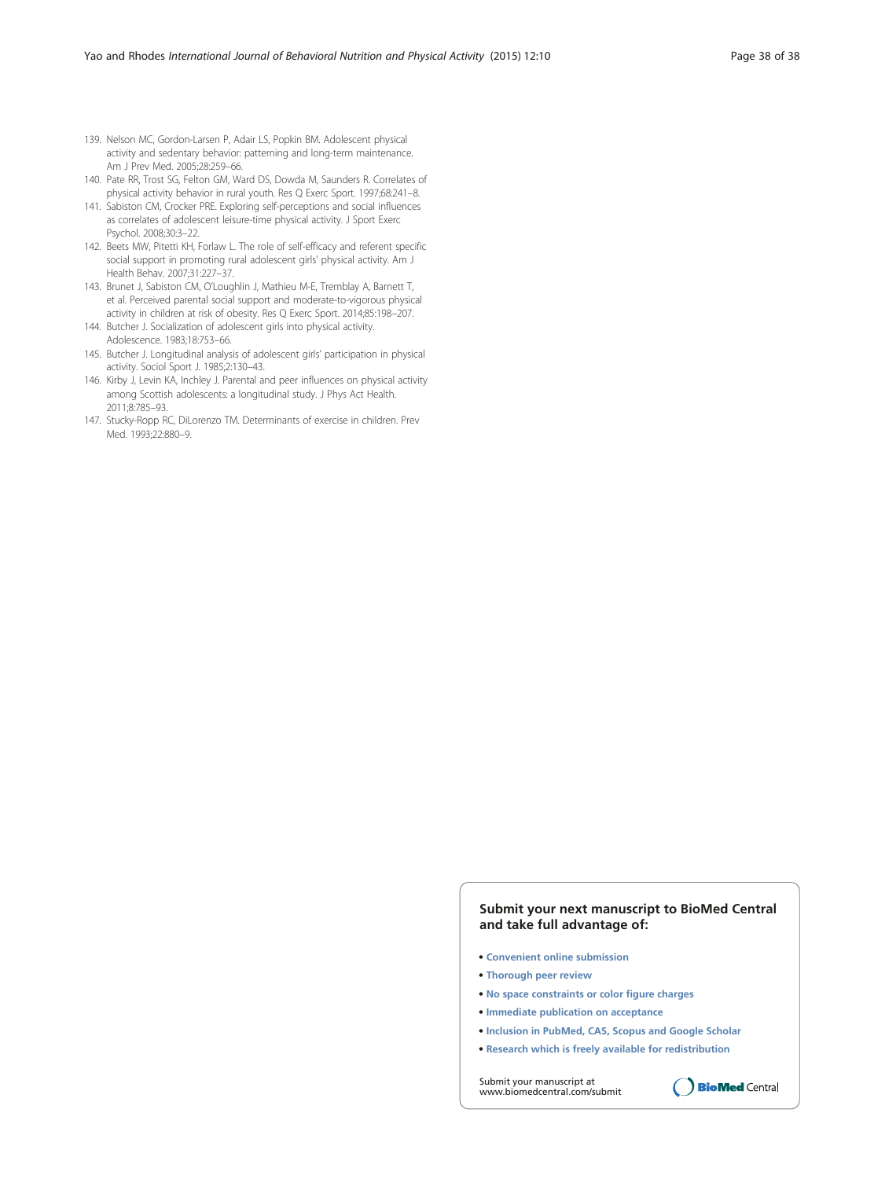139. Nelson MC, Gordon-Larsen P, Adair LS, Popkin BM. Adolescent physical activity and sedentary behavior: patterning and long-term maintenance. Am J Prev Med. 2005;28:259–66.
140. Pate RR, Trost SG, Felton GM, Ward DS, Dowda M, Saunders R. Correlates of physical activity behavior in rural youth. Res Q Exerc Sport. 1997;68:241–8.
141. Sabiston CM, Crocker PRE. Exploring self-perceptions and social influences as correlates of adolescent leisure-time physical activity. J Sport Exerc Psychol. 2008;30:3–22.
142. Beets MW, Pitetti KH, Forlaw L. The role of self-efficacy and referent specific social support in promoting rural adolescent girls' physical activity. Am J Health Behav. 2007;31:227–37.
143. Brunet J, Sabiston CM, O'Loughlin J, Mathieu M-E, Tremblay A, Barnett T, et al. Perceived parental social support and moderate-to-vigorous physical activity in children at risk of obesity. Res Q Exerc Sport. 2014;85:198–207.
144. Butcher J. Socialization of adolescent girls into physical activity. Adolescence. 1983;18:753–66.
145. Butcher J. Longitudinal analysis of adolescent girls' participation in physical activity. Sociol Sport J. 1985;2:130–43.
146. Kirby J, Levin KA, Inchley J. Parental and peer influences on physical activity among Scottish adolescents: a longitudinal study. J Phys Act Health. 2011;8:785–93.
147. Stucky-Ropp RC, DiLorenzo TM. Determinants of exercise in children. Prev Med. 1993;22:880–9.

**Submit your next manuscript to BioMed Central and take full advantage of:**

- **Convenient online submission**
- **Thorough peer review**
- **No space constraints or color figure charges**
- **Immediate publication on acceptance**
- **Inclusion in PubMed, CAS, Scopus and Google Scholar**
- **Research which is freely available for redistribution**

Submit your manuscript at
www.biomedcentral.com/submit

BioMed Central